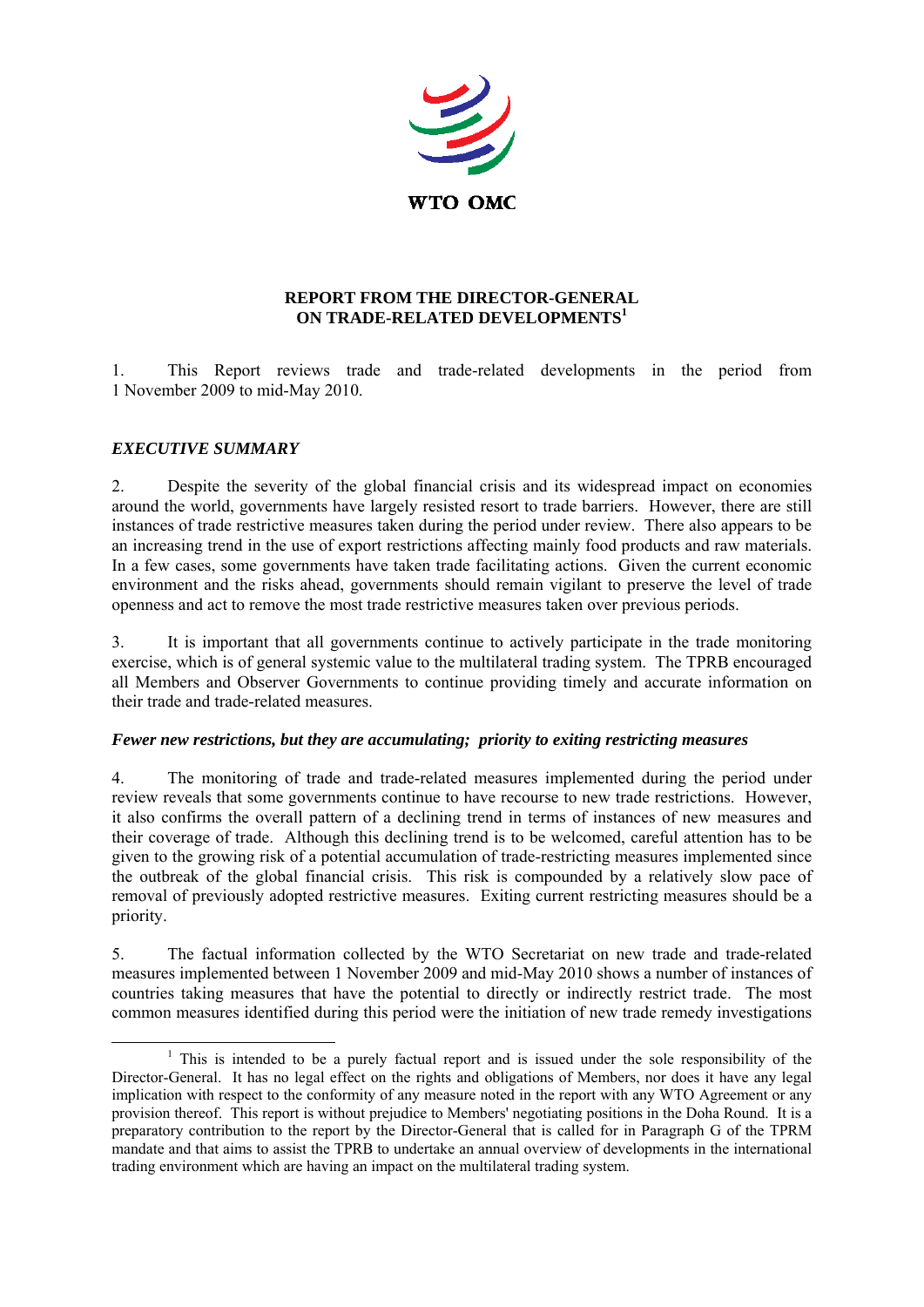WTO OMC

# REPORT FROM THE DIRECTOR-GENERAL ON TRADE-RELATED DEVELOPMENTS[1]

1. This Report reviews trade and trade-related developments in the period from 1 November 2009 to mid-May 2010.

## *EXECUTIVE SUMMARY*

2. Despite the severity of the global financial crisis and its widespread impact on economies around the world, governments have largely resisted resort to trade barriers. However, there are still instances of trade restrictive measures taken during the period under review. There also appears to be an increasing trend in the use of export restrictions affecting mainly food products and raw materials. In a few cases, some governments have taken trade facilitating actions. Given the current economic environment and the risks ahead, governments should remain vigilant to preserve the level of trade openness and act to remove the most trade restrictive measures taken over previous periods.

3. It is important that all governments continue to actively participate in the trade monitoring exercise, which is of general systemic value to the multilateral trading system. The TPRB encouraged all Members and Observer Governments to continue providing timely and accurate information on their trade and trade-related measures.

### *Fewer new restrictions, but they are accumulating; priority to exiting restricting measures*

4. The monitoring of trade and trade-related measures implemented during the period under review reveals that some governments continue to have recourse to new trade restrictions. However, it also confirms the overall pattern of a declining trend in terms of instances of new measures and their coverage of trade. Although this declining trend is to be welcomed, careful attention has to be given to the growing risk of a potential accumulation of trade-restricting measures implemented since the outbreak of the global financial crisis. This risk is compounded by a relatively slow pace of removal of previously adopted restrictive measures. Exiting current restricting measures should be a priority.

5. The factual information collected by the WTO Secretariat on new trade and trade-related measures implemented between 1 November 2009 and mid-May 2010 shows a number of instances of countries taking measures that have the potential to directly or indirectly restrict trade. The most common measures identified during this period were the initiation of new trade remedy investigations

---

[1] This is intended to be a purely factual report and is issued under the sole responsibility of the Director-General. It has no legal effect on the rights and obligations of Members, nor does it have any legal implication with respect to the conformity of any measure noted in the report with any WTO Agreement or any provision thereof. This report is without prejudice to Members' negotiating positions in the Doha Round. It is a preparatory contribution to the report by the Director-General that is called for in Paragraph G of the TPRM mandate and that aims to assist the TPRB to undertake an annual overview of developments in the international trading environment which are having an impact on the multilateral trading system.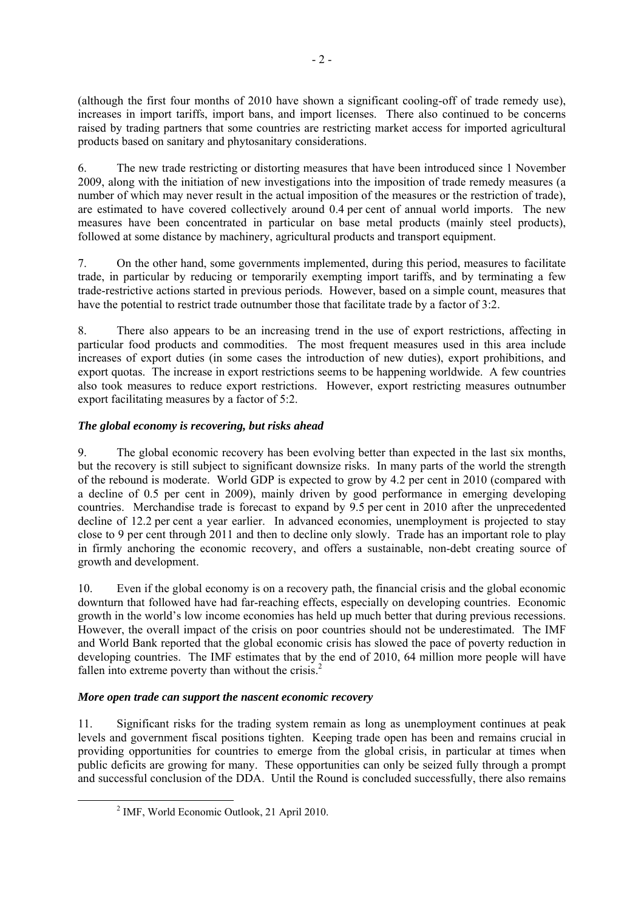(although the first four months of 2010 have shown a significant cooling-off of trade remedy use), increases in import tariffs, import bans, and import licenses. There also continued to be concerns raised by trading partners that some countries are restricting market access for imported agricultural products based on sanitary and phytosanitary considerations.

6. The new trade restricting or distorting measures that have been introduced since 1 November 2009, along with the initiation of new investigations into the imposition of trade remedy measures (a number of which may never result in the actual imposition of the measures or the restriction of trade), are estimated to have covered collectively around 0.4 per cent of annual world imports. The new measures have been concentrated in particular on base metal products (mainly steel products), followed at some distance by machinery, agricultural products and transport equipment.

7. On the other hand, some governments implemented, during this period, measures to facilitate trade, in particular by reducing or temporarily exempting import tariffs, and by terminating a few trade-restrictive actions started in previous periods. However, based on a simple count, measures that have the potential to restrict trade outnumber those that facilitate trade by a factor of 3:2.

8. There also appears to be an increasing trend in the use of export restrictions, affecting in particular food products and commodities. The most frequent measures used in this area include increases of export duties (in some cases the introduction of new duties), export prohibitions, and export quotas. The increase in export restrictions seems to be happening worldwide. A few countries also took measures to reduce export restrictions. However, export restricting measures outnumber export facilitating measures by a factor of 5:2.

### *The global economy is recovering, but risks ahead*

9. The global economic recovery has been evolving better than expected in the last six months, but the recovery is still subject to significant downsize risks. In many parts of the world the strength of the rebound is moderate. World GDP is expected to grow by 4.2 per cent in 2010 (compared with a decline of 0.5 per cent in 2009), mainly driven by good performance in emerging developing countries. Merchandise trade is forecast to expand by 9.5 per cent in 2010 after the unprecedented decline of 12.2 per cent a year earlier. In advanced economies, unemployment is projected to stay close to 9 per cent through 2011 and then to decline only slowly. Trade has an important role to play in firmly anchoring the economic recovery, and offers a sustainable, non-debt creating source of growth and development.

10. Even if the global economy is on a recovery path, the financial crisis and the global economic downturn that followed have had far-reaching effects, especially on developing countries. Economic growth in the world's low income economies has held up much better that during previous recessions. However, the overall impact of the crisis on poor countries should not be underestimated. The IMF and World Bank reported that the global economic crisis has slowed the pace of poverty reduction in developing countries. The IMF estimates that by the end of 2010, 64 million more people will have fallen into extreme poverty than without the crisis.[2]

### *More open trade can support the nascent economic recovery*

11. Significant risks for the trading system remain as long as unemployment continues at peak levels and government fiscal positions tighten. Keeping trade open has been and remains crucial in providing opportunities for countries to emerge from the global crisis, in particular at times when public deficits are growing for many. These opportunities can only be seized fully through a prompt and successful conclusion of the DDA. Until the Round is concluded successfully, there also remains

[2] IMF, World Economic Outlook, 21 April 2010.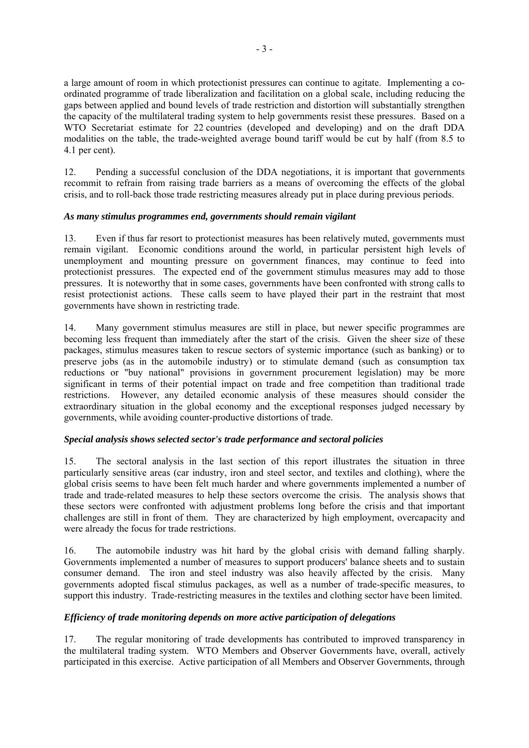a large amount of room in which protectionist pressures can continue to agitate. Implementing a co-ordinated programme of trade liberalization and facilitation on a global scale, including reducing the gaps between applied and bound levels of trade restriction and distortion will substantially strengthen the capacity of the multilateral trading system to help governments resist these pressures. Based on a WTO Secretariat estimate for 22 countries (developed and developing) and on the draft DDA modalities on the table, the trade-weighted average bound tariff would be cut by half (from 8.5 to 4.1 per cent).

12. Pending a successful conclusion of the DDA negotiations, it is important that governments recommit to refrain from raising trade barriers as a means of overcoming the effects of the global crisis, and to roll-back those trade restricting measures already put in place during previous periods.

### *As many stimulus programmes end, governments should remain vigilant*

13. Even if thus far resort to protectionist measures has been relatively muted, governments must remain vigilant. Economic conditions around the world, in particular persistent high levels of unemployment and mounting pressure on government finances, may continue to feed into protectionist pressures. The expected end of the government stimulus measures may add to those pressures. It is noteworthy that in some cases, governments have been confronted with strong calls to resist protectionist actions. These calls seem to have played their part in the restraint that most governments have shown in restricting trade.

14. Many government stimulus measures are still in place, but newer specific programmes are becoming less frequent than immediately after the start of the crisis. Given the sheer size of these packages, stimulus measures taken to rescue sectors of systemic importance (such as banking) or to preserve jobs (as in the automobile industry) or to stimulate demand (such as consumption tax reductions or "buy national" provisions in government procurement legislation) may be more significant in terms of their potential impact on trade and free competition than traditional trade restrictions. However, any detailed economic analysis of these measures should consider the extraordinary situation in the global economy and the exceptional responses judged necessary by governments, while avoiding counter-productive distortions of trade.

### *Special analysis shows selected sector's trade performance and sectoral policies*

15. The sectoral analysis in the last section of this report illustrates the situation in three particularly sensitive areas (car industry, iron and steel sector, and textiles and clothing), where the global crisis seems to have been felt much harder and where governments implemented a number of trade and trade-related measures to help these sectors overcome the crisis. The analysis shows that these sectors were confronted with adjustment problems long before the crisis and that important challenges are still in front of them. They are characterized by high employment, overcapacity and were already the focus for trade restrictions.

16. The automobile industry was hit hard by the global crisis with demand falling sharply. Governments implemented a number of measures to support producers' balance sheets and to sustain consumer demand. The iron and steel industry was also heavily affected by the crisis. Many governments adopted fiscal stimulus packages, as well as a number of trade-specific measures, to support this industry. Trade-restricting measures in the textiles and clothing sector have been limited.

### *Efficiency of trade monitoring depends on more active participation of delegations*

17. The regular monitoring of trade developments has contributed to improved transparency in the multilateral trading system. WTO Members and Observer Governments have, overall, actively participated in this exercise. Active participation of all Members and Observer Governments, through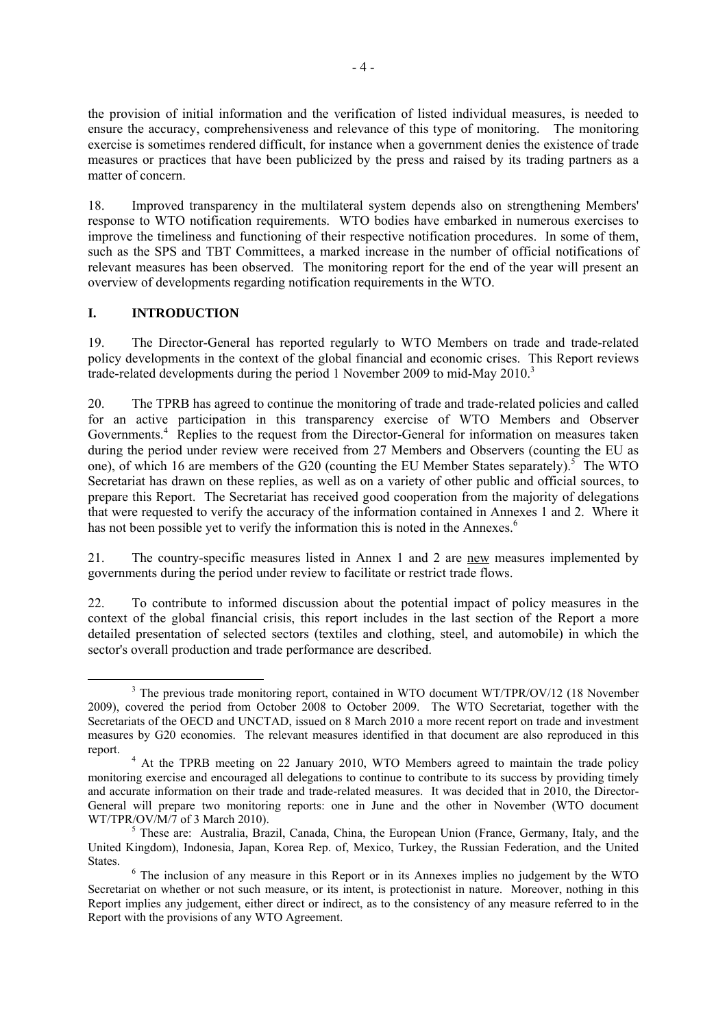the provision of initial information and the verification of listed individual measures, is needed to ensure the accuracy, comprehensiveness and relevance of this type of monitoring. The monitoring exercise is sometimes rendered difficult, for instance when a government denies the existence of trade measures or practices that have been publicized by the press and raised by its trading partners as a matter of concern.

18. Improved transparency in the multilateral system depends also on strengthening Members' response to WTO notification requirements. WTO bodies have embarked in numerous exercises to improve the timeliness and functioning of their respective notification procedures. In some of them, such as the SPS and TBT Committees, a marked increase in the number of official notifications of relevant measures has been observed. The monitoring report for the end of the year will present an overview of developments regarding notification requirements in the WTO.

## I. INTRODUCTION

19. The Director-General has reported regularly to WTO Members on trade and trade-related policy developments in the context of the global financial and economic crises. This Report reviews trade-related developments during the period 1 November 2009 to mid-May 2010.[3]

20. The TPRB has agreed to continue the monitoring of trade and trade-related policies and called for an active participation in this transparency exercise of WTO Members and Observer Governments.[4] Replies to the request from the Director-General for information on measures taken during the period under review were received from 27 Members and Observers (counting the EU as one), of which 16 are members of the G20 (counting the EU Member States separately).[5] The WTO Secretariat has drawn on these replies, as well as on a variety of other public and official sources, to prepare this Report. The Secretariat has received good cooperation from the majority of delegations that were requested to verify the accuracy of the information contained in Annexes 1 and 2. Where it has not been possible yet to verify the information this is noted in the Annexes.[6]

21. The country-specific measures listed in Annex 1 and 2 are <u>new</u> measures implemented by governments during the period under review to facilitate or restrict trade flows.

22. To contribute to informed discussion about the potential impact of policy measures in the context of the global financial crisis, this report includes in the last section of the Report a more detailed presentation of selected sectors (textiles and clothing, steel, and automobile) in which the sector's overall production and trade performance are described.

---

[3] The previous trade monitoring report, contained in WTO document WT/TPR/OV/12 (18 November 2009), covered the period from October 2008 to October 2009. The WTO Secretariat, together with the Secretariats of the OECD and UNCTAD, issued on 8 March 2010 a more recent report on trade and investment measures by G20 economies. The relevant measures identified in that document are also reproduced in this report.

[4] At the TPRB meeting on 22 January 2010, WTO Members agreed to maintain the trade policy monitoring exercise and encouraged all delegations to continue to contribute to its success by providing timely and accurate information on their trade and trade-related measures. It was decided that in 2010, the Director-General will prepare two monitoring reports: one in June and the other in November (WTO document WT/TPR/OV/M/7 of 3 March 2010).

[5] These are: Australia, Brazil, Canada, China, the European Union (France, Germany, Italy, and the United Kingdom), Indonesia, Japan, Korea Rep. of, Mexico, Turkey, the Russian Federation, and the United States.

[6] The inclusion of any measure in this Report or in its Annexes implies no judgement by the WTO Secretariat on whether or not such measure, or its intent, is protectionist in nature. Moreover, nothing in this Report implies any judgement, either direct or indirect, as to the consistency of any measure referred to in the Report with the provisions of any WTO Agreement.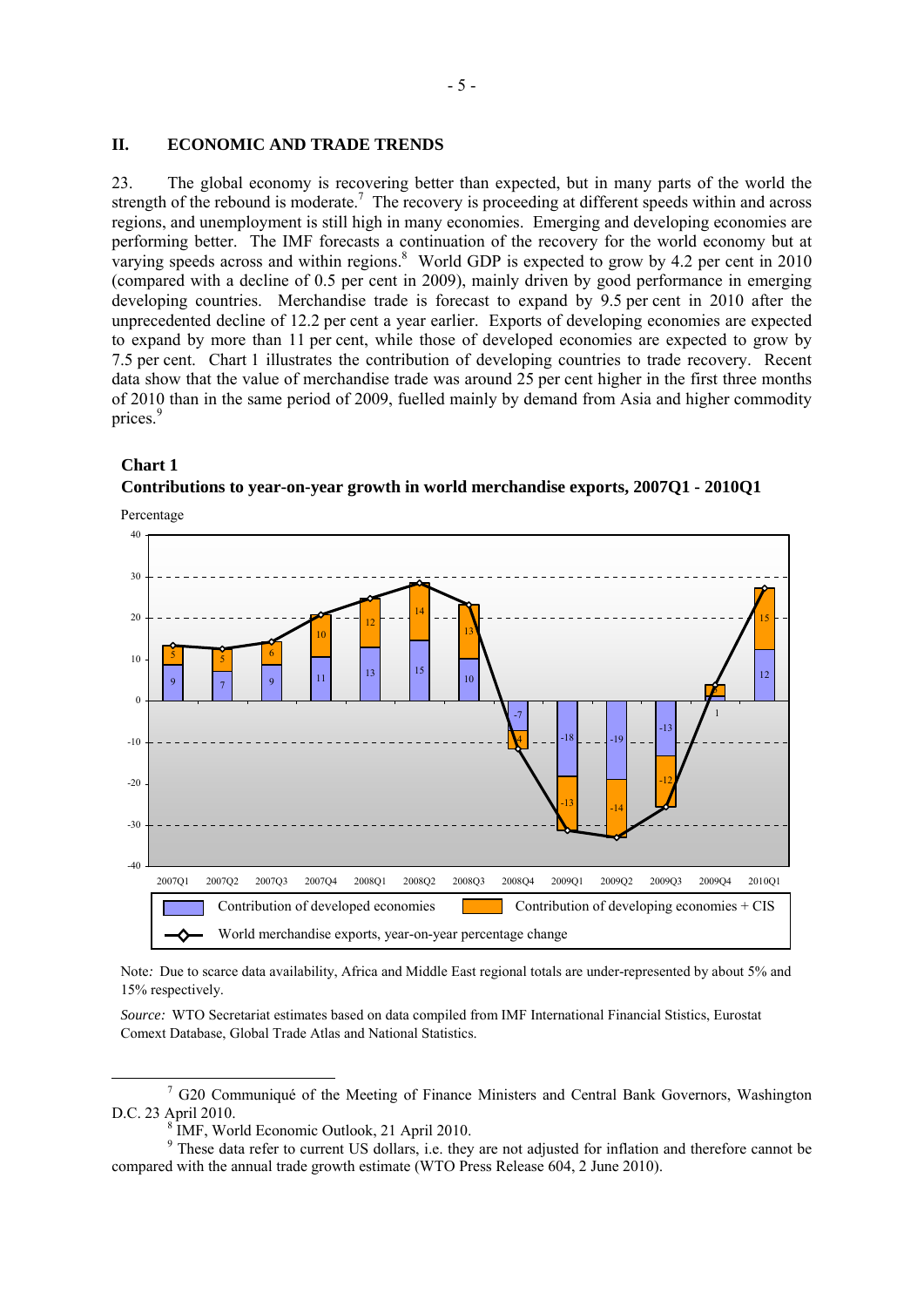## II. ECONOMIC AND TRADE TRENDS

23. The global economy is recovering better than expected, but in many parts of the world the strength of the rebound is moderate.[7] The recovery is proceeding at different speeds within and across regions, and unemployment is still high in many economies. Emerging and developing economies are performing better. The IMF forecasts a continuation of the recovery for the world economy but at varying speeds across and within regions.[8] World GDP is expected to grow by 4.2 per cent in 2010 (compared with a decline of 0.5 per cent in 2009), mainly driven by good performance in emerging developing countries. Merchandise trade is forecast to expand by 9.5 per cent in 2010 after the unprecedented decline of 12.2 per cent a year earlier. Exports of developing economies are expected to expand by more than 11 per cent, while those of developed economies are expected to grow by 7.5 per cent. Chart 1 illustrates the contribution of developing countries to trade recovery. Recent data show that the value of merchandise trade was around 25 per cent higher in the first three months of 2010 than in the same period of 2009, fuelled mainly by demand from Asia and higher commodity prices.[9]

**Chart 1**

**Contributions to year-on-year growth in world merchandise exports, 2007Q1 - 2010Q1**

Percentage

| Quarter | Contribution of developed economies | Contribution of developing economies + CIS |
|---|---|---|
| 2007Q1 | 9 | 5 |
| 2007Q2 | 7 | 5 |
| 2007Q3 | 9 | 6 |
| 2007Q4 | 11 | 10 |
| 2008Q1 | 13 | 12 |
| 2008Q2 | 15 | 14 |
| 2008Q3 | 10 | 13 |
| 2008Q4 | -7 | -4 |
| 2009Q1 | -18 | -13 |
| 2009Q2 | -19 | -14 |
| 2009Q3 | -13 | -12 |
| 2009Q4 | 1 | 3 |
| 2010Q1 | 12 | 15 |

Legend: Contribution of developed economies; Contribution of developing economies + CIS; World merchandise exports, year-on-year percentage change

Note: Due to scarce data availability, Africa and Middle East regional totals are under-represented by about 5% and 15% respectively.

*Source:* WTO Secretariat estimates based on data compiled from IMF International Financial Stistics, Eurostat Comext Database, Global Trade Atlas and National Statistics.

---

[7] G20 Communiqué of the Meeting of Finance Ministers and Central Bank Governors, Washington D.C. 23 April 2010.

[8] IMF, World Economic Outlook, 21 April 2010.

[9] These data refer to current US dollars, i.e. they are not adjusted for inflation and therefore cannot be compared with the annual trade growth estimate (WTO Press Release 604, 2 June 2010).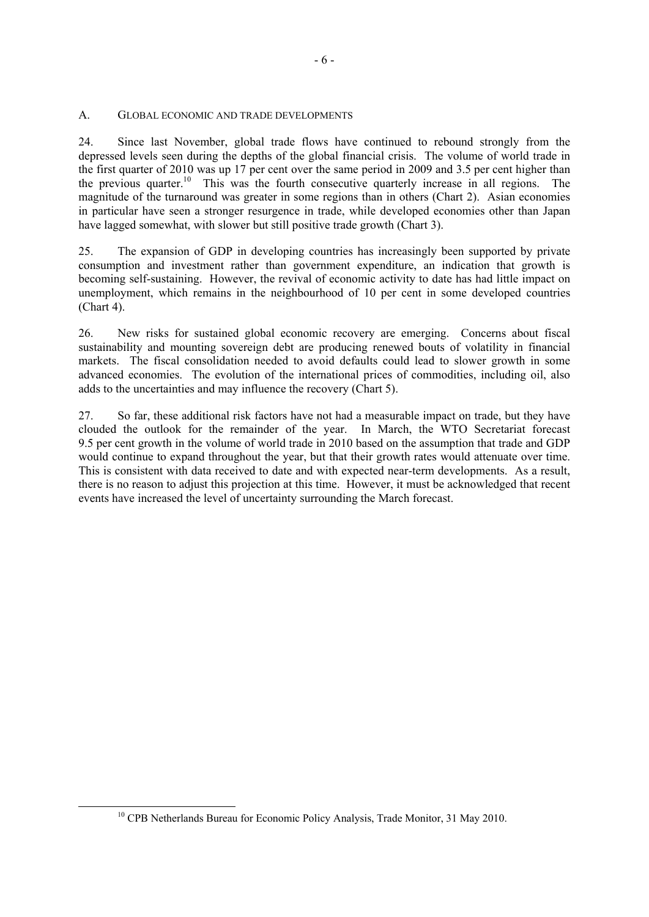## A. GLOBAL ECONOMIC AND TRADE DEVELOPMENTS

24. Since last November, global trade flows have continued to rebound strongly from the depressed levels seen during the depths of the global financial crisis. The volume of world trade in the first quarter of 2010 was up 17 per cent over the same period in 2009 and 3.5 per cent higher than the previous quarter.[10] This was the fourth consecutive quarterly increase in all regions. The magnitude of the turnaround was greater in some regions than in others (Chart 2). Asian economies in particular have seen a stronger resurgence in trade, while developed economies other than Japan have lagged somewhat, with slower but still positive trade growth (Chart 3).

25. The expansion of GDP in developing countries has increasingly been supported by private consumption and investment rather than government expenditure, an indication that growth is becoming self-sustaining. However, the revival of economic activity to date has had little impact on unemployment, which remains in the neighbourhood of 10 per cent in some developed countries (Chart 4).

26. New risks for sustained global economic recovery are emerging. Concerns about fiscal sustainability and mounting sovereign debt are producing renewed bouts of volatility in financial markets. The fiscal consolidation needed to avoid defaults could lead to slower growth in some advanced economies. The evolution of the international prices of commodities, including oil, also adds to the uncertainties and may influence the recovery (Chart 5).

27. So far, these additional risk factors have not had a measurable impact on trade, but they have clouded the outlook for the remainder of the year. In March, the WTO Secretariat forecast 9.5 per cent growth in the volume of world trade in 2010 based on the assumption that trade and GDP would continue to expand throughout the year, but that their growth rates would attenuate over time. This is consistent with data received to date and with expected near-term developments. As a result, there is no reason to adjust this projection at this time. However, it must be acknowledged that recent events have increased the level of uncertainty surrounding the March forecast.

---

[10] CPB Netherlands Bureau for Economic Policy Analysis, Trade Monitor, 31 May 2010.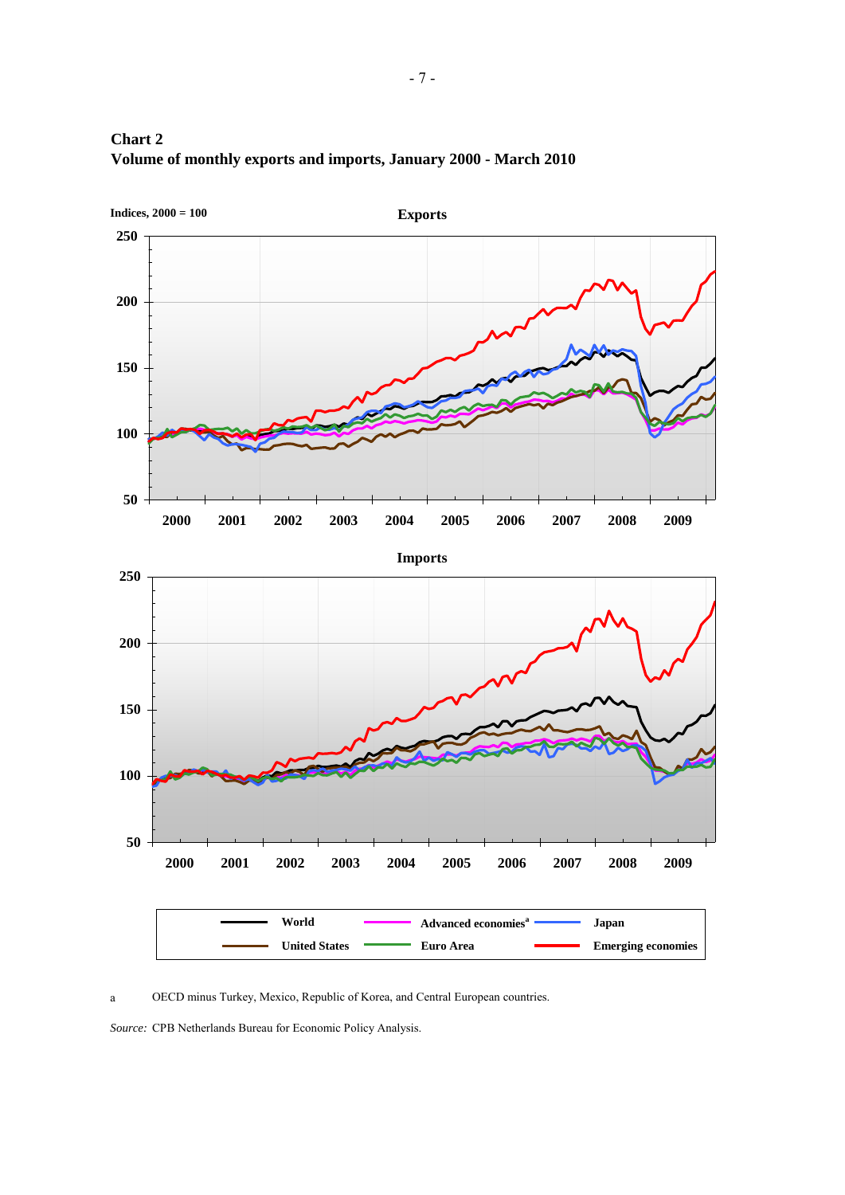**Chart 2**
**Volume of monthly exports and imports, January 2000 - March 2010**

Indices, 2000 = 100

Exports

Imports

World — Advanced economies[a] — Japan — United States — Euro Area — Emerging economies

a OECD minus Turkey, Mexico, Republic of Korea, and Central European countries.

*Source:* CPB Netherlands Bureau for Economic Policy Analysis.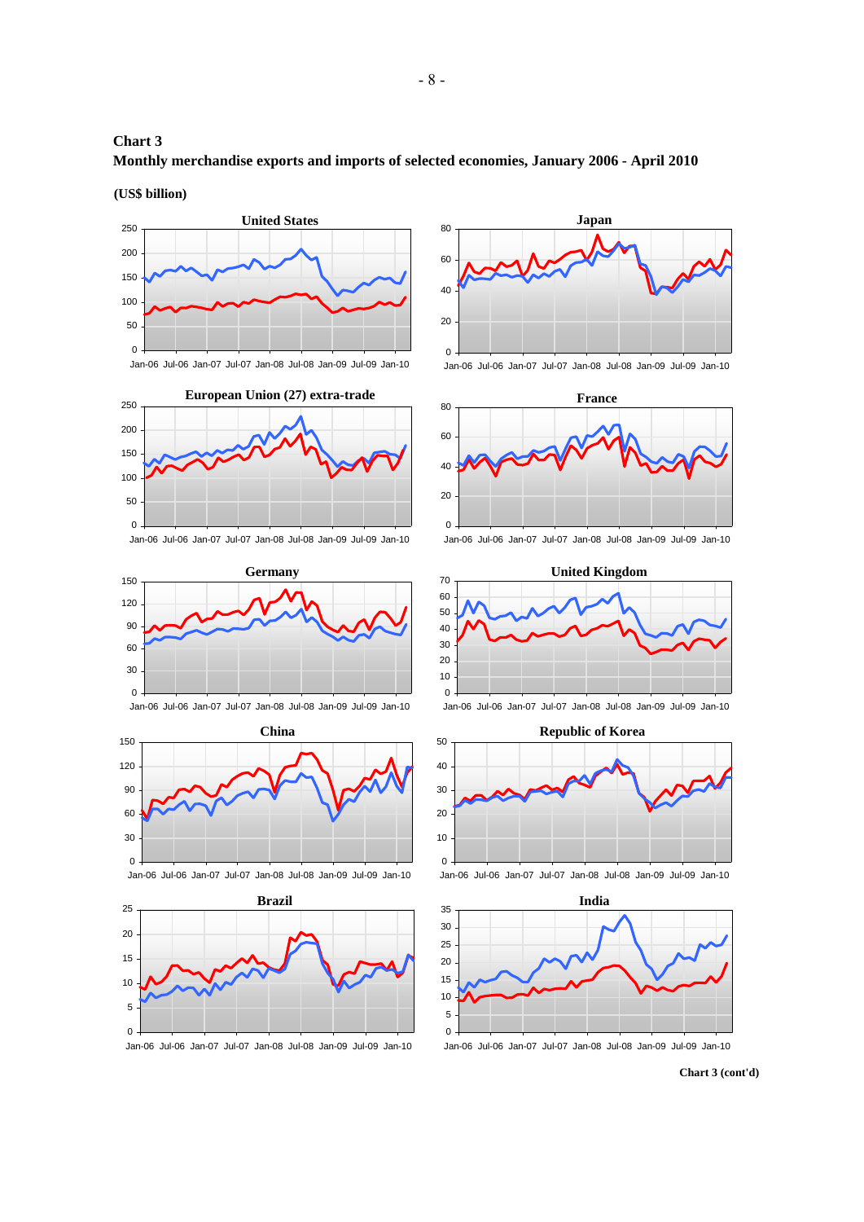**Chart 3**
**Monthly merchandise exports and imports of selected economies, January 2006 - April 2010**

**(US$ billion)**

United States

Japan

European Union (27) extra-trade

France

Germany

United Kingdom

China

Republic of Korea

Brazil

India

**Chart 3 (cont'd)**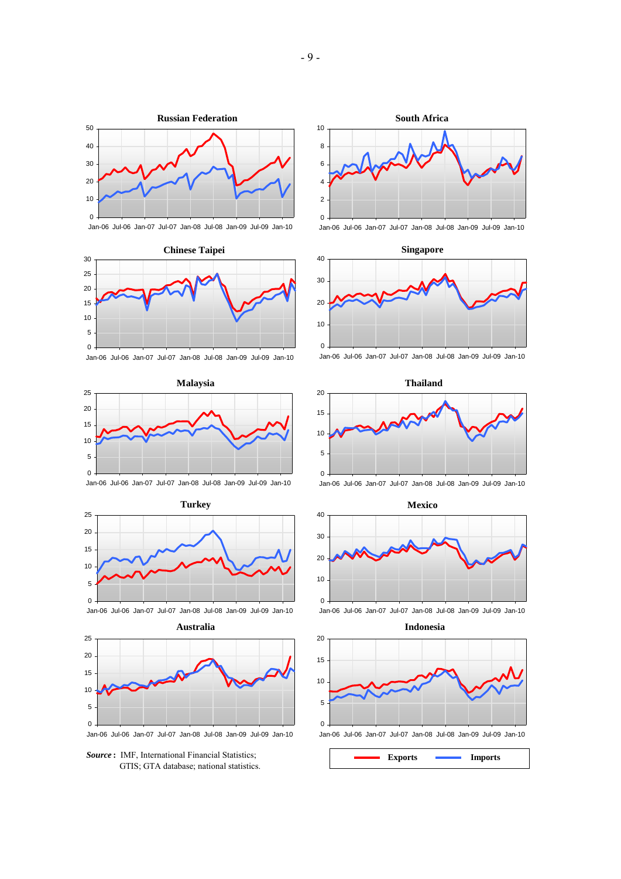**Russian Federation**

**South Africa**

**Chinese Taipei**

**Singapore**

**Malaysia**

**Thailand**

**Turkey**

**Mexico**

**Australia**

**Indonesia**

Exports — Imports

***Source*:** IMF, International Financial Statistics; GTIS; GTA database; national statistics.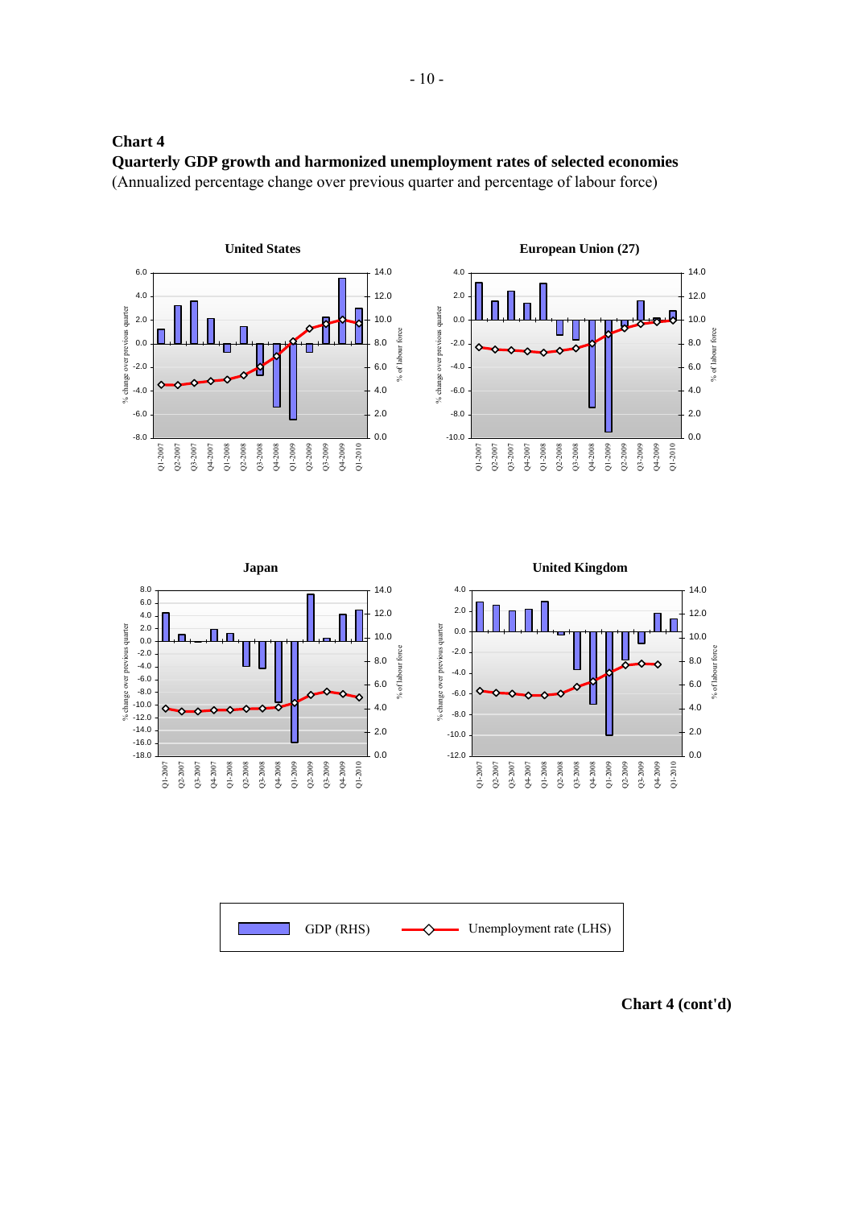**Chart 4**

**Quarterly GDP growth and harmonized unemployment rates of selected economies**

(Annualized percentage change over previous quarter and percentage of labour force)

**United States**

**European Union (27)**

**Japan**

**United Kingdom**

GDP (RHS) Unemployment rate (LHS)

**Chart 4 (cont'd)**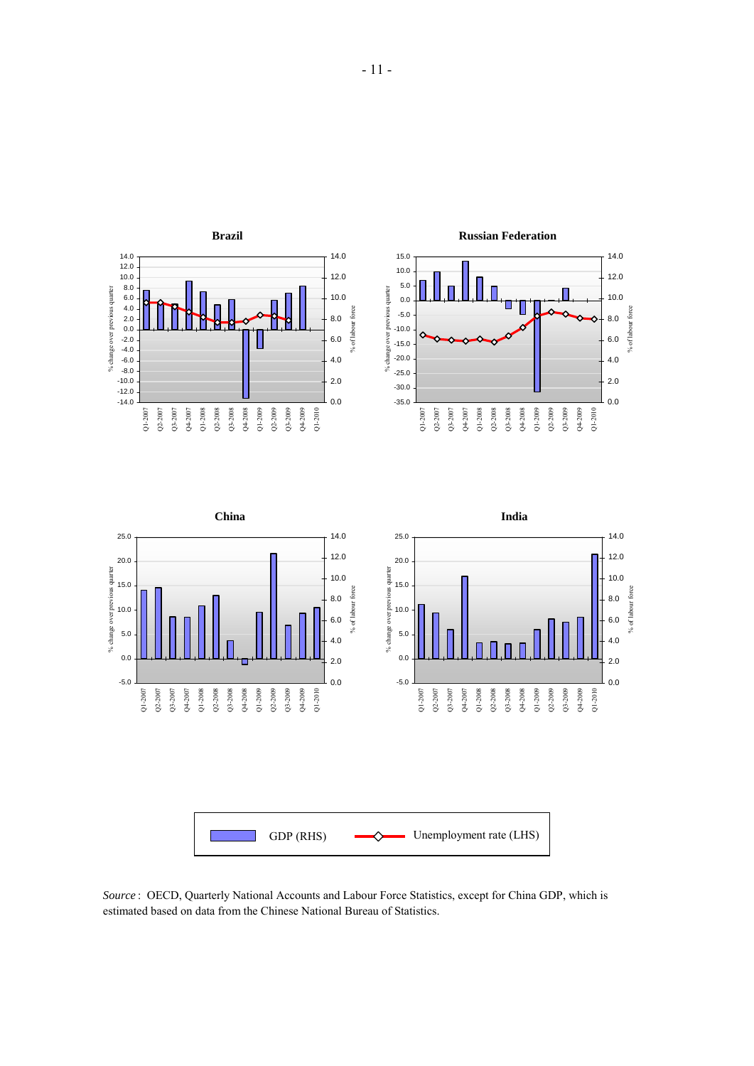**Brazil**

**Russian Federation**

**China**

**India**

GDP (RHS) — Unemployment rate (LHS)

*Source* : OECD, Quarterly National Accounts and Labour Force Statistics, except for China GDP, which is estimated based on data from the Chinese National Bureau of Statistics.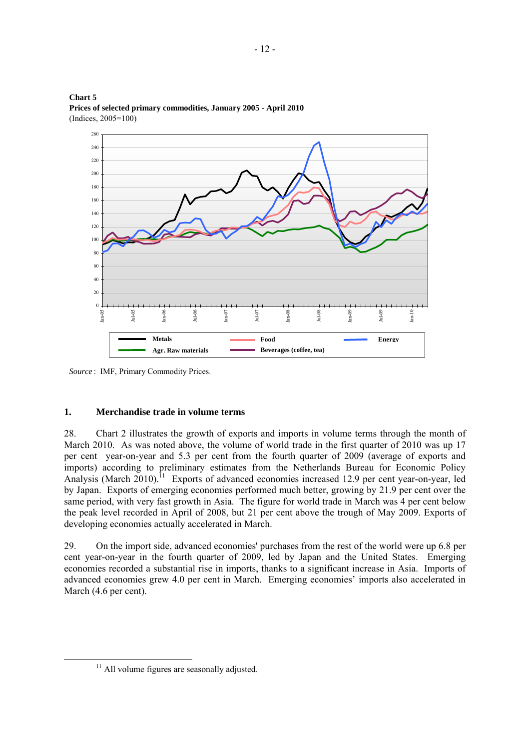**Chart 5**
**Prices of selected primary commodities, January 2005 - April 2010**
(Indices, 2005=100)

*Source* : IMF, Primary Commodity Prices.

## 1. Merchandise trade in volume terms

28. Chart 2 illustrates the growth of exports and imports in volume terms through the month of March 2010. As was noted above, the volume of world trade in the first quarter of 2010 was up 17 per cent year-on-year and 5.3 per cent from the fourth quarter of 2009 (average of exports and imports) according to preliminary estimates from the Netherlands Bureau for Economic Policy Analysis (March 2010).[11] Exports of advanced economies increased 12.9 per cent year-on-year, led by Japan. Exports of emerging economies performed much better, growing by 21.9 per cent over the same period, with very fast growth in Asia. The figure for world trade in March was 4 per cent below the peak level recorded in April of 2008, but 21 per cent above the trough of May 2009. Exports of developing economies actually accelerated in March.

29. On the import side, advanced economies' purchases from the rest of the world were up 6.8 per cent year-on-year in the fourth quarter of 2009, led by Japan and the United States. Emerging economies recorded a substantial rise in imports, thanks to a significant increase in Asia. Imports of advanced economies grew 4.0 per cent in March. Emerging economies' imports also accelerated in March (4.6 per cent).

[11] All volume figures are seasonally adjusted.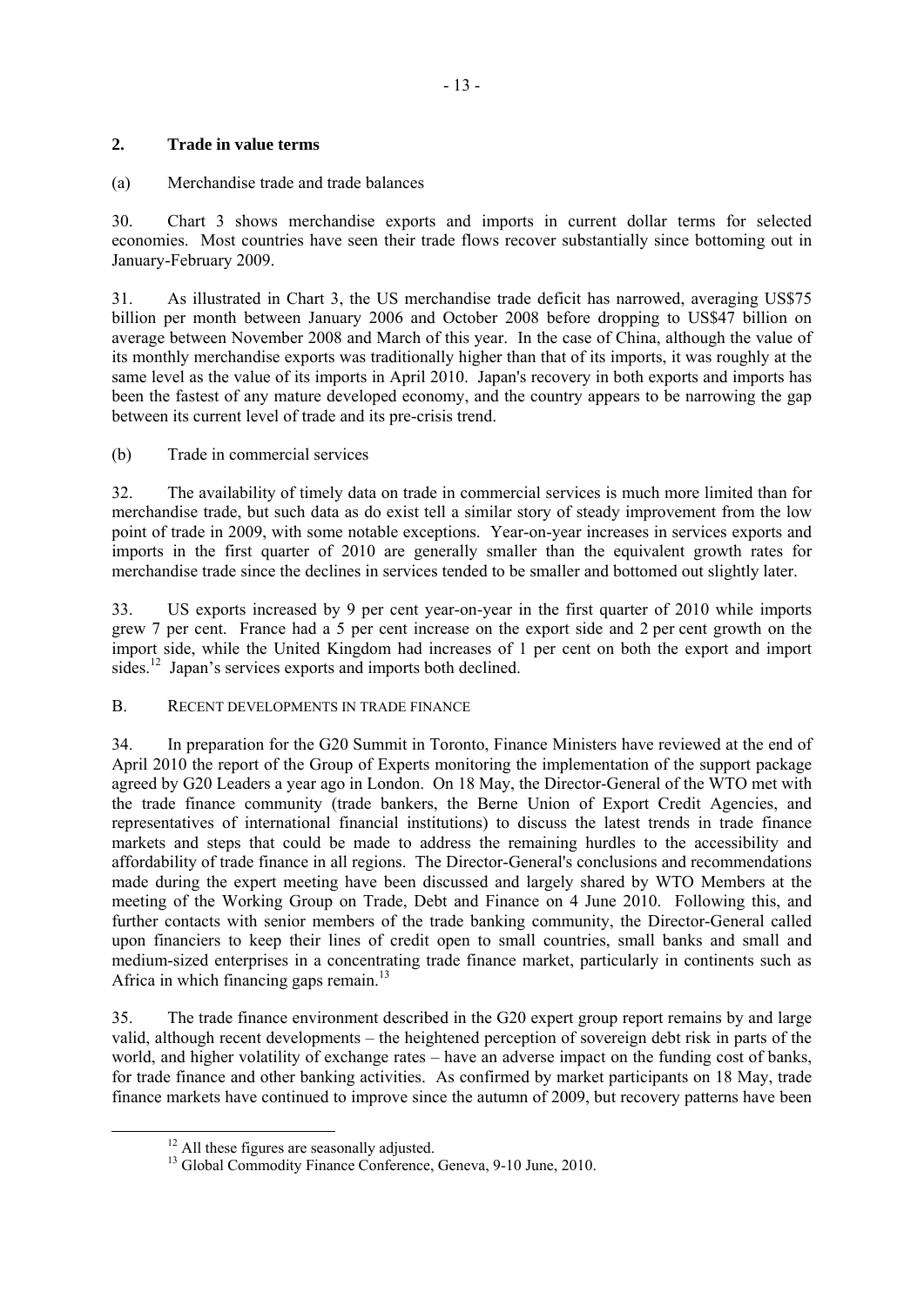## 2. Trade in value terms

(a) Merchandise trade and trade balances

30. Chart 3 shows merchandise exports and imports in current dollar terms for selected economies. Most countries have seen their trade flows recover substantially since bottoming out in January-February 2009.

31. As illustrated in Chart 3, the US merchandise trade deficit has narrowed, averaging US$75 billion per month between January 2006 and October 2008 before dropping to US$47 billion on average between November 2008 and March of this year. In the case of China, although the value of its monthly merchandise exports was traditionally higher than that of its imports, it was roughly at the same level as the value of its imports in April 2010. Japan's recovery in both exports and imports has been the fastest of any mature developed economy, and the country appears to be narrowing the gap between its current level of trade and its pre-crisis trend.

(b) Trade in commercial services

32. The availability of timely data on trade in commercial services is much more limited than for merchandise trade, but such data as do exist tell a similar story of steady improvement from the low point of trade in 2009, with some notable exceptions. Year-on-year increases in services exports and imports in the first quarter of 2010 are generally smaller than the equivalent growth rates for merchandise trade since the declines in services tended to be smaller and bottomed out slightly later.

33. US exports increased by 9 per cent year-on-year in the first quarter of 2010 while imports grew 7 per cent. France had a 5 per cent increase on the export side and 2 per cent growth on the import side, while the United Kingdom had increases of 1 per cent on both the export and import sides.[12] Japan's services exports and imports both declined.

B. RECENT DEVELOPMENTS IN TRADE FINANCE

34. In preparation for the G20 Summit in Toronto, Finance Ministers have reviewed at the end of April 2010 the report of the Group of Experts monitoring the implementation of the support package agreed by G20 Leaders a year ago in London. On 18 May, the Director-General of the WTO met with the trade finance community (trade bankers, the Berne Union of Export Credit Agencies, and representatives of international financial institutions) to discuss the latest trends in trade finance markets and steps that could be made to address the remaining hurdles to the accessibility and affordability of trade finance in all regions. The Director-General's conclusions and recommendations made during the expert meeting have been discussed and largely shared by WTO Members at the meeting of the Working Group on Trade, Debt and Finance on 4 June 2010. Following this, and further contacts with senior members of the trade banking community, the Director-General called upon financiers to keep their lines of credit open to small countries, small banks and small and medium-sized enterprises in a concentrating trade finance market, particularly in continents such as Africa in which financing gaps remain.[13]

35. The trade finance environment described in the G20 expert group report remains by and large valid, although recent developments – the heightened perception of sovereign debt risk in parts of the world, and higher volatility of exchange rates – have an adverse impact on the funding cost of banks, for trade finance and other banking activities. As confirmed by market participants on 18 May, trade finance markets have continued to improve since the autumn of 2009, but recovery patterns have been

[12] All these figures are seasonally adjusted.

[13] Global Commodity Finance Conference, Geneva, 9-10 June, 2010.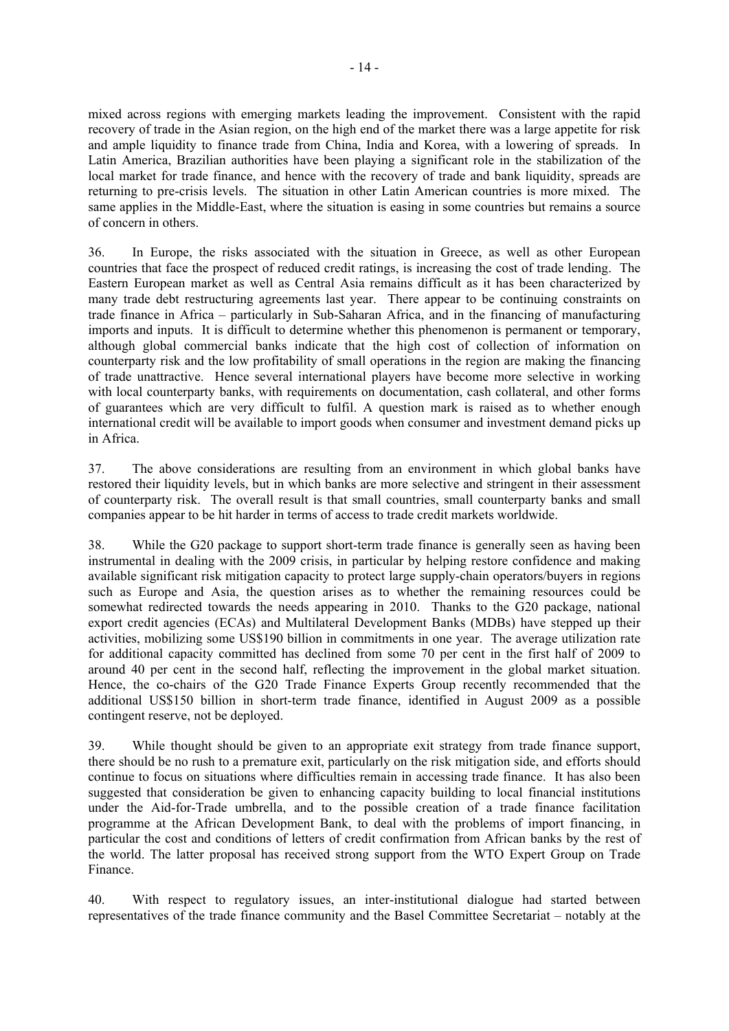mixed across regions with emerging markets leading the improvement. Consistent with the rapid recovery of trade in the Asian region, on the high end of the market there was a large appetite for risk and ample liquidity to finance trade from China, India and Korea, with a lowering of spreads. In Latin America, Brazilian authorities have been playing a significant role in the stabilization of the local market for trade finance, and hence with the recovery of trade and bank liquidity, spreads are returning to pre-crisis levels. The situation in other Latin American countries is more mixed. The same applies in the Middle-East, where the situation is easing in some countries but remains a source of concern in others.

36. In Europe, the risks associated with the situation in Greece, as well as other European countries that face the prospect of reduced credit ratings, is increasing the cost of trade lending. The Eastern European market as well as Central Asia remains difficult as it has been characterized by many trade debt restructuring agreements last year. There appear to be continuing constraints on trade finance in Africa – particularly in Sub-Saharan Africa, and in the financing of manufacturing imports and inputs. It is difficult to determine whether this phenomenon is permanent or temporary, although global commercial banks indicate that the high cost of collection of information on counterparty risk and the low profitability of small operations in the region are making the financing of trade unattractive. Hence several international players have become more selective in working with local counterparty banks, with requirements on documentation, cash collateral, and other forms of guarantees which are very difficult to fulfil. A question mark is raised as to whether enough international credit will be available to import goods when consumer and investment demand picks up in Africa.

37. The above considerations are resulting from an environment in which global banks have restored their liquidity levels, but in which banks are more selective and stringent in their assessment of counterparty risk. The overall result is that small countries, small counterparty banks and small companies appear to be hit harder in terms of access to trade credit markets worldwide.

38. While the G20 package to support short-term trade finance is generally seen as having been instrumental in dealing with the 2009 crisis, in particular by helping restore confidence and making available significant risk mitigation capacity to protect large supply-chain operators/buyers in regions such as Europe and Asia, the question arises as to whether the remaining resources could be somewhat redirected towards the needs appearing in 2010. Thanks to the G20 package, national export credit agencies (ECAs) and Multilateral Development Banks (MDBs) have stepped up their activities, mobilizing some US$190 billion in commitments in one year. The average utilization rate for additional capacity committed has declined from some 70 per cent in the first half of 2009 to around 40 per cent in the second half, reflecting the improvement in the global market situation. Hence, the co-chairs of the G20 Trade Finance Experts Group recently recommended that the additional US$150 billion in short-term trade finance, identified in August 2009 as a possible contingent reserve, not be deployed.

39. While thought should be given to an appropriate exit strategy from trade finance support, there should be no rush to a premature exit, particularly on the risk mitigation side, and efforts should continue to focus on situations where difficulties remain in accessing trade finance. It has also been suggested that consideration be given to enhancing capacity building to local financial institutions under the Aid-for-Trade umbrella, and to the possible creation of a trade finance facilitation programme at the African Development Bank, to deal with the problems of import financing, in particular the cost and conditions of letters of credit confirmation from African banks by the rest of the world. The latter proposal has received strong support from the WTO Expert Group on Trade Finance.

40. With respect to regulatory issues, an inter-institutional dialogue had started between representatives of the trade finance community and the Basel Committee Secretariat – notably at the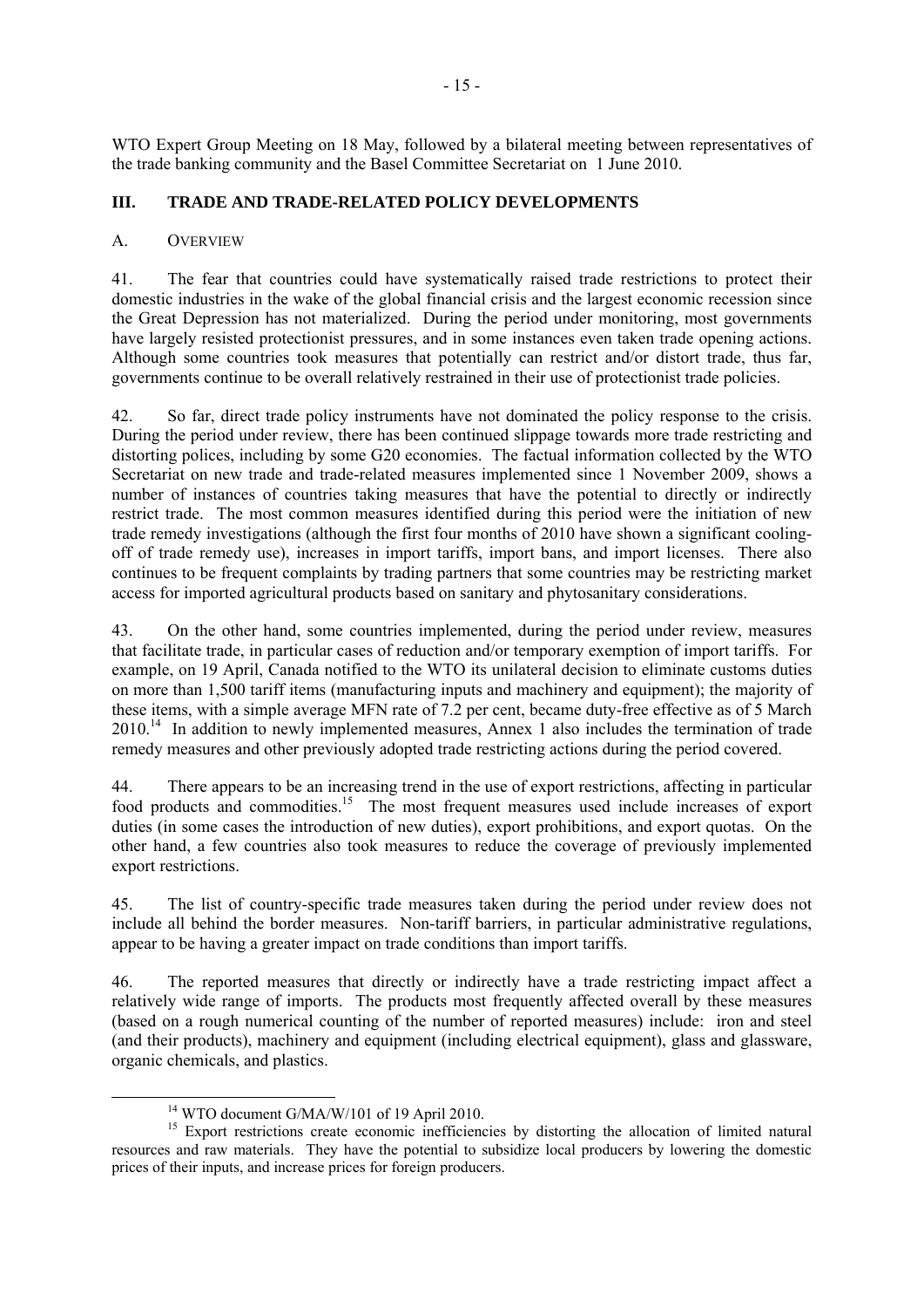WTO Expert Group Meeting on 18 May, followed by a bilateral meeting between representatives of the trade banking community and the Basel Committee Secretariat on 1 June 2010.

## III. TRADE AND TRADE-RELATED POLICY DEVELOPMENTS

### A. OVERVIEW

41. The fear that countries could have systematically raised trade restrictions to protect their domestic industries in the wake of the global financial crisis and the largest economic recession since the Great Depression has not materialized. During the period under monitoring, most governments have largely resisted protectionist pressures, and in some instances even taken trade opening actions. Although some countries took measures that potentially can restrict and/or distort trade, thus far, governments continue to be overall relatively restrained in their use of protectionist trade policies.

42. So far, direct trade policy instruments have not dominated the policy response to the crisis. During the period under review, there has been continued slippage towards more trade restricting and distorting polices, including by some G20 economies. The factual information collected by the WTO Secretariat on new trade and trade-related measures implemented since 1 November 2009, shows a number of instances of countries taking measures that have the potential to directly or indirectly restrict trade. The most common measures identified during this period were the initiation of new trade remedy investigations (although the first four months of 2010 have shown a significant cooling-off of trade remedy use), increases in import tariffs, import bans, and import licenses. There also continues to be frequent complaints by trading partners that some countries may be restricting market access for imported agricultural products based on sanitary and phytosanitary considerations.

43. On the other hand, some countries implemented, during the period under review, measures that facilitate trade, in particular cases of reduction and/or temporary exemption of import tariffs. For example, on 19 April, Canada notified to the WTO its unilateral decision to eliminate customs duties on more than 1,500 tariff items (manufacturing inputs and machinery and equipment); the majority of these items, with a simple average MFN rate of 7.2 per cent, became duty-free effective as of 5 March 2010.[14] In addition to newly implemented measures, Annex 1 also includes the termination of trade remedy measures and other previously adopted trade restricting actions during the period covered.

44. There appears to be an increasing trend in the use of export restrictions, affecting in particular food products and commodities.[15] The most frequent measures used include increases of export duties (in some cases the introduction of new duties), export prohibitions, and export quotas. On the other hand, a few countries also took measures to reduce the coverage of previously implemented export restrictions.

45. The list of country-specific trade measures taken during the period under review does not include all behind the border measures. Non-tariff barriers, in particular administrative regulations, appear to be having a greater impact on trade conditions than import tariffs.

46. The reported measures that directly or indirectly have a trade restricting impact affect a relatively wide range of imports. The products most frequently affected overall by these measures (based on a rough numerical counting of the number of reported measures) include: iron and steel (and their products), machinery and equipment (including electrical equipment), glass and glassware, organic chemicals, and plastics.

---

[14] WTO document G/MA/W/101 of 19 April 2010.

[15] Export restrictions create economic inefficiencies by distorting the allocation of limited natural resources and raw materials. They have the potential to subsidize local producers by lowering the domestic prices of their inputs, and increase prices for foreign producers.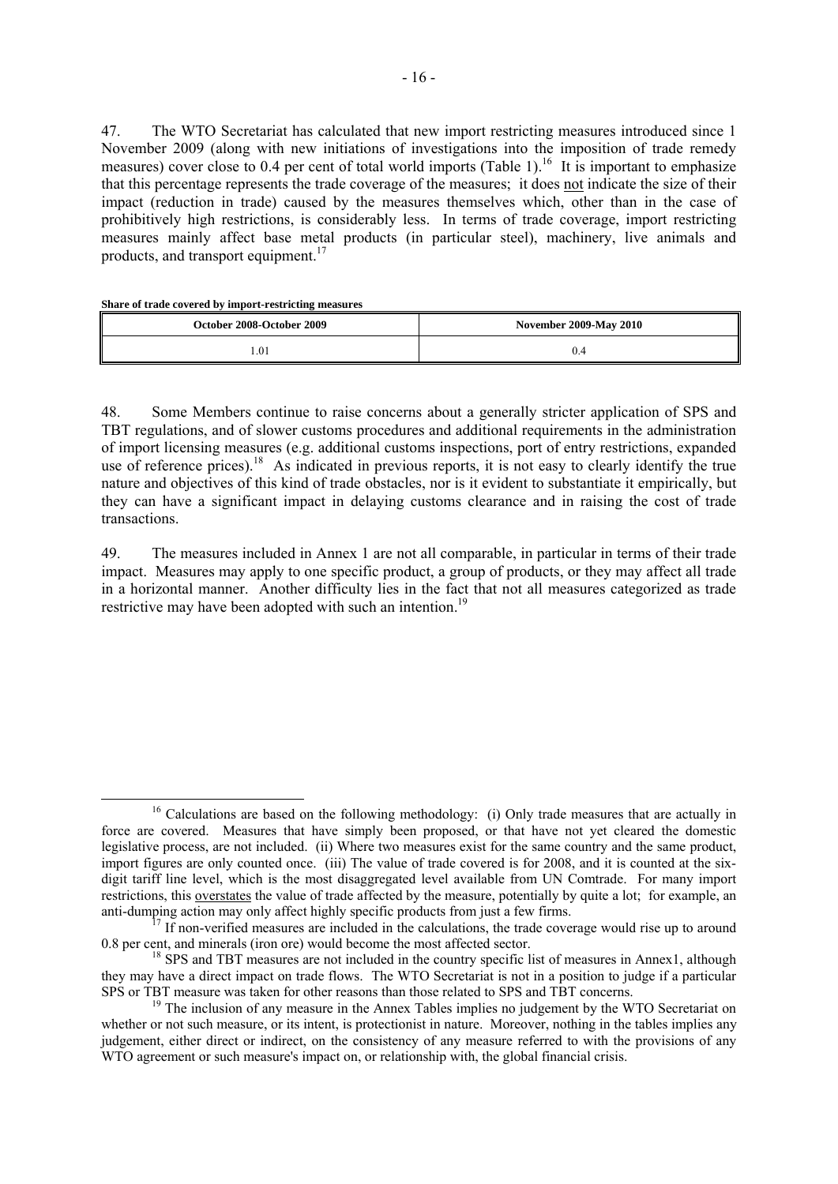47. The WTO Secretariat has calculated that new import restricting measures introduced since 1 November 2009 (along with new initiations of investigations into the imposition of trade remedy measures) cover close to 0.4 per cent of total world imports (Table 1).[16] It is important to emphasize that this percentage represents the trade coverage of the measures; it does <u>not</u> indicate the size of their impact (reduction in trade) caused by the measures themselves which, other than in the case of prohibitively high restrictions, is considerably less. In terms of trade coverage, import restricting measures mainly affect base metal products (in particular steel), machinery, live animals and products, and transport equipment.[17]

**Share of trade covered by import-restricting measures**

| October 2008-October 2009 | November 2009-May 2010 |
|---|---|
| 1.01 | 0.4 |

48. Some Members continue to raise concerns about a generally stricter application of SPS and TBT regulations, and of slower customs procedures and additional requirements in the administration of import licensing measures (e.g. additional customs inspections, port of entry restrictions, expanded use of reference prices).[18] As indicated in previous reports, it is not easy to clearly identify the true nature and objectives of this kind of trade obstacles, nor is it evident to substantiate it empirically, but they can have a significant impact in delaying customs clearance and in raising the cost of trade transactions.

49. The measures included in Annex 1 are not all comparable, in particular in terms of their trade impact. Measures may apply to one specific product, a group of products, or they may affect all trade in a horizontal manner. Another difficulty lies in the fact that not all measures categorized as trade restrictive may have been adopted with such an intention.[19]

---

[16] Calculations are based on the following methodology: (i) Only trade measures that are actually in force are covered. Measures that have simply been proposed, or that have not yet cleared the domestic legislative process, are not included. (ii) Where two measures exist for the same country and the same product, import figures are only counted once. (iii) The value of trade covered is for 2008, and it is counted at the six-digit tariff line level, which is the most disaggregated level available from UN Comtrade. For many import restrictions, this <u>overstates</u> the value of trade affected by the measure, potentially by quite a lot; for example, an anti-dumping action may only affect highly specific products from just a few firms.

[17] If non-verified measures are included in the calculations, the trade coverage would rise up to around 0.8 per cent, and minerals (iron ore) would become the most affected sector.

[18] SPS and TBT measures are not included in the country specific list of measures in Annex1, although they may have a direct impact on trade flows. The WTO Secretariat is not in a position to judge if a particular SPS or TBT measure was taken for other reasons than those related to SPS and TBT concerns.

[19] The inclusion of any measure in the Annex Tables implies no judgement by the WTO Secretariat on whether or not such measure, or its intent, is protectionist in nature. Moreover, nothing in the tables implies any judgement, either direct or indirect, on the consistency of any measure referred to with the provisions of any WTO agreement or such measure's impact on, or relationship with, the global financial crisis.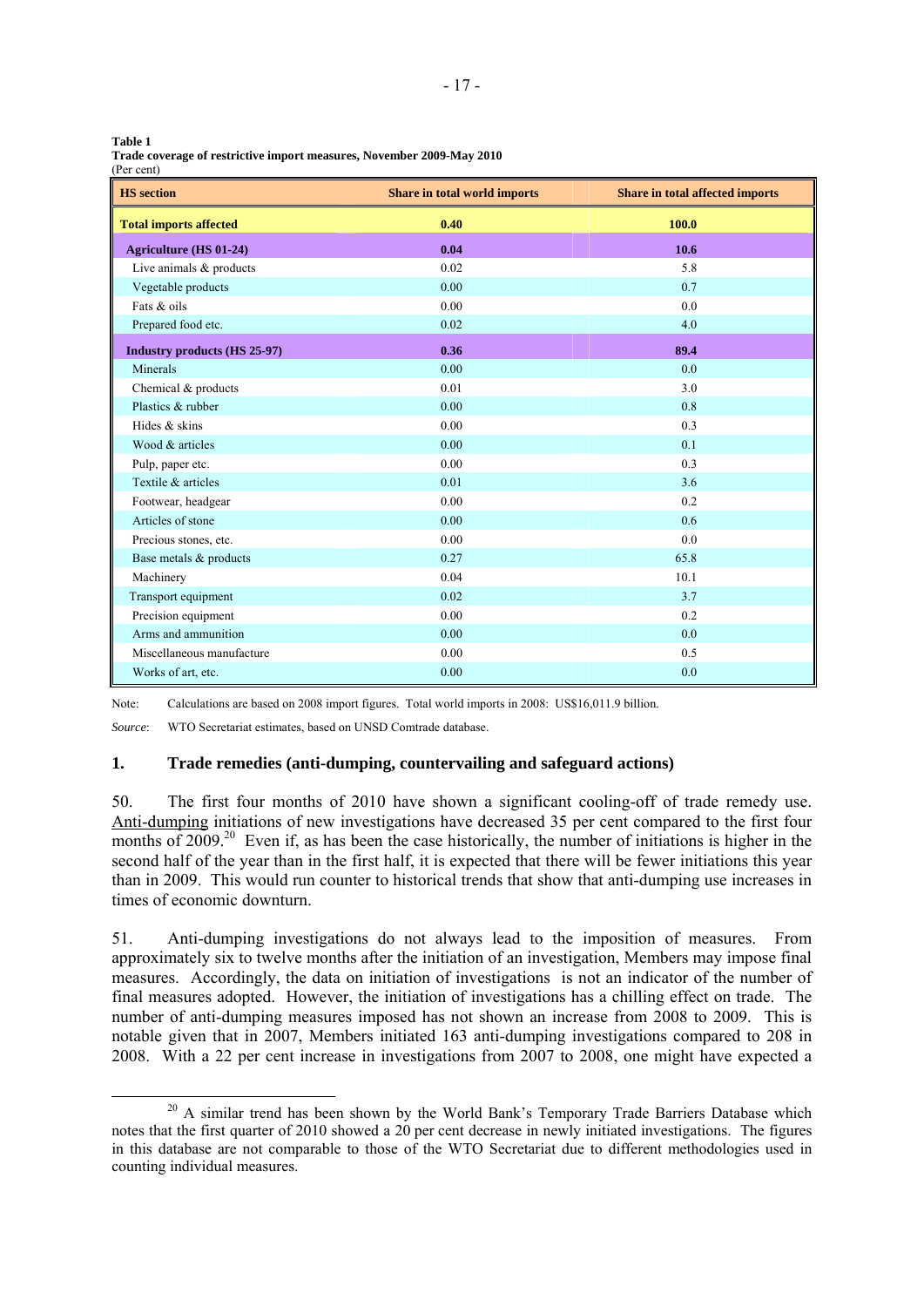**Table 1**
**Trade coverage of restrictive import measures, November 2009-May 2010**
(Per cent)

| HS section | Share in total world imports | Share in total affected imports |
|---|---|---|
| **Total imports affected** | **0.40** | **100.0** |
| **Agriculture (HS 01-24)** | **0.04** | **10.6** |
| Live animals & products | 0.02 | 5.8 |
| Vegetable products | 0.00 | 0.7 |
| Fats & oils | 0.00 | 0.0 |
| Prepared food etc. | 0.02 | 4.0 |
| **Industry products (HS 25-97)** | **0.36** | **89.4** |
| Minerals | 0.00 | 0.0 |
| Chemical & products | 0.01 | 3.0 |
| Plastics & rubber | 0.00 | 0.8 |
| Hides & skins | 0.00 | 0.3 |
| Wood & articles | 0.00 | 0.1 |
| Pulp, paper etc. | 0.00 | 0.3 |
| Textile & articles | 0.01 | 3.6 |
| Footwear, headgear | 0.00 | 0.2 |
| Articles of stone | 0.00 | 0.6 |
| Precious stones, etc. | 0.00 | 0.0 |
| Base metals & products | 0.27 | 65.8 |
| Machinery | 0.04 | 10.1 |
| Transport equipment | 0.02 | 3.7 |
| Precision equipment | 0.00 | 0.2 |
| Arms and ammunition | 0.00 | 0.0 |
| Miscellaneous manufacture | 0.00 | 0.5 |
| Works of art, etc. | 0.00 | 0.0 |

Note: Calculations are based on 2008 import figures. Total world imports in 2008: US$16,011.9 billion.

*Source*: WTO Secretariat estimates, based on UNSD Comtrade database.

## 1. Trade remedies (anti-dumping, countervailing and safeguard actions)

50. The first four months of 2010 have shown a significant cooling-off of trade remedy use. Anti-dumping initiations of new investigations have decreased 35 per cent compared to the first four months of 2009.[20] Even if, as has been the case historically, the number of initiations is higher in the second half of the year than in the first half, it is expected that there will be fewer initiations this year than in 2009. This would run counter to historical trends that show that anti-dumping use increases in times of economic downturn.

51. Anti-dumping investigations do not always lead to the imposition of measures. From approximately six to twelve months after the initiation of an investigation, Members may impose final measures. Accordingly, the data on initiation of investigations is not an indicator of the number of final measures adopted. However, the initiation of investigations has a chilling effect on trade. The number of anti-dumping measures imposed has not shown an increase from 2008 to 2009. This is notable given that in 2007, Members initiated 163 anti-dumping investigations compared to 208 in 2008. With a 22 per cent increase in investigations from 2007 to 2008, one might have expected a

[20] A similar trend has been shown by the World Bank's Temporary Trade Barriers Database which notes that the first quarter of 2010 showed a 20 per cent decrease in newly initiated investigations. The figures in this database are not comparable to those of the WTO Secretariat due to different methodologies used in counting individual measures.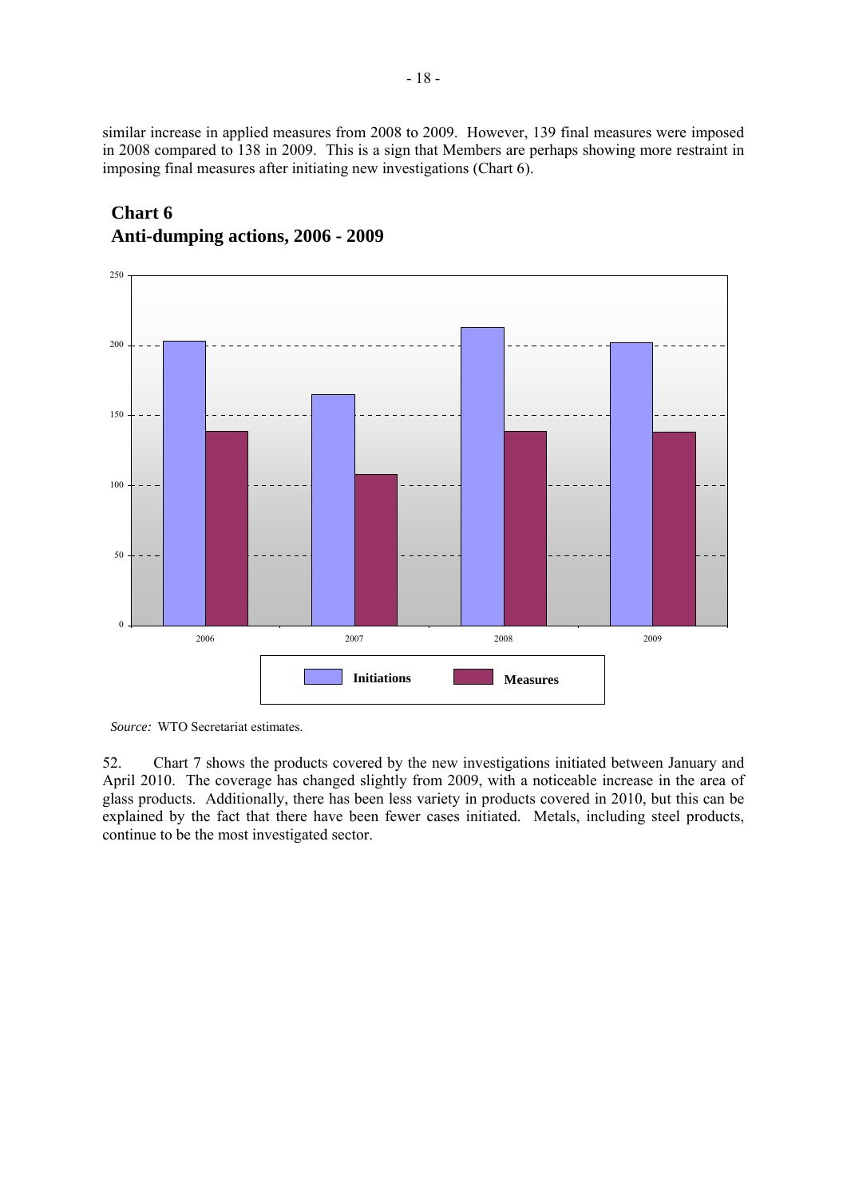similar increase in applied measures from 2008 to 2009. However, 139 final measures were imposed in 2008 compared to 138 in 2009. This is a sign that Members are perhaps showing more restraint in imposing final measures after initiating new investigations (Chart 6).

**Chart 6**
**Anti-dumping actions, 2006 - 2009**

*Source:* WTO Secretariat estimates.

52. Chart 7 shows the products covered by the new investigations initiated between January and April 2010. The coverage has changed slightly from 2009, with a noticeable increase in the area of glass products. Additionally, there has been less variety in products covered in 2010, but this can be explained by the fact that there have been fewer cases initiated. Metals, including steel products, continue to be the most investigated sector.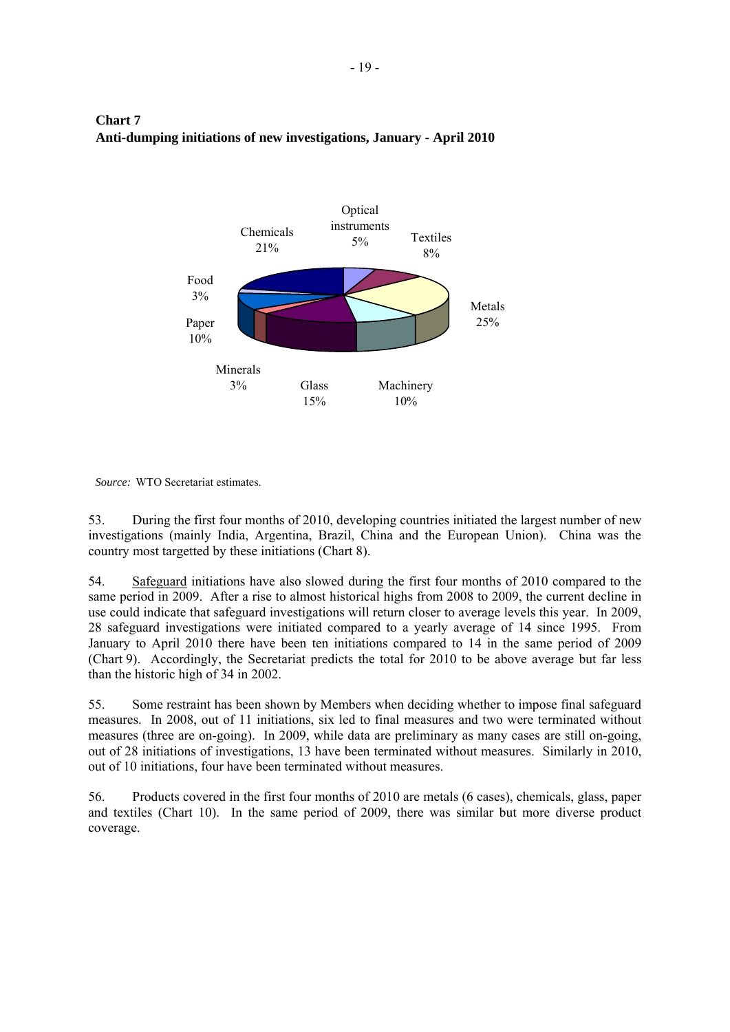**Chart 7**
**Anti-dumping initiations of new investigations, January - April 2010**

Optical instruments 5%
Textiles 8%
Metals 25%
Machinery 10%
Glass 15%
Minerals 3%
Paper 10%
Food 3%
Chemicals 21%

*Source:* WTO Secretariat estimates.

53. During the first four months of 2010, developing countries initiated the largest number of new investigations (mainly India, Argentina, Brazil, China and the European Union). China was the country most targetted by these initiations (Chart 8).

54. Safeguard initiations have also slowed during the first four months of 2010 compared to the same period in 2009. After a rise to almost historical highs from 2008 to 2009, the current decline in use could indicate that safeguard investigations will return closer to average levels this year. In 2009, 28 safeguard investigations were initiated compared to a yearly average of 14 since 1995. From January to April 2010 there have been ten initiations compared to 14 in the same period of 2009 (Chart 9). Accordingly, the Secretariat predicts the total for 2010 to be above average but far less than the historic high of 34 in 2002.

55. Some restraint has been shown by Members when deciding whether to impose final safeguard measures. In 2008, out of 11 initiations, six led to final measures and two were terminated without measures (three are on-going). In 2009, while data are preliminary as many cases are still on-going, out of 28 initiations of investigations, 13 have been terminated without measures. Similarly in 2010, out of 10 initiations, four have been terminated without measures.

56. Products covered in the first four months of 2010 are metals (6 cases), chemicals, glass, paper and textiles (Chart 10). In the same period of 2009, there was similar but more diverse product coverage.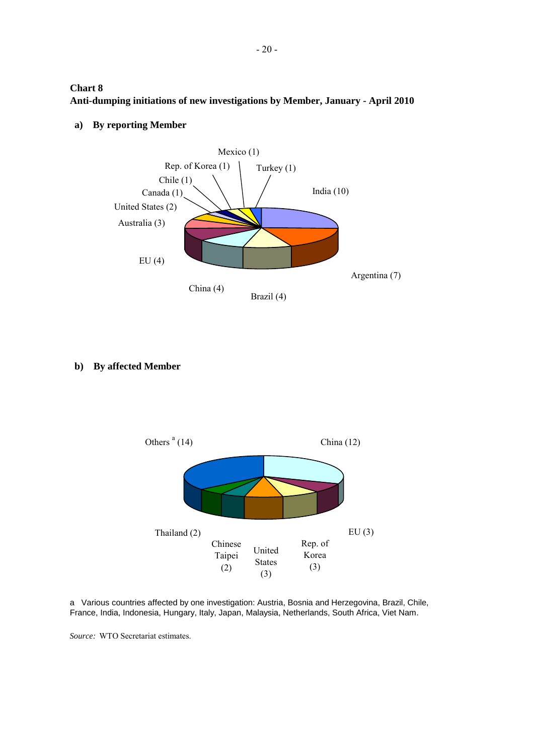**Chart 8**
**Anti-dumping initiations of new investigations by Member, January - April 2010**

**a) By reporting Member**

India (10), Argentina (7), Brazil (4), China (4), EU (4), Australia (3), United States (2), Canada (1), Chile (1), Rep. of Korea (1), Mexico (1), Turkey (1)

**b) By affected Member**

China (12), EU (3), Rep. of Korea (3), United States (3), Chinese Taipei (2), Thailand (2), Others [a] (14)

a Various countries affected by one investigation: Austria, Bosnia and Herzegovina, Brazil, Chile, France, India, Indonesia, Hungary, Italy, Japan, Malaysia, Netherlands, South Africa, Viet Nam.

*Source:* WTO Secretariat estimates.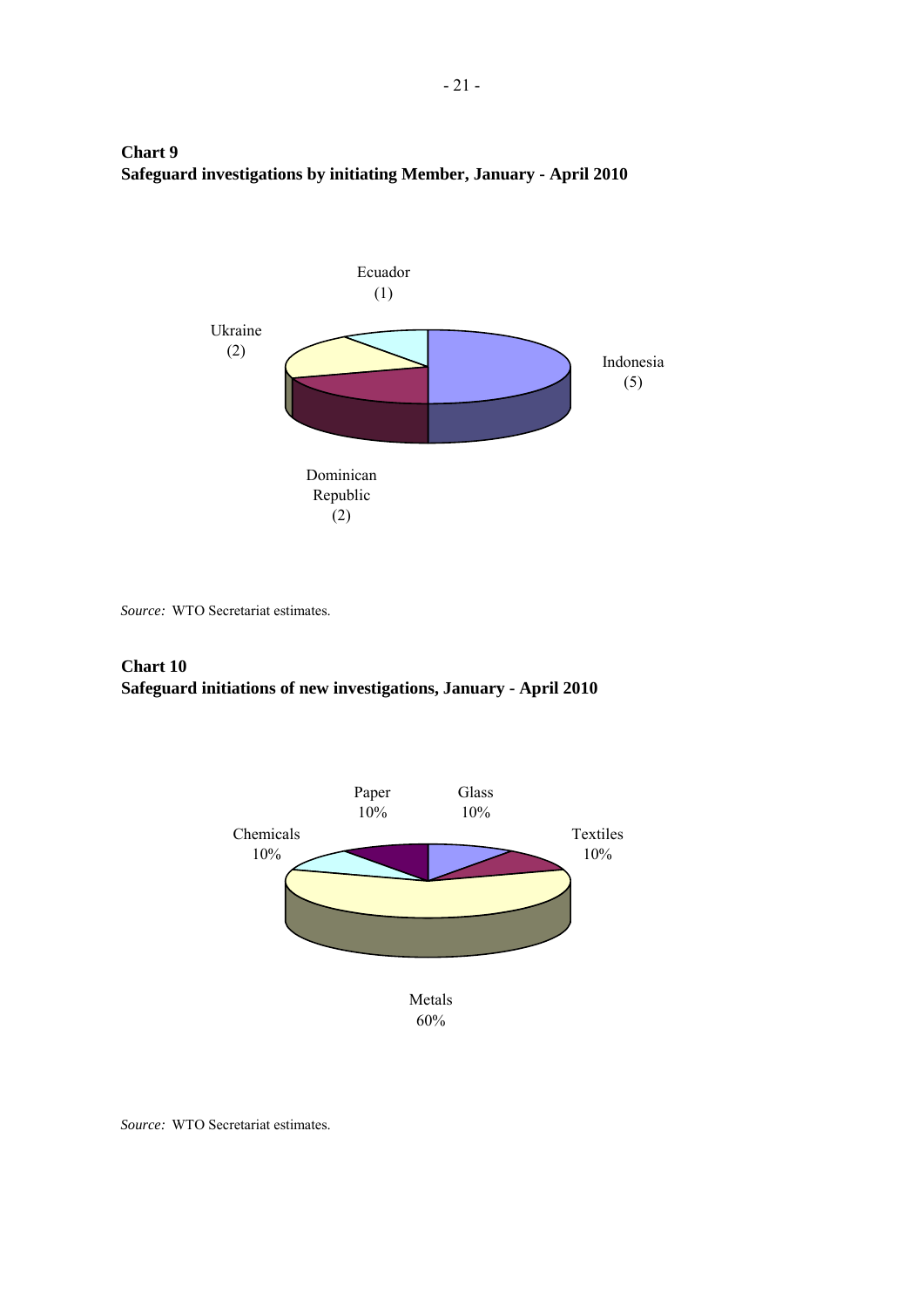**Chart 9**
**Safeguard investigations by initiating Member, January - April 2010**

Ecuador (1)

Ukraine (2)

Indonesia (5)

Dominican Republic (2)

*Source:* WTO Secretariat estimates.

**Chart 10**
**Safeguard initiations of new investigations, January - April 2010**

Paper 10%

Glass 10%

Chemicals 10%

Textiles 10%

Metals 60%

*Source:* WTO Secretariat estimates.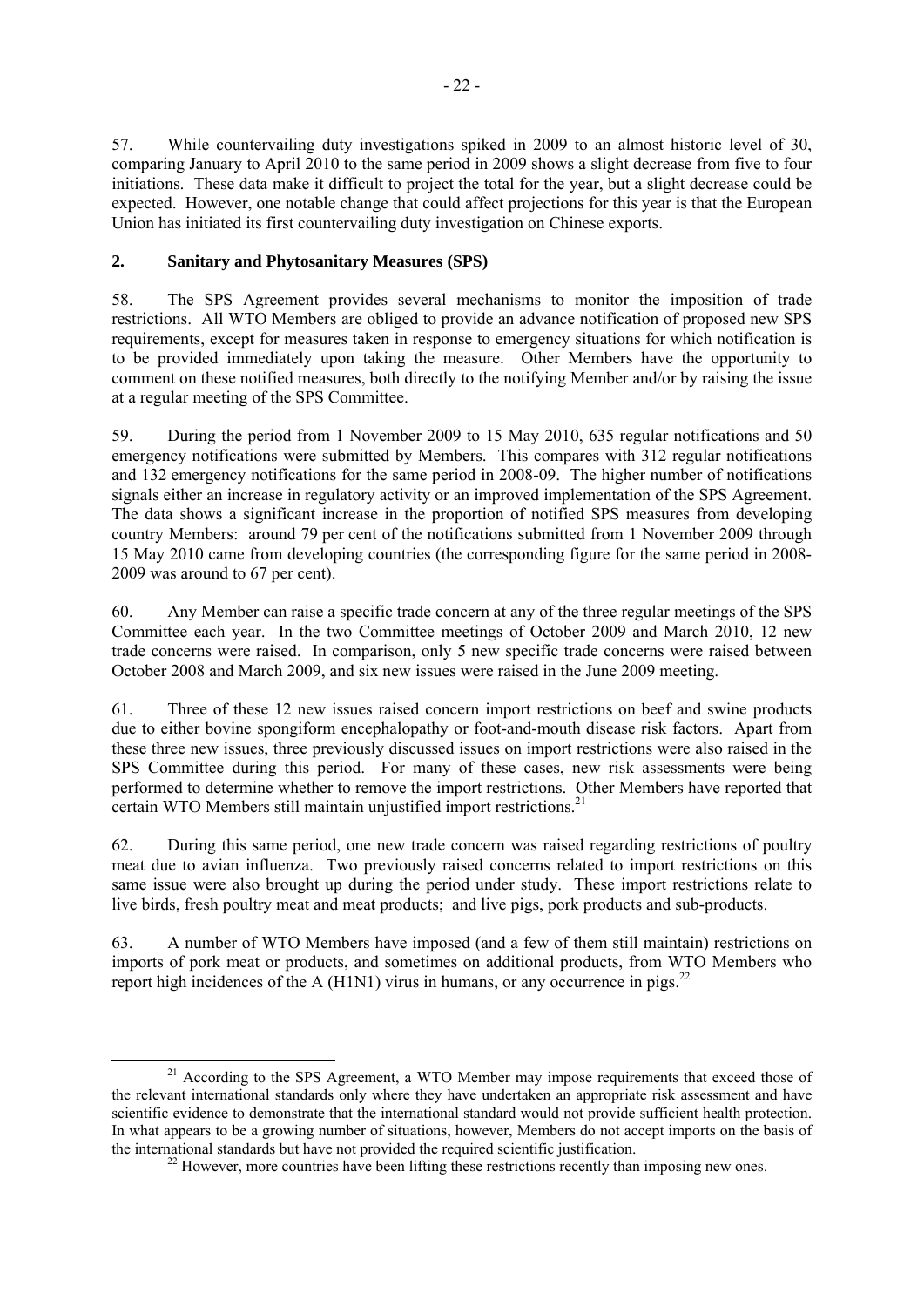57. While countervailing duty investigations spiked in 2009 to an almost historic level of 30, comparing January to April 2010 to the same period in 2009 shows a slight decrease from five to four initiations. These data make it difficult to project the total for the year, but a slight decrease could be expected. However, one notable change that could affect projections for this year is that the European Union has initiated its first countervailing duty investigation on Chinese exports.

## 2. Sanitary and Phytosanitary Measures (SPS)

58. The SPS Agreement provides several mechanisms to monitor the imposition of trade restrictions. All WTO Members are obliged to provide an advance notification of proposed new SPS requirements, except for measures taken in response to emergency situations for which notification is to be provided immediately upon taking the measure. Other Members have the opportunity to comment on these notified measures, both directly to the notifying Member and/or by raising the issue at a regular meeting of the SPS Committee.

59. During the period from 1 November 2009 to 15 May 2010, 635 regular notifications and 50 emergency notifications were submitted by Members. This compares with 312 regular notifications and 132 emergency notifications for the same period in 2008-09. The higher number of notifications signals either an increase in regulatory activity or an improved implementation of the SPS Agreement. The data shows a significant increase in the proportion of notified SPS measures from developing country Members: around 79 per cent of the notifications submitted from 1 November 2009 through 15 May 2010 came from developing countries (the corresponding figure for the same period in 2008-2009 was around to 67 per cent).

60. Any Member can raise a specific trade concern at any of the three regular meetings of the SPS Committee each year. In the two Committee meetings of October 2009 and March 2010, 12 new trade concerns were raised. In comparison, only 5 new specific trade concerns were raised between October 2008 and March 2009, and six new issues were raised in the June 2009 meeting.

61. Three of these 12 new issues raised concern import restrictions on beef and swine products due to either bovine spongiform encephalopathy or foot-and-mouth disease risk factors. Apart from these three new issues, three previously discussed issues on import restrictions were also raised in the SPS Committee during this period. For many of these cases, new risk assessments were being performed to determine whether to remove the import restrictions. Other Members have reported that certain WTO Members still maintain unjustified import restrictions.[21]

62. During this same period, one new trade concern was raised regarding restrictions of poultry meat due to avian influenza. Two previously raised concerns related to import restrictions on this same issue were also brought up during the period under study. These import restrictions relate to live birds, fresh poultry meat and meat products; and live pigs, pork products and sub-products.

63. A number of WTO Members have imposed (and a few of them still maintain) restrictions on imports of pork meat or products, and sometimes on additional products, from WTO Members who report high incidences of the A (H1N1) virus in humans, or any occurrence in pigs.[22]

---

[21] According to the SPS Agreement, a WTO Member may impose requirements that exceed those of the relevant international standards only where they have undertaken an appropriate risk assessment and have scientific evidence to demonstrate that the international standard would not provide sufficient health protection. In what appears to be a growing number of situations, however, Members do not accept imports on the basis of the international standards but have not provided the required scientific justification.

[22] However, more countries have been lifting these restrictions recently than imposing new ones.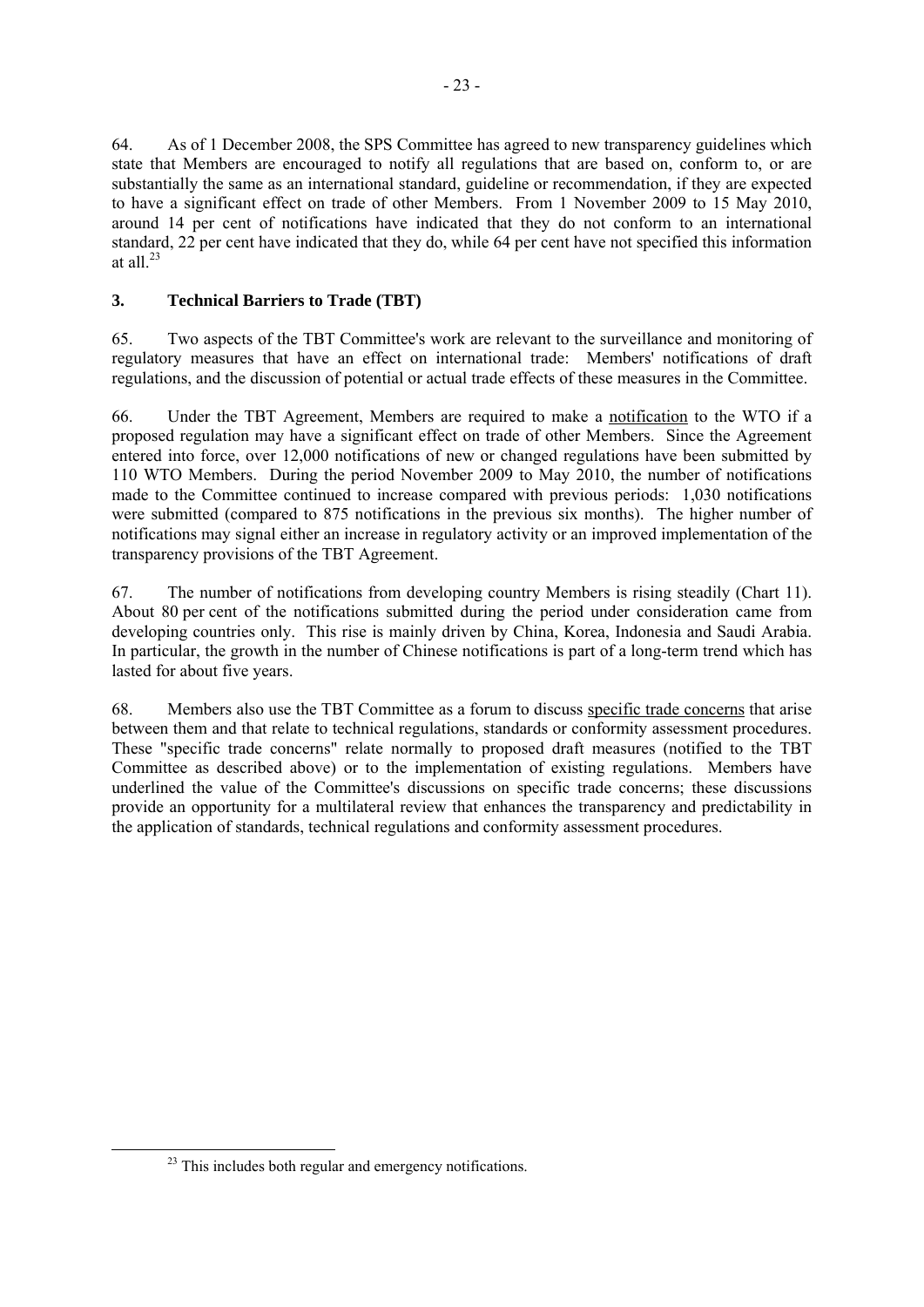64. As of 1 December 2008, the SPS Committee has agreed to new transparency guidelines which state that Members are encouraged to notify all regulations that are based on, conform to, or are substantially the same as an international standard, guideline or recommendation, if they are expected to have a significant effect on trade of other Members. From 1 November 2009 to 15 May 2010, around 14 per cent of notifications have indicated that they do not conform to an international standard, 22 per cent have indicated that they do, while 64 per cent have not specified this information at all.[23]

### 3. Technical Barriers to Trade (TBT)

65. Two aspects of the TBT Committee's work are relevant to the surveillance and monitoring of regulatory measures that have an effect on international trade: Members' notifications of draft regulations, and the discussion of potential or actual trade effects of these measures in the Committee.

66. Under the TBT Agreement, Members are required to make a notification to the WTO if a proposed regulation may have a significant effect on trade of other Members. Since the Agreement entered into force, over 12,000 notifications of new or changed regulations have been submitted by 110 WTO Members. During the period November 2009 to May 2010, the number of notifications made to the Committee continued to increase compared with previous periods: 1,030 notifications were submitted (compared to 875 notifications in the previous six months). The higher number of notifications may signal either an increase in regulatory activity or an improved implementation of the transparency provisions of the TBT Agreement.

67. The number of notifications from developing country Members is rising steadily (Chart 11). About 80 per cent of the notifications submitted during the period under consideration came from developing countries only. This rise is mainly driven by China, Korea, Indonesia and Saudi Arabia. In particular, the growth in the number of Chinese notifications is part of a long-term trend which has lasted for about five years.

68. Members also use the TBT Committee as a forum to discuss specific trade concerns that arise between them and that relate to technical regulations, standards or conformity assessment procedures. These "specific trade concerns" relate normally to proposed draft measures (notified to the TBT Committee as described above) or to the implementation of existing regulations. Members have underlined the value of the Committee's discussions on specific trade concerns; these discussions provide an opportunity for a multilateral review that enhances the transparency and predictability in the application of standards, technical regulations and conformity assessment procedures.

---

[23] This includes both regular and emergency notifications.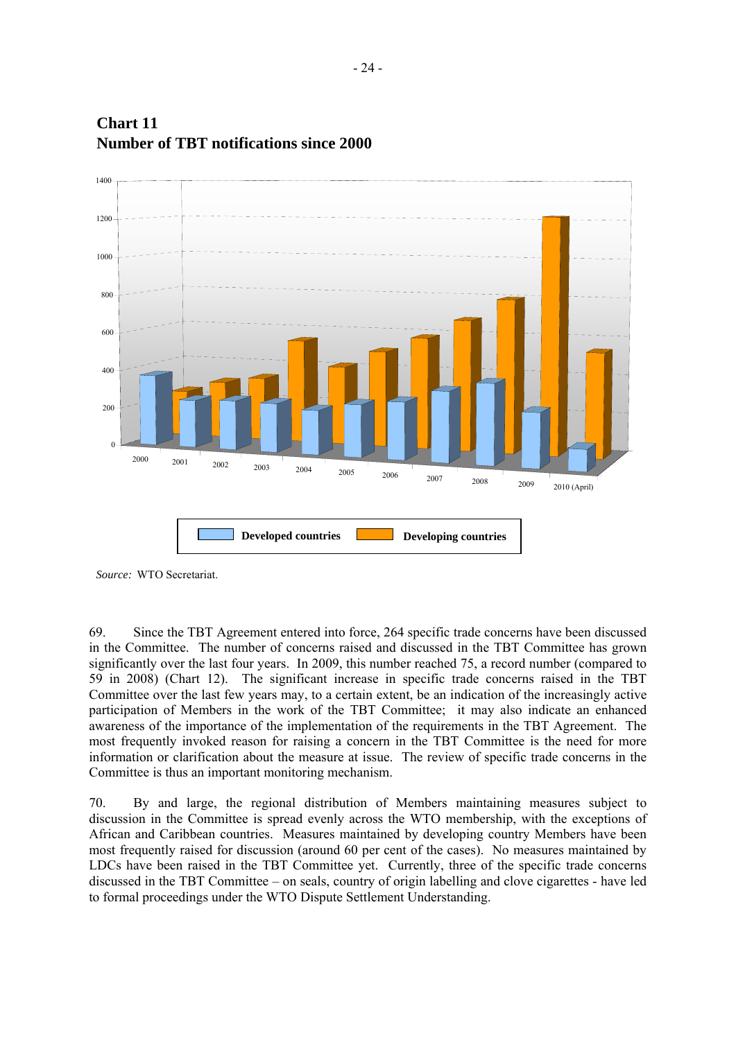**Chart 11**
**Number of TBT notifications since 2000**

*Source:* WTO Secretariat.

69. Since the TBT Agreement entered into force, 264 specific trade concerns have been discussed in the Committee. The number of concerns raised and discussed in the TBT Committee has grown significantly over the last four years. In 2009, this number reached 75, a record number (compared to 59 in 2008) (Chart 12). The significant increase in specific trade concerns raised in the TBT Committee over the last few years may, to a certain extent, be an indication of the increasingly active participation of Members in the work of the TBT Committee; it may also indicate an enhanced awareness of the importance of the implementation of the requirements in the TBT Agreement. The most frequently invoked reason for raising a concern in the TBT Committee is the need for more information or clarification about the measure at issue. The review of specific trade concerns in the Committee is thus an important monitoring mechanism.

70. By and large, the regional distribution of Members maintaining measures subject to discussion in the Committee is spread evenly across the WTO membership, with the exceptions of African and Caribbean countries. Measures maintained by developing country Members have been most frequently raised for discussion (around 60 per cent of the cases). No measures maintained by LDCs have been raised in the TBT Committee yet. Currently, three of the specific trade concerns discussed in the TBT Committee – on seals, country of origin labelling and clove cigarettes - have led to formal proceedings under the WTO Dispute Settlement Understanding.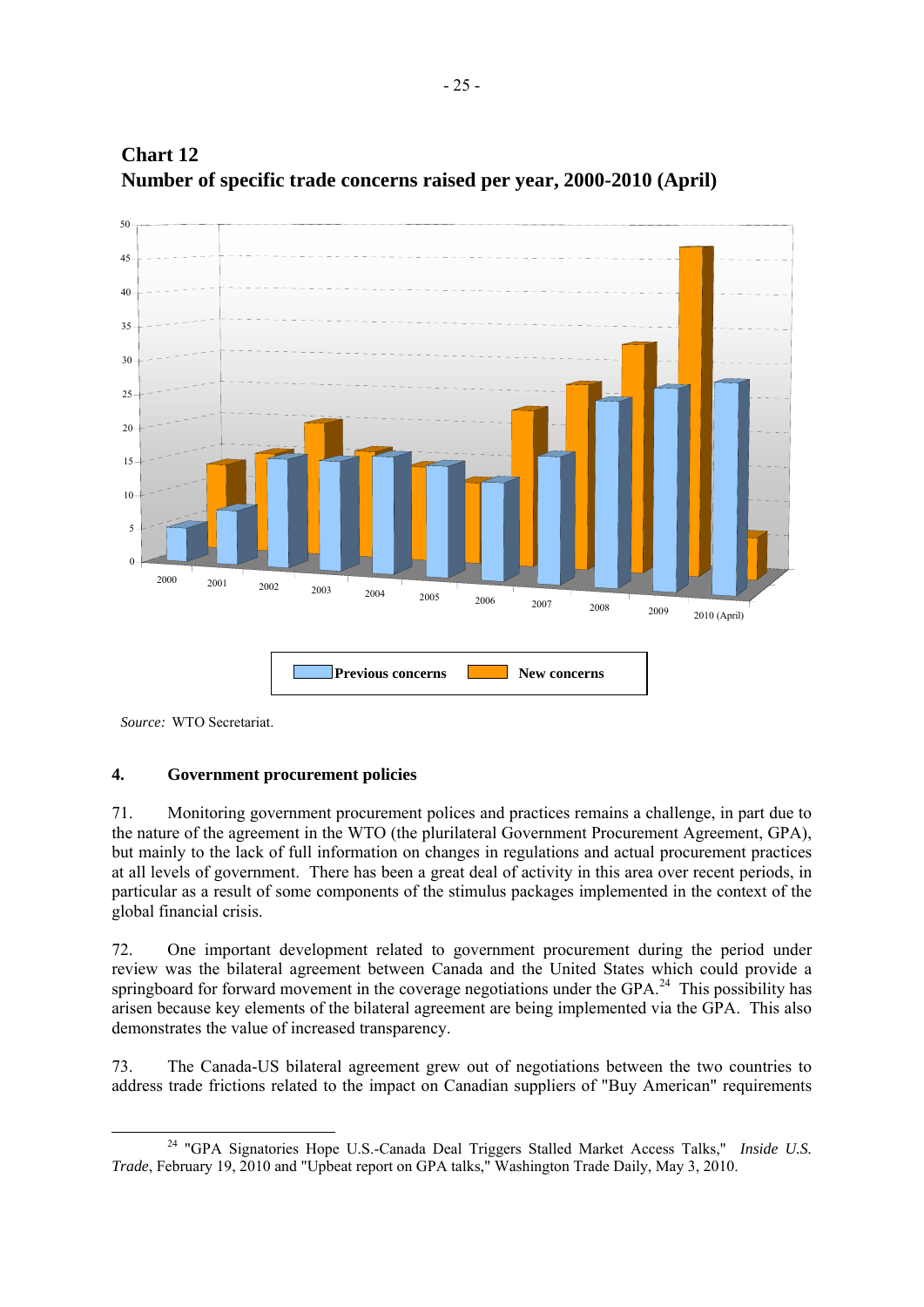**Chart 12**
**Number of specific trade concerns raised per year, 2000-2010 (April)**

*Source:* WTO Secretariat.

### 4. Government procurement policies

71. Monitoring government procurement polices and practices remains a challenge, in part due to the nature of the agreement in the WTO (the plurilateral Government Procurement Agreement, GPA), but mainly to the lack of full information on changes in regulations and actual procurement practices at all levels of government. There has been a great deal of activity in this area over recent periods, in particular as a result of some components of the stimulus packages implemented in the context of the global financial crisis.

72. One important development related to government procurement during the period under review was the bilateral agreement between Canada and the United States which could provide a springboard for forward movement in the coverage negotiations under the GPA.[24] This possibility has arisen because key elements of the bilateral agreement are being implemented via the GPA. This also demonstrates the value of increased transparency.

73. The Canada-US bilateral agreement grew out of negotiations between the two countries to address trade frictions related to the impact on Canadian suppliers of "Buy American" requirements

[24] "GPA Signatories Hope U.S.-Canada Deal Triggers Stalled Market Access Talks," *Inside U.S. Trade*, February 19, 2010 and "Upbeat report on GPA talks," Washington Trade Daily, May 3, 2010.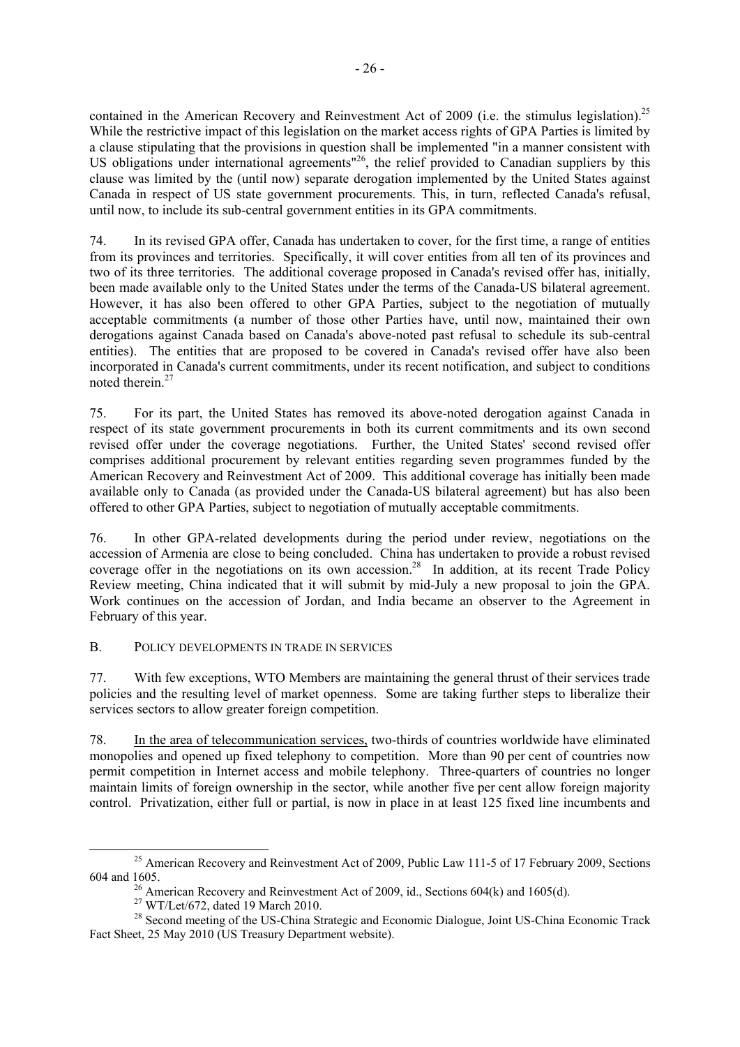contained in the American Recovery and Reinvestment Act of 2009 (i.e. the stimulus legislation).[25] While the restrictive impact of this legislation on the market access rights of GPA Parties is limited by a clause stipulating that the provisions in question shall be implemented "in a manner consistent with US obligations under international agreements"[26], the relief provided to Canadian suppliers by this clause was limited by the (until now) separate derogation implemented by the United States against Canada in respect of US state government procurements. This, in turn, reflected Canada's refusal, until now, to include its sub-central government entities in its GPA commitments.

74. In its revised GPA offer, Canada has undertaken to cover, for the first time, a range of entities from its provinces and territories. Specifically, it will cover entities from all ten of its provinces and two of its three territories. The additional coverage proposed in Canada's revised offer has, initially, been made available only to the United States under the terms of the Canada-US bilateral agreement. However, it has also been offered to other GPA Parties, subject to the negotiation of mutually acceptable commitments (a number of those other Parties have, until now, maintained their own derogations against Canada based on Canada's above-noted past refusal to schedule its sub-central entities). The entities that are proposed to be covered in Canada's revised offer have also been incorporated in Canada's current commitments, under its recent notification, and subject to conditions noted therein.[27]

75. For its part, the United States has removed its above-noted derogation against Canada in respect of its state government procurements in both its current commitments and its own second revised offer under the coverage negotiations. Further, the United States' second revised offer comprises additional procurement by relevant entities regarding seven programmes funded by the American Recovery and Reinvestment Act of 2009. This additional coverage has initially been made available only to Canada (as provided under the Canada-US bilateral agreement) but has also been offered to other GPA Parties, subject to negotiation of mutually acceptable commitments.

76. In other GPA-related developments during the period under review, negotiations on the accession of Armenia are close to being concluded. China has undertaken to provide a robust revised coverage offer in the negotiations on its own accession.[28] In addition, at its recent Trade Policy Review meeting, China indicated that it will submit by mid-July a new proposal to join the GPA. Work continues on the accession of Jordan, and India became an observer to the Agreement in February of this year.

## B. POLICY DEVELOPMENTS IN TRADE IN SERVICES

77. With few exceptions, WTO Members are maintaining the general thrust of their services trade policies and the resulting level of market openness. Some are taking further steps to liberalize their services sectors to allow greater foreign competition.

78. <u>In the area of telecommunication services,</u> two-thirds of countries worldwide have eliminated monopolies and opened up fixed telephony to competition. More than 90 per cent of countries now permit competition in Internet access and mobile telephony. Three-quarters of countries no longer maintain limits of foreign ownership in the sector, while another five per cent allow foreign majority control. Privatization, either full or partial, is now in place in at least 125 fixed line incumbents and

---

[25] American Recovery and Reinvestment Act of 2009, Public Law 111-5 of 17 February 2009, Sections 604 and 1605.

[26] American Recovery and Reinvestment Act of 2009, id., Sections 604(k) and 1605(d).

[27] WT/Let/672, dated 19 March 2010.

[28] Second meeting of the US-China Strategic and Economic Dialogue, Joint US-China Economic Track Fact Sheet, 25 May 2010 (US Treasury Department website).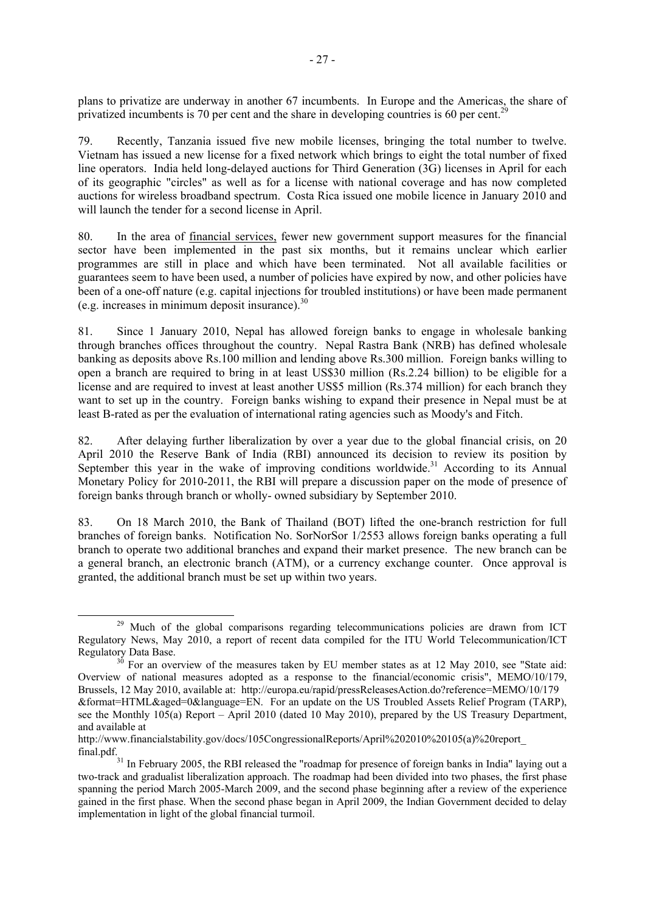plans to privatize are underway in another 67 incumbents. In Europe and the Americas, the share of privatized incumbents is 70 per cent and the share in developing countries is 60 per cent.[29]

79. Recently, Tanzania issued five new mobile licenses, bringing the total number to twelve. Vietnam has issued a new license for a fixed network which brings to eight the total number of fixed line operators. India held long-delayed auctions for Third Generation (3G) licenses in April for each of its geographic "circles" as well as for a license with national coverage and has now completed auctions for wireless broadband spectrum. Costa Rica issued one mobile licence in January 2010 and will launch the tender for a second license in April.

80. In the area of financial services, fewer new government support measures for the financial sector have been implemented in the past six months, but it remains unclear which earlier programmes are still in place and which have been terminated. Not all available facilities or guarantees seem to have been used, a number of policies have expired by now, and other policies have been of a one-off nature (e.g. capital injections for troubled institutions) or have been made permanent (e.g. increases in minimum deposit insurance).[30]

81. Since 1 January 2010, Nepal has allowed foreign banks to engage in wholesale banking through branches offices throughout the country. Nepal Rastra Bank (NRB) has defined wholesale banking as deposits above Rs.100 million and lending above Rs.300 million. Foreign banks willing to open a branch are required to bring in at least US$30 million (Rs.2.24 billion) to be eligible for a license and are required to invest at least another US$5 million (Rs.374 million) for each branch they want to set up in the country. Foreign banks wishing to expand their presence in Nepal must be at least B-rated as per the evaluation of international rating agencies such as Moody's and Fitch.

82. After delaying further liberalization by over a year due to the global financial crisis, on 20 April 2010 the Reserve Bank of India (RBI) announced its decision to review its position by September this year in the wake of improving conditions worldwide.[31] According to its Annual Monetary Policy for 2010-2011, the RBI will prepare a discussion paper on the mode of presence of foreign banks through branch or wholly- owned subsidiary by September 2010.

83. On 18 March 2010, the Bank of Thailand (BOT) lifted the one-branch restriction for full branches of foreign banks. Notification No. SorNorSor 1/2553 allows foreign banks operating a full branch to operate two additional branches and expand their market presence. The new branch can be a general branch, an electronic branch (ATM), or a currency exchange counter. Once approval is granted, the additional branch must be set up within two years.

---

[29] Much of the global comparisons regarding telecommunications policies are drawn from ICT Regulatory News, May 2010, a report of recent data compiled for the ITU World Telecommunication/ICT Regulatory Data Base.

[30] For an overview of the measures taken by EU member states as at 12 May 2010, see "State aid: Overview of national measures adopted as a response to the financial/economic crisis", MEMO/10/179, Brussels, 12 May 2010, available at: http://europa.eu/rapid/pressReleasesAction.do?reference=MEMO/10/179&format=HTML&aged=0&language=EN. For an update on the US Troubled Assets Relief Program (TARP), see the Monthly 105(a) Report – April 2010 (dated 10 May 2010), prepared by the US Treasury Department, and available at http://www.financialstability.gov/docs/105CongressionalReports/April%202010%20105(a)%20report_final.pdf.

[31] In February 2005, the RBI released the "roadmap for presence of foreign banks in India" laying out a two-track and gradualist liberalization approach. The roadmap had been divided into two phases, the first phase spanning the period March 2005-March 2009, and the second phase beginning after a review of the experience gained in the first phase. When the second phase began in April 2009, the Indian Government decided to delay implementation in light of the global financial turmoil.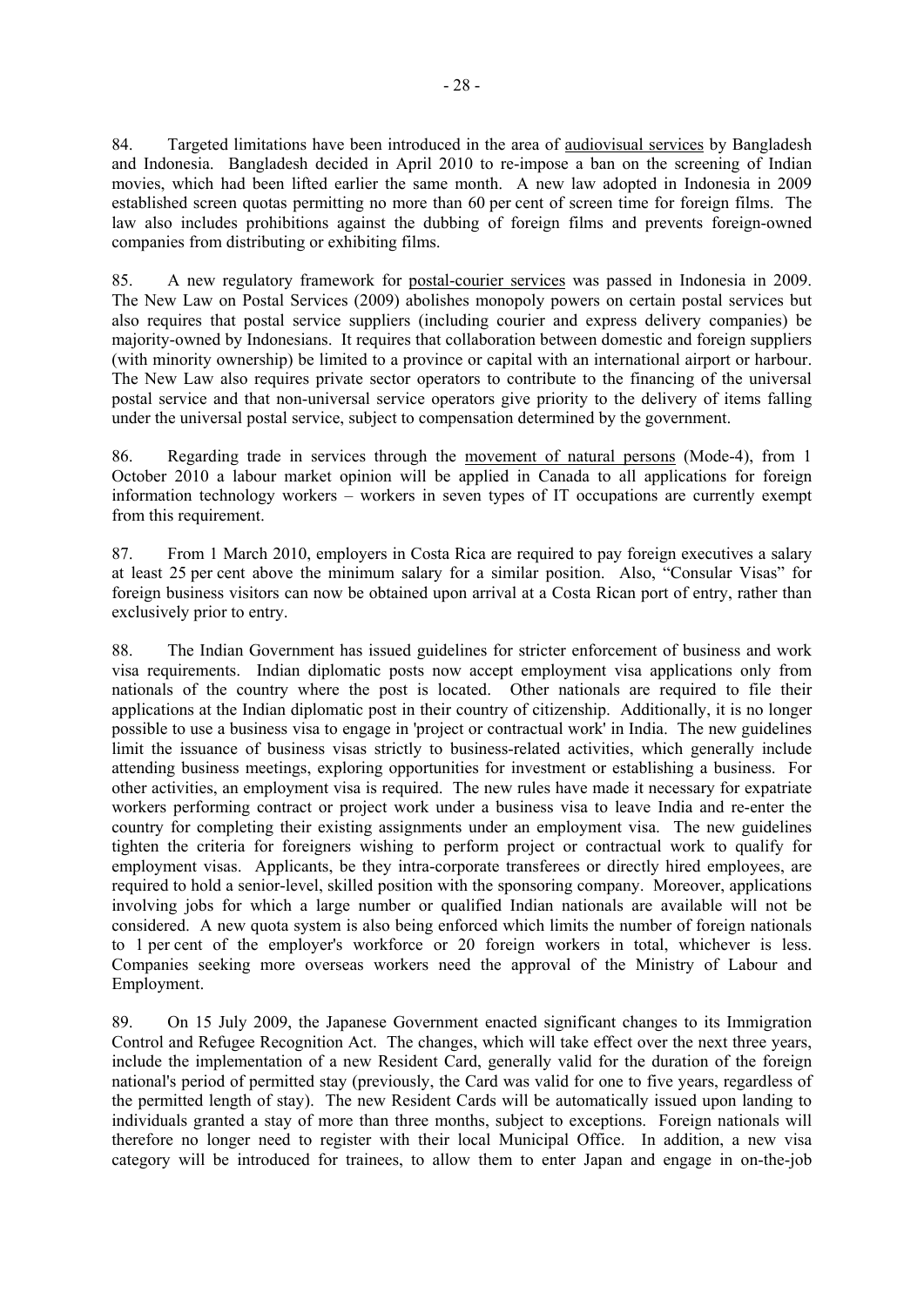84. Targeted limitations have been introduced in the area of audiovisual services by Bangladesh and Indonesia. Bangladesh decided in April 2010 to re-impose a ban on the screening of Indian movies, which had been lifted earlier the same month. A new law adopted in Indonesia in 2009 established screen quotas permitting no more than 60 per cent of screen time for foreign films. The law also includes prohibitions against the dubbing of foreign films and prevents foreign-owned companies from distributing or exhibiting films.

85. A new regulatory framework for postal-courier services was passed in Indonesia in 2009. The New Law on Postal Services (2009) abolishes monopoly powers on certain postal services but also requires that postal service suppliers (including courier and express delivery companies) be majority-owned by Indonesians. It requires that collaboration between domestic and foreign suppliers (with minority ownership) be limited to a province or capital with an international airport or harbour. The New Law also requires private sector operators to contribute to the financing of the universal postal service and that non-universal service operators give priority to the delivery of items falling under the universal postal service, subject to compensation determined by the government.

86. Regarding trade in services through the movement of natural persons (Mode-4), from 1 October 2010 a labour market opinion will be applied in Canada to all applications for foreign information technology workers – workers in seven types of IT occupations are currently exempt from this requirement.

87. From 1 March 2010, employers in Costa Rica are required to pay foreign executives a salary at least 25 per cent above the minimum salary for a similar position. Also, "Consular Visas" for foreign business visitors can now be obtained upon arrival at a Costa Rican port of entry, rather than exclusively prior to entry.

88. The Indian Government has issued guidelines for stricter enforcement of business and work visa requirements. Indian diplomatic posts now accept employment visa applications only from nationals of the country where the post is located. Other nationals are required to file their applications at the Indian diplomatic post in their country of citizenship. Additionally, it is no longer possible to use a business visa to engage in 'project or contractual work' in India. The new guidelines limit the issuance of business visas strictly to business-related activities, which generally include attending business meetings, exploring opportunities for investment or establishing a business. For other activities, an employment visa is required. The new rules have made it necessary for expatriate workers performing contract or project work under a business visa to leave India and re-enter the country for completing their existing assignments under an employment visa. The new guidelines tighten the criteria for foreigners wishing to perform project or contractual work to qualify for employment visas. Applicants, be they intra-corporate transferees or directly hired employees, are required to hold a senior-level, skilled position with the sponsoring company. Moreover, applications involving jobs for which a large number or qualified Indian nationals are available will not be considered. A new quota system is also being enforced which limits the number of foreign nationals to 1 per cent of the employer's workforce or 20 foreign workers in total, whichever is less. Companies seeking more overseas workers need the approval of the Ministry of Labour and Employment.

89. On 15 July 2009, the Japanese Government enacted significant changes to its Immigration Control and Refugee Recognition Act. The changes, which will take effect over the next three years, include the implementation of a new Resident Card, generally valid for the duration of the foreign national's period of permitted stay (previously, the Card was valid for one to five years, regardless of the permitted length of stay). The new Resident Cards will be automatically issued upon landing to individuals granted a stay of more than three months, subject to exceptions. Foreign nationals will therefore no longer need to register with their local Municipal Office. In addition, a new visa category will be introduced for trainees, to allow them to enter Japan and engage in on-the-job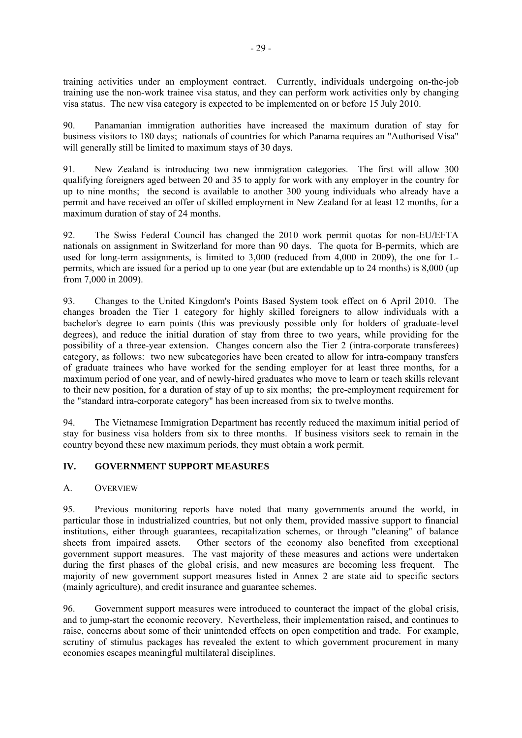training activities under an employment contract. Currently, individuals undergoing on-the-job training use the non-work trainee visa status, and they can perform work activities only by changing visa status. The new visa category is expected to be implemented on or before 15 July 2010.

90. Panamanian immigration authorities have increased the maximum duration of stay for business visitors to 180 days; nationals of countries for which Panama requires an "Authorised Visa" will generally still be limited to maximum stays of 30 days.

91. New Zealand is introducing two new immigration categories. The first will allow 300 qualifying foreigners aged between 20 and 35 to apply for work with any employer in the country for up to nine months; the second is available to another 300 young individuals who already have a permit and have received an offer of skilled employment in New Zealand for at least 12 months, for a maximum duration of stay of 24 months.

92. The Swiss Federal Council has changed the 2010 work permit quotas for non-EU/EFTA nationals on assignment in Switzerland for more than 90 days. The quota for B-permits, which are used for long-term assignments, is limited to 3,000 (reduced from 4,000 in 2009), the one for L-permits, which are issued for a period up to one year (but are extendable up to 24 months) is 8,000 (up from 7,000 in 2009).

93. Changes to the United Kingdom's Points Based System took effect on 6 April 2010. The changes broaden the Tier 1 category for highly skilled foreigners to allow individuals with a bachelor's degree to earn points (this was previously possible only for holders of graduate-level degrees), and reduce the initial duration of stay from three to two years, while providing for the possibility of a three-year extension. Changes concern also the Tier 2 (intra-corporate transferees) category, as follows: two new subcategories have been created to allow for intra-company transfers of graduate trainees who have worked for the sending employer for at least three months, for a maximum period of one year, and of newly-hired graduates who move to learn or teach skills relevant to their new position, for a duration of stay of up to six months; the pre-employment requirement for the "standard intra-corporate category" has been increased from six to twelve months.

94. The Vietnamese Immigration Department has recently reduced the maximum initial period of stay for business visa holders from six to three months. If business visitors seek to remain in the country beyond these new maximum periods, they must obtain a work permit.

## IV. GOVERNMENT SUPPORT MEASURES

### A. OVERVIEW

95. Previous monitoring reports have noted that many governments around the world, in particular those in industrialized countries, but not only them, provided massive support to financial institutions, either through guarantees, recapitalization schemes, or through "cleaning" of balance sheets from impaired assets. Other sectors of the economy also benefited from exceptional government support measures. The vast majority of these measures and actions were undertaken during the first phases of the global crisis, and new measures are becoming less frequent. The majority of new government support measures listed in Annex 2 are state aid to specific sectors (mainly agriculture), and credit insurance and guarantee schemes.

96. Government support measures were introduced to counteract the impact of the global crisis, and to jump-start the economic recovery. Nevertheless, their implementation raised, and continues to raise, concerns about some of their unintended effects on open competition and trade. For example, scrutiny of stimulus packages has revealed the extent to which government procurement in many economies escapes meaningful multilateral disciplines.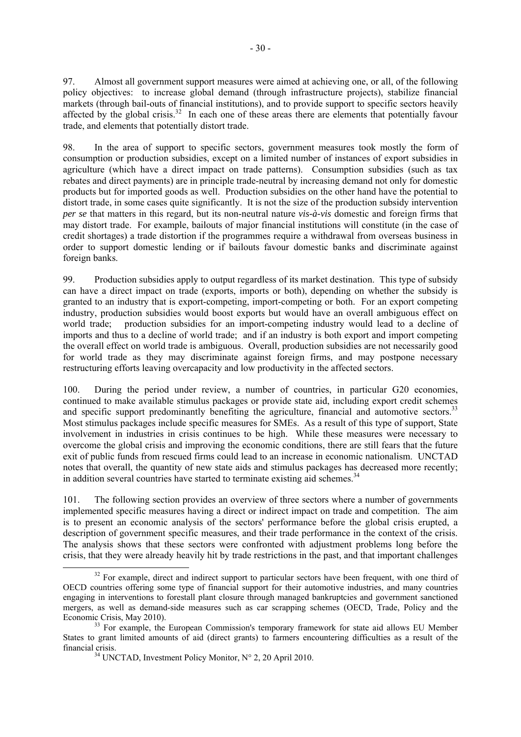97. Almost all government support measures were aimed at achieving one, or all, of the following policy objectives: to increase global demand (through infrastructure projects), stabilize financial markets (through bail-outs of financial institutions), and to provide support to specific sectors heavily affected by the global crisis.[32] In each one of these areas there are elements that potentially favour trade, and elements that potentially distort trade.

98. In the area of support to specific sectors, government measures took mostly the form of consumption or production subsidies, except on a limited number of instances of export subsidies in agriculture (which have a direct impact on trade patterns). Consumption subsidies (such as tax rebates and direct payments) are in principle trade-neutral by increasing demand not only for domestic products but for imported goods as well. Production subsidies on the other hand have the potential to distort trade, in some cases quite significantly. It is not the size of the production subsidy intervention *per se* that matters in this regard, but its non-neutral nature *vis-à-vis* domestic and foreign firms that may distort trade. For example, bailouts of major financial institutions will constitute (in the case of credit shortages) a trade distortion if the programmes require a withdrawal from overseas business in order to support domestic lending or if bailouts favour domestic banks and discriminate against foreign banks.

99. Production subsidies apply to output regardless of its market destination. This type of subsidy can have a direct impact on trade (exports, imports or both), depending on whether the subsidy is granted to an industry that is export-competing, import-competing or both. For an export competing industry, production subsidies would boost exports but would have an overall ambiguous effect on world trade; production subsidies for an import-competing industry would lead to a decline of imports and thus to a decline of world trade; and if an industry is both export and import competing the overall effect on world trade is ambiguous. Overall, production subsidies are not necessarily good for world trade as they may discriminate against foreign firms, and may postpone necessary restructuring efforts leaving overcapacity and low productivity in the affected sectors.

100. During the period under review, a number of countries, in particular G20 economies, continued to make available stimulus packages or provide state aid, including export credit schemes and specific support predominantly benefiting the agriculture, financial and automotive sectors.[33] Most stimulus packages include specific measures for SMEs. As a result of this type of support, State involvement in industries in crisis continues to be high. While these measures were necessary to overcome the global crisis and improving the economic conditions, there are still fears that the future exit of public funds from rescued firms could lead to an increase in economic nationalism. UNCTAD notes that overall, the quantity of new state aids and stimulus packages has decreased more recently; in addition several countries have started to terminate existing aid schemes.[34]

101. The following section provides an overview of three sectors where a number of governments implemented specific measures having a direct or indirect impact on trade and competition. The aim is to present an economic analysis of the sectors' performance before the global crisis erupted, a description of government specific measures, and their trade performance in the context of the crisis. The analysis shows that these sectors were confronted with adjustment problems long before the crisis, that they were already heavily hit by trade restrictions in the past, and that important challenges

---

[32] For example, direct and indirect support to particular sectors have been frequent, with one third of OECD countries offering some type of financial support for their automotive industries, and many countries engaging in interventions to forestall plant closure through managed bankruptcies and government sanctioned mergers, as well as demand-side measures such as car scrapping schemes (OECD, Trade, Policy and the Economic Crisis, May 2010).

[33] For example, the European Commission's temporary framework for state aid allows EU Member States to grant limited amounts of aid (direct grants) to farmers encountering difficulties as a result of the financial crisis.

[34] UNCTAD, Investment Policy Monitor, N° 2, 20 April 2010.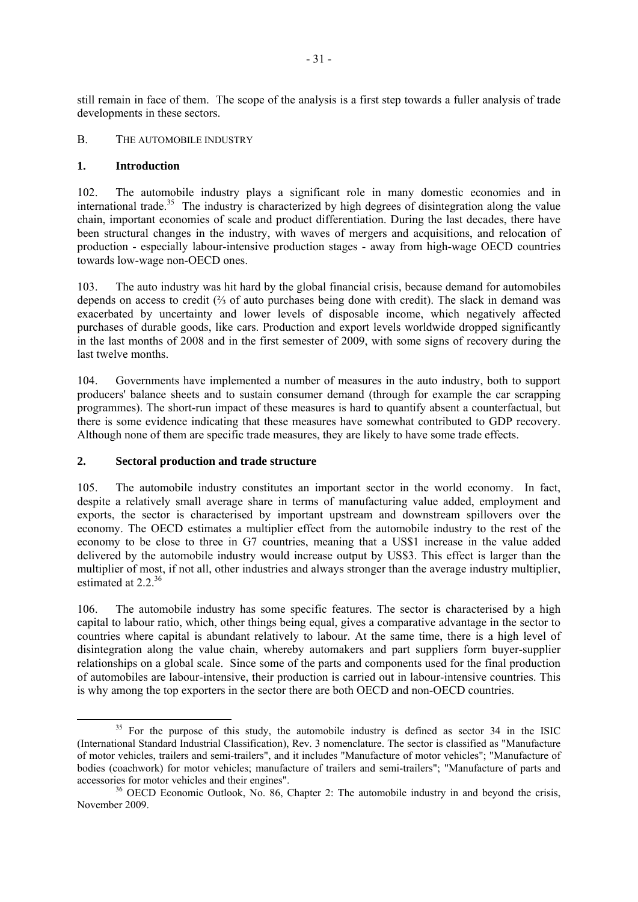still remain in face of them. The scope of the analysis is a first step towards a fuller analysis of trade developments in these sectors.

## B. THE AUTOMOBILE INDUSTRY

### 1. Introduction

102. The automobile industry plays a significant role in many domestic economies and in international trade.[35] The industry is characterized by high degrees of disintegration along the value chain, important economies of scale and product differentiation. During the last decades, there have been structural changes in the industry, with waves of mergers and acquisitions, and relocation of production - especially labour-intensive production stages - away from high-wage OECD countries towards low-wage non-OECD ones.

103. The auto industry was hit hard by the global financial crisis, because demand for automobiles depends on access to credit (⅔ of auto purchases being done with credit). The slack in demand was exacerbated by uncertainty and lower levels of disposable income, which negatively affected purchases of durable goods, like cars. Production and export levels worldwide dropped significantly in the last months of 2008 and in the first semester of 2009, with some signs of recovery during the last twelve months.

104. Governments have implemented a number of measures in the auto industry, both to support producers' balance sheets and to sustain consumer demand (through for example the car scrapping programmes). The short-run impact of these measures is hard to quantify absent a counterfactual, but there is some evidence indicating that these measures have somewhat contributed to GDP recovery. Although none of them are specific trade measures, they are likely to have some trade effects.

### 2. Sectoral production and trade structure

105. The automobile industry constitutes an important sector in the world economy. In fact, despite a relatively small average share in terms of manufacturing value added, employment and exports, the sector is characterised by important upstream and downstream spillovers over the economy. The OECD estimates a multiplier effect from the automobile industry to the rest of the economy to be close to three in G7 countries, meaning that a US$1 increase in the value added delivered by the automobile industry would increase output by US$3. This effect is larger than the multiplier of most, if not all, other industries and always stronger than the average industry multiplier, estimated at 2.2.[36]

106. The automobile industry has some specific features. The sector is characterised by a high capital to labour ratio, which, other things being equal, gives a comparative advantage in the sector to countries where capital is abundant relatively to labour. At the same time, there is a high level of disintegration along the value chain, whereby automakers and part suppliers form buyer-supplier relationships on a global scale. Since some of the parts and components used for the final production of automobiles are labour-intensive, their production is carried out in labour-intensive countries. This is why among the top exporters in the sector there are both OECD and non-OECD countries.

---

[35] For the purpose of this study, the automobile industry is defined as sector 34 in the ISIC (International Standard Industrial Classification), Rev. 3 nomenclature. The sector is classified as "Manufacture of motor vehicles, trailers and semi-trailers", and it includes "Manufacture of motor vehicles"; "Manufacture of bodies (coachwork) for motor vehicles; manufacture of trailers and semi-trailers"; "Manufacture of parts and accessories for motor vehicles and their engines".

[36] OECD Economic Outlook, No. 86, Chapter 2: The automobile industry in and beyond the crisis, November 2009.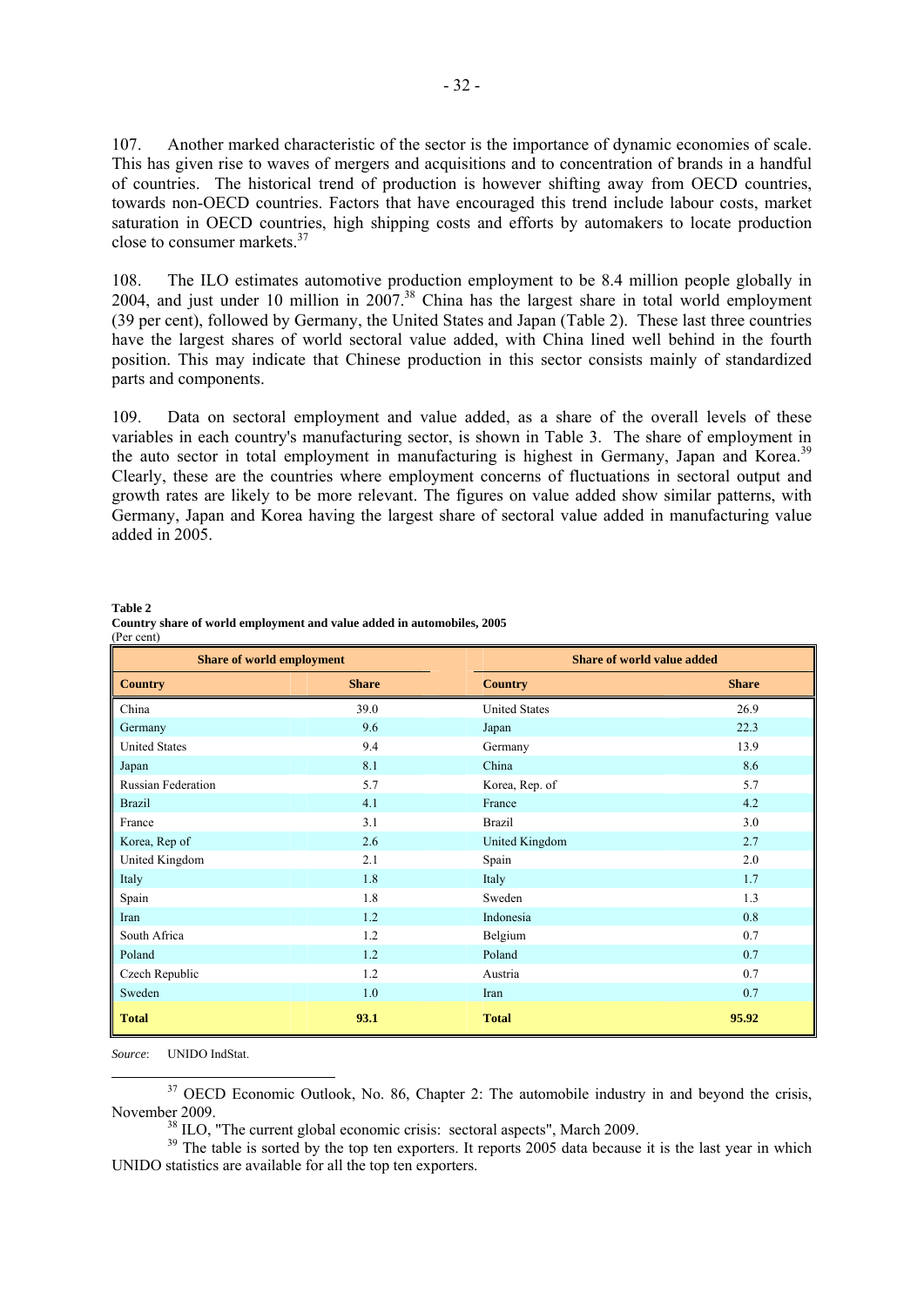107. Another marked characteristic of the sector is the importance of dynamic economies of scale. This has given rise to waves of mergers and acquisitions and to concentration of brands in a handful of countries. The historical trend of production is however shifting away from OECD countries, towards non-OECD countries. Factors that have encouraged this trend include labour costs, market saturation in OECD countries, high shipping costs and efforts by automakers to locate production close to consumer markets.[37]

108. The ILO estimates automotive production employment to be 8.4 million people globally in 2004, and just under 10 million in 2007.[38] China has the largest share in total world employment (39 per cent), followed by Germany, the United States and Japan (Table 2). These last three countries have the largest shares of world sectoral value added, with China lined well behind in the fourth position. This may indicate that Chinese production in this sector consists mainly of standardized parts and components.

109. Data on sectoral employment and value added, as a share of the overall levels of these variables in each country's manufacturing sector, is shown in Table 3. The share of employment in the auto sector in total employment in manufacturing is highest in Germany, Japan and Korea.[39] Clearly, these are the countries where employment concerns of fluctuations in sectoral output and growth rates are likely to be more relevant. The figures on value added show similar patterns, with Germany, Japan and Korea having the largest share of sectoral value added in manufacturing value added in 2005.

**Table 2**
**Country share of world employment and value added in automobiles, 2005**
(Per cent)

| Share of world employment | | Share of world value added | |
|---|---|---|---|
| **Country** | **Share** | **Country** | **Share** |
| China | 39.0 | United States | 26.9 |
| Germany | 9.6 | Japan | 22.3 |
| United States | 9.4 | Germany | 13.9 |
| Japan | 8.1 | China | 8.6 |
| Russian Federation | 5.7 | Korea, Rep. of | 5.7 |
| Brazil | 4.1 | France | 4.2 |
| France | 3.1 | Brazil | 3.0 |
| Korea, Rep of | 2.6 | United Kingdom | 2.7 |
| United Kingdom | 2.1 | Spain | 2.0 |
| Italy | 1.8 | Italy | 1.7 |
| Spain | 1.8 | Sweden | 1.3 |
| Iran | 1.2 | Indonesia | 0.8 |
| South Africa | 1.2 | Belgium | 0.7 |
| Poland | 1.2 | Poland | 0.7 |
| Czech Republic | 1.2 | Austria | 0.7 |
| Sweden | 1.0 | Iran | 0.7 |
| **Total** | **93.1** | **Total** | **95.92** |

*Source*: UNIDO IndStat.

[37] OECD Economic Outlook, No. 86, Chapter 2: The automobile industry in and beyond the crisis, November 2009.

[38] ILO, "The current global economic crisis: sectoral aspects", March 2009.

[39] The table is sorted by the top ten exporters. It reports 2005 data because it is the last year in which UNIDO statistics are available for all the top ten exporters.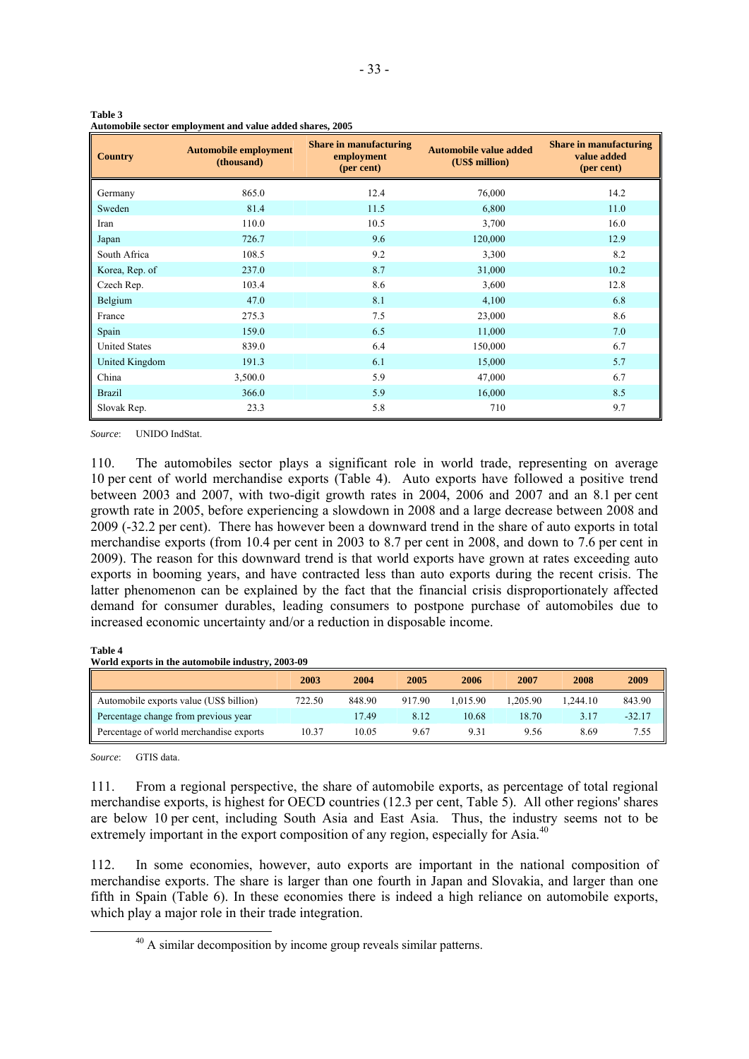**Table 3**
**Automobile sector employment and value added shares, 2005**

| Country | Automobile employment (thousand) | Share in manufacturing employment (per cent) | Automobile value added (US$ million) | Share in manufacturing value added (per cent) |
|---|---|---|---|---|
| Germany | 865.0 | 12.4 | 76,000 | 14.2 |
| Sweden | 81.4 | 11.5 | 6,800 | 11.0 |
| Iran | 110.0 | 10.5 | 3,700 | 16.0 |
| Japan | 726.7 | 9.6 | 120,000 | 12.9 |
| South Africa | 108.5 | 9.2 | 3,300 | 8.2 |
| Korea, Rep. of | 237.0 | 8.7 | 31,000 | 10.2 |
| Czech Rep. | 103.4 | 8.6 | 3,600 | 12.8 |
| Belgium | 47.0 | 8.1 | 4,100 | 6.8 |
| France | 275.3 | 7.5 | 23,000 | 8.6 |
| Spain | 159.0 | 6.5 | 11,000 | 7.0 |
| United States | 839.0 | 6.4 | 150,000 | 6.7 |
| United Kingdom | 191.3 | 6.1 | 15,000 | 5.7 |
| China | 3,500.0 | 5.9 | 47,000 | 6.7 |
| Brazil | 366.0 | 5.9 | 16,000 | 8.5 |
| Slovak Rep. | 23.3 | 5.8 | 710 | 9.7 |

*Source*: UNIDO IndStat.

110. The automobiles sector plays a significant role in world trade, representing on average 10 per cent of world merchandise exports (Table 4). Auto exports have followed a positive trend between 2003 and 2007, with two-digit growth rates in 2004, 2006 and 2007 and an 8.1 per cent growth rate in 2005, before experiencing a slowdown in 2008 and a large decrease between 2008 and 2009 (-32.2 per cent). There has however been a downward trend in the share of auto exports in total merchandise exports (from 10.4 per cent in 2003 to 8.7 per cent in 2008, and down to 7.6 per cent in 2009). The reason for this downward trend is that world exports have grown at rates exceeding auto exports in booming years, and have contracted less than auto exports during the recent crisis. The latter phenomenon can be explained by the fact that the financial crisis disproportionately affected demand for consumer durables, leading consumers to postpone purchase of automobiles due to increased economic uncertainty and/or a reduction in disposable income.

**Table 4**
**World exports in the automobile industry, 2003-09**

| | 2003 | 2004 | 2005 | 2006 | 2007 | 2008 | 2009 |
|---|---|---|---|---|---|---|---|
| Automobile exports value (US$ billion) | 722.50 | 848.90 | 917.90 | 1,015.90 | 1,205.90 | 1,244.10 | 843.90 |
| Percentage change from previous year | | 17.49 | 8.12 | 10.68 | 18.70 | 3.17 | -32.17 |
| Percentage of world merchandise exports | 10.37 | 10.05 | 9.67 | 9.31 | 9.56 | 8.69 | 7.55 |

*Source*: GTIS data.

111. From a regional perspective, the share of automobile exports, as percentage of total regional merchandise exports, is highest for OECD countries (12.3 per cent, Table 5). All other regions' shares are below 10 per cent, including South Asia and East Asia. Thus, the industry seems not to be extremely important in the export composition of any region, especially for Asia.[40]

112. In some economies, however, auto exports are important in the national composition of merchandise exports. The share is larger than one fourth in Japan and Slovakia, and larger than one fifth in Spain (Table 6). In these economies there is indeed a high reliance on automobile exports, which play a major role in their trade integration.

[40] A similar decomposition by income group reveals similar patterns.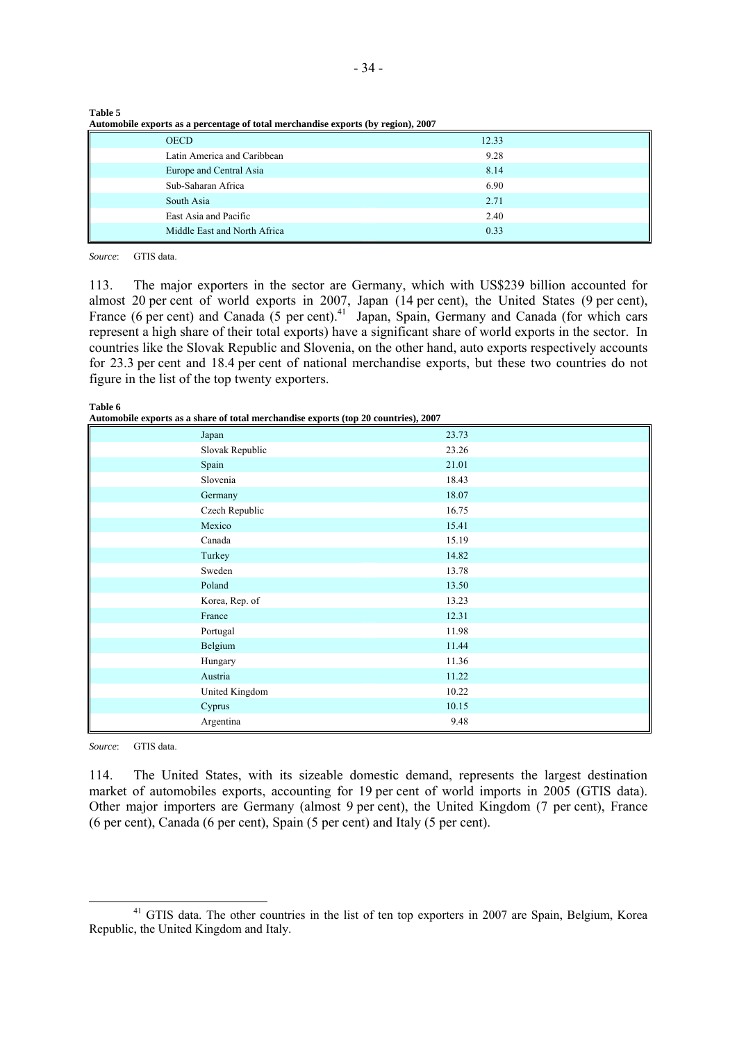**Table 5**
**Automobile exports as a percentage of total merchandise exports (by region), 2007**

| | |
|---|---|
| OECD | 12.33 |
| Latin America and Caribbean | 9.28 |
| Europe and Central Asia | 8.14 |
| Sub-Saharan Africa | 6.90 |
| South Asia | 2.71 |
| East Asia and Pacific | 2.40 |
| Middle East and North Africa | 0.33 |

*Source*: GTIS data.

113. The major exporters in the sector are Germany, which with US$239 billion accounted for almost 20 per cent of world exports in 2007, Japan (14 per cent), the United States (9 per cent), France (6 per cent) and Canada (5 per cent).[41] Japan, Spain, Germany and Canada (for which cars represent a high share of their total exports) have a significant share of world exports in the sector. In countries like the Slovak Republic and Slovenia, on the other hand, auto exports respectively accounts for 23.3 per cent and 18.4 per cent of national merchandise exports, but these two countries do not figure in the list of the top twenty exporters.

**Table 6**
**Automobile exports as a share of total merchandise exports (top 20 countries), 2007**

| | |
|---|---|
| Japan | 23.73 |
| Slovak Republic | 23.26 |
| Spain | 21.01 |
| Slovenia | 18.43 |
| Germany | 18.07 |
| Czech Republic | 16.75 |
| Mexico | 15.41 |
| Canada | 15.19 |
| Turkey | 14.82 |
| Sweden | 13.78 |
| Poland | 13.50 |
| Korea, Rep. of | 13.23 |
| France | 12.31 |
| Portugal | 11.98 |
| Belgium | 11.44 |
| Hungary | 11.36 |
| Austria | 11.22 |
| United Kingdom | 10.22 |
| Cyprus | 10.15 |
| Argentina | 9.48 |

*Source*: GTIS data.

114. The United States, with its sizeable domestic demand, represents the largest destination market of automobiles exports, accounting for 19 per cent of world imports in 2005 (GTIS data). Other major importers are Germany (almost 9 per cent), the United Kingdom (7 per cent), France (6 per cent), Canada (6 per cent), Spain (5 per cent) and Italy (5 per cent).

[41] GTIS data. The other countries in the list of ten top exporters in 2007 are Spain, Belgium, Korea Republic, the United Kingdom and Italy.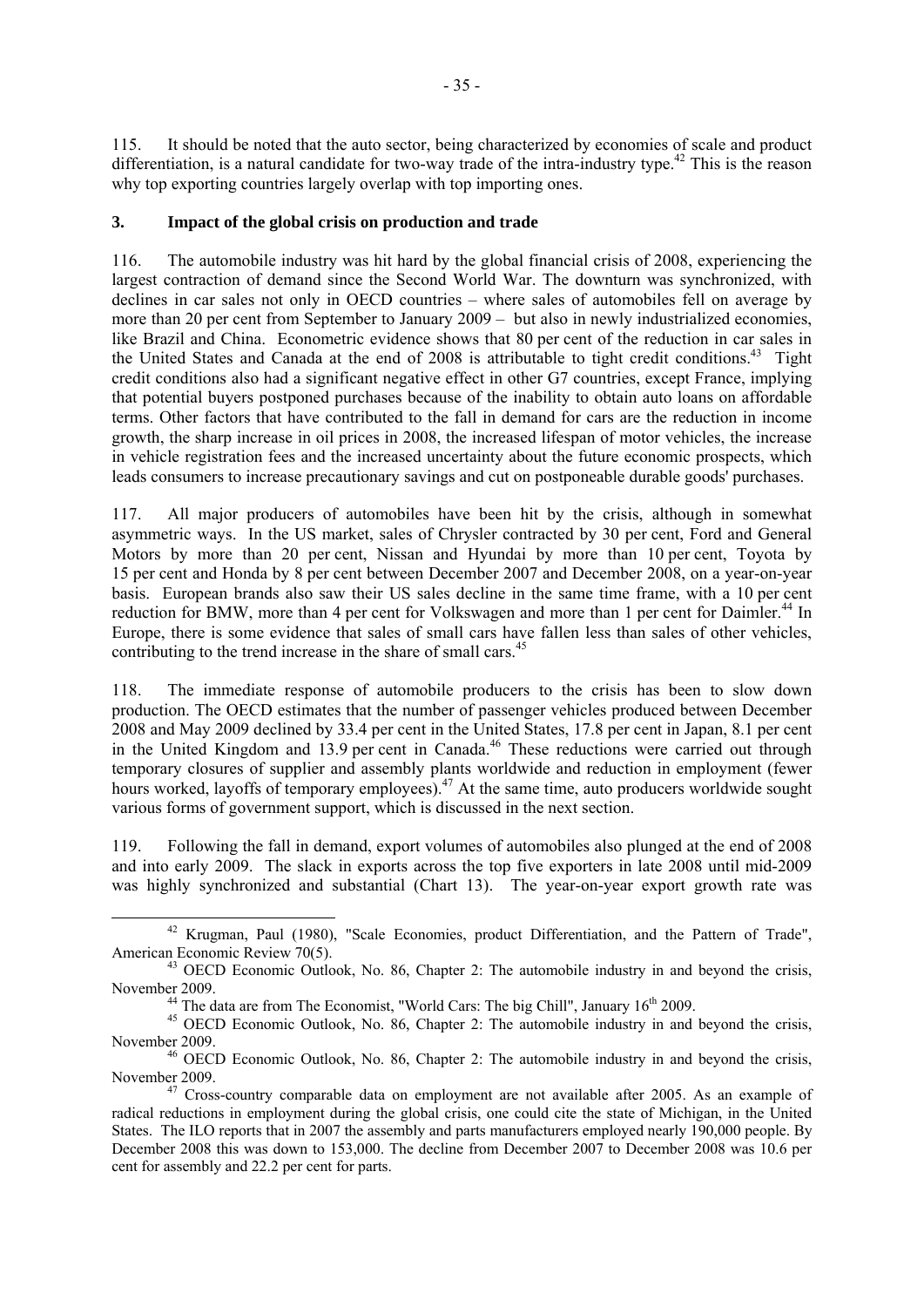115. It should be noted that the auto sector, being characterized by economies of scale and product differentiation, is a natural candidate for two-way trade of the intra-industry type.[42] This is the reason why top exporting countries largely overlap with top importing ones.

### 3. Impact of the global crisis on production and trade

116. The automobile industry was hit hard by the global financial crisis of 2008, experiencing the largest contraction of demand since the Second World War. The downturn was synchronized, with declines in car sales not only in OECD countries – where sales of automobiles fell on average by more than 20 per cent from September to January 2009 – but also in newly industrialized economies, like Brazil and China. Econometric evidence shows that 80 per cent of the reduction in car sales in the United States and Canada at the end of 2008 is attributable to tight credit conditions.[43] Tight credit conditions also had a significant negative effect in other G7 countries, except France, implying that potential buyers postponed purchases because of the inability to obtain auto loans on affordable terms. Other factors that have contributed to the fall in demand for cars are the reduction in income growth, the sharp increase in oil prices in 2008, the increased lifespan of motor vehicles, the increase in vehicle registration fees and the increased uncertainty about the future economic prospects, which leads consumers to increase precautionary savings and cut on postponeable durable goods' purchases.

117. All major producers of automobiles have been hit by the crisis, although in somewhat asymmetric ways. In the US market, sales of Chrysler contracted by 30 per cent, Ford and General Motors by more than 20 per cent, Nissan and Hyundai by more than 10 per cent, Toyota by 15 per cent and Honda by 8 per cent between December 2007 and December 2008, on a year-on-year basis. European brands also saw their US sales decline in the same time frame, with a 10 per cent reduction for BMW, more than 4 per cent for Volkswagen and more than 1 per cent for Daimler.[44] In Europe, there is some evidence that sales of small cars have fallen less than sales of other vehicles, contributing to the trend increase in the share of small cars.[45]

118. The immediate response of automobile producers to the crisis has been to slow down production. The OECD estimates that the number of passenger vehicles produced between December 2008 and May 2009 declined by 33.4 per cent in the United States, 17.8 per cent in Japan, 8.1 per cent in the United Kingdom and 13.9 per cent in Canada.[46] These reductions were carried out through temporary closures of supplier and assembly plants worldwide and reduction in employment (fewer hours worked, layoffs of temporary employees).[47] At the same time, auto producers worldwide sought various forms of government support, which is discussed in the next section.

119. Following the fall in demand, export volumes of automobiles also plunged at the end of 2008 and into early 2009. The slack in exports across the top five exporters in late 2008 until mid-2009 was highly synchronized and substantial (Chart 13). The year-on-year export growth rate was

---

[42] Krugman, Paul (1980), "Scale Economies, product Differentiation, and the Pattern of Trade", American Economic Review 70(5).

[43] OECD Economic Outlook, No. 86, Chapter 2: The automobile industry in and beyond the crisis, November 2009.

[44] The data are from The Economist, "World Cars: The big Chill", January 16th 2009.

[45] OECD Economic Outlook, No. 86, Chapter 2: The automobile industry in and beyond the crisis, November 2009.

[46] OECD Economic Outlook, No. 86, Chapter 2: The automobile industry in and beyond the crisis, November 2009.

[47] Cross-country comparable data on employment are not available after 2005. As an example of radical reductions in employment during the global crisis, one could cite the state of Michigan, in the United States. The ILO reports that in 2007 the assembly and parts manufacturers employed nearly 190,000 people. By December 2008 this was down to 153,000. The decline from December 2007 to December 2008 was 10.6 per cent for assembly and 22.2 per cent for parts.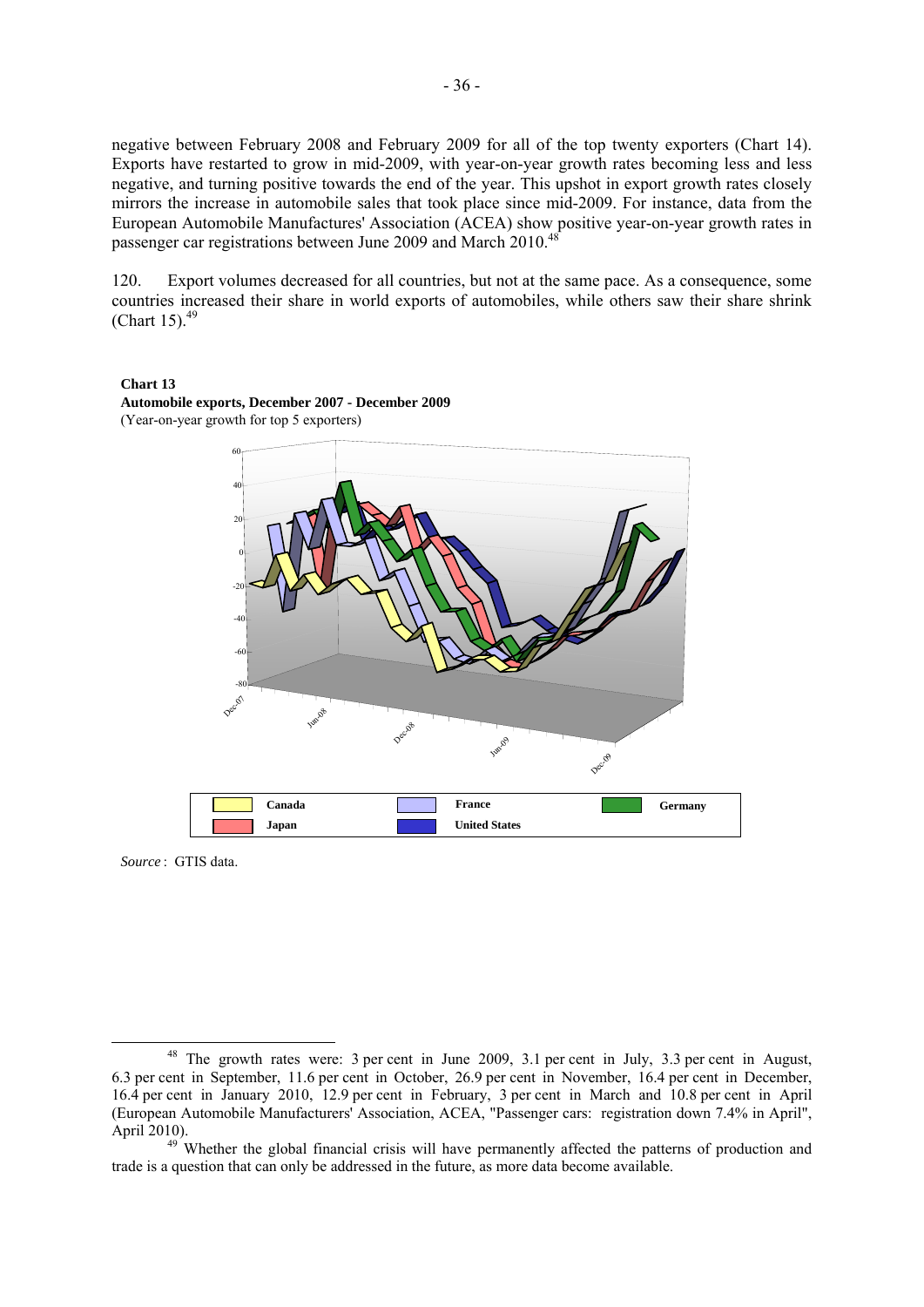negative between February 2008 and February 2009 for all of the top twenty exporters (Chart 14). Exports have restarted to grow in mid-2009, with year-on-year growth rates becoming less and less negative, and turning positive towards the end of the year. This upshot in export growth rates closely mirrors the increase in automobile sales that took place since mid-2009. For instance, data from the European Automobile Manufacturers' Association (ACEA) show positive year-on-year growth rates in passenger car registrations between June 2009 and March 2010.[48]

120. Export volumes decreased for all countries, but not at the same pace. As a consequence, some countries increased their share in world exports of automobiles, while others saw their share shrink (Chart 15).[49]

**Chart 13**
**Automobile exports, December 2007 - December 2009**
(Year-on-year growth for top 5 exporters)

Legend: Canada, France, Germany, Japan, United States

*Source* : GTIS data.

---

[48] The growth rates were: 3 per cent in June 2009, 3.1 per cent in July, 3.3 per cent in August, 6.3 per cent in September, 11.6 per cent in October, 26.9 per cent in November, 16.4 per cent in December, 16.4 per cent in January 2010, 12.9 per cent in February, 3 per cent in March and 10.8 per cent in April (European Automobile Manufacturers' Association, ACEA, "Passenger cars: registration down 7.4% in April", April 2010).

[49] Whether the global financial crisis will have permanently affected the patterns of production and trade is a question that can only be addressed in the future, as more data become available.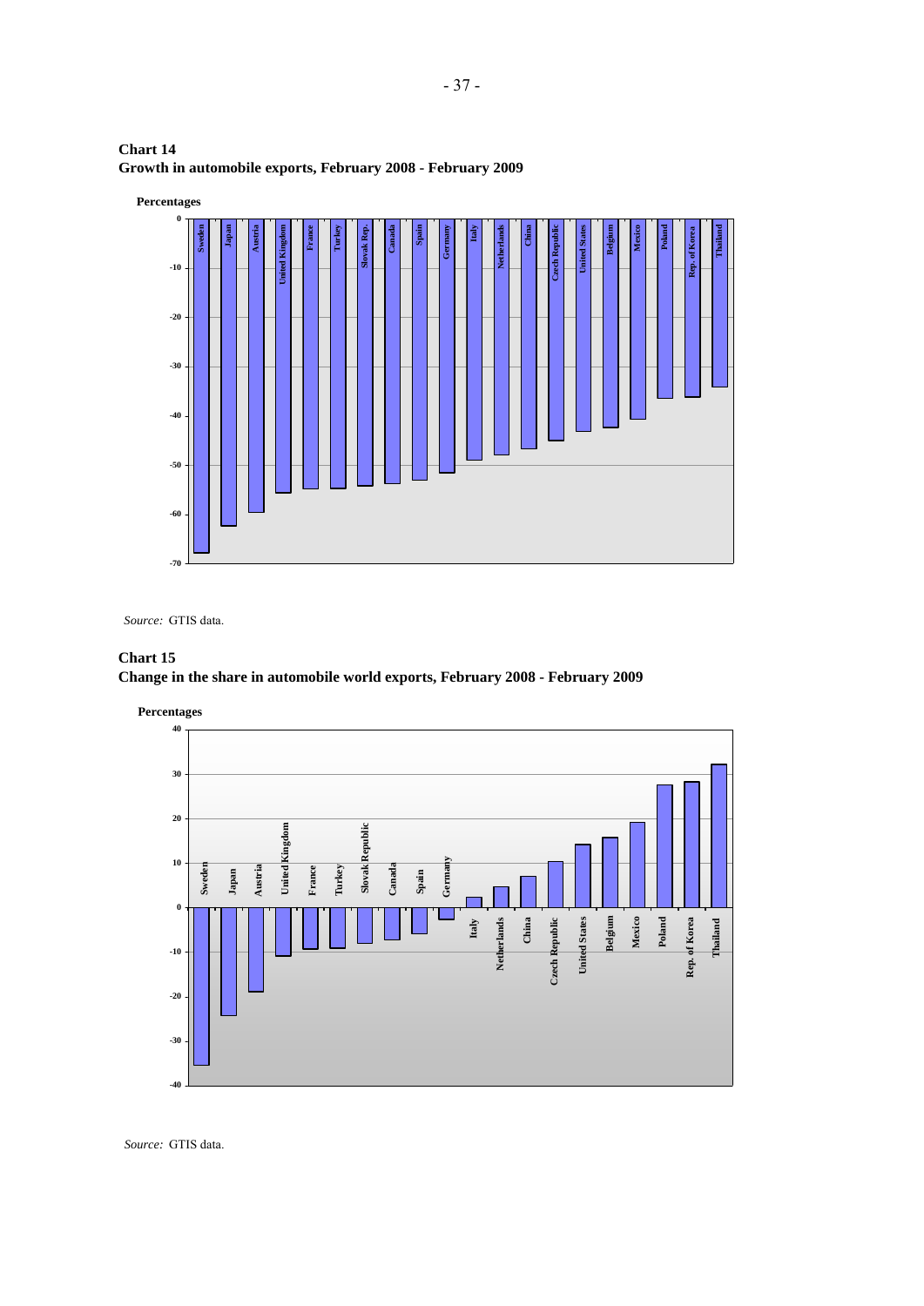**Chart 14**
**Growth in automobile exports, February 2008 - February 2009**

Percentages

Sweden, Japan, Austria, United Kingdom, France, Turkey, Slovak Rep., Canada, Spain, Germany, Italy, Netherlands, China, Czech Republic, United States, Belgium, Mexico, Poland, Rep. of Korea, Thailand

*Source:* GTIS data.

**Chart 15**
**Change in the share in automobile world exports, February 2008 - February 2009**

Percentages

Sweden, Japan, Austria, United Kingdom, France, Turkey, Slovak Republic, Canada, Spain, Germany, Italy, Netherlands, China, Czech Republic, United States, Belgium, Mexico, Poland, Rep. of Korea, Thailand

*Source:* GTIS data.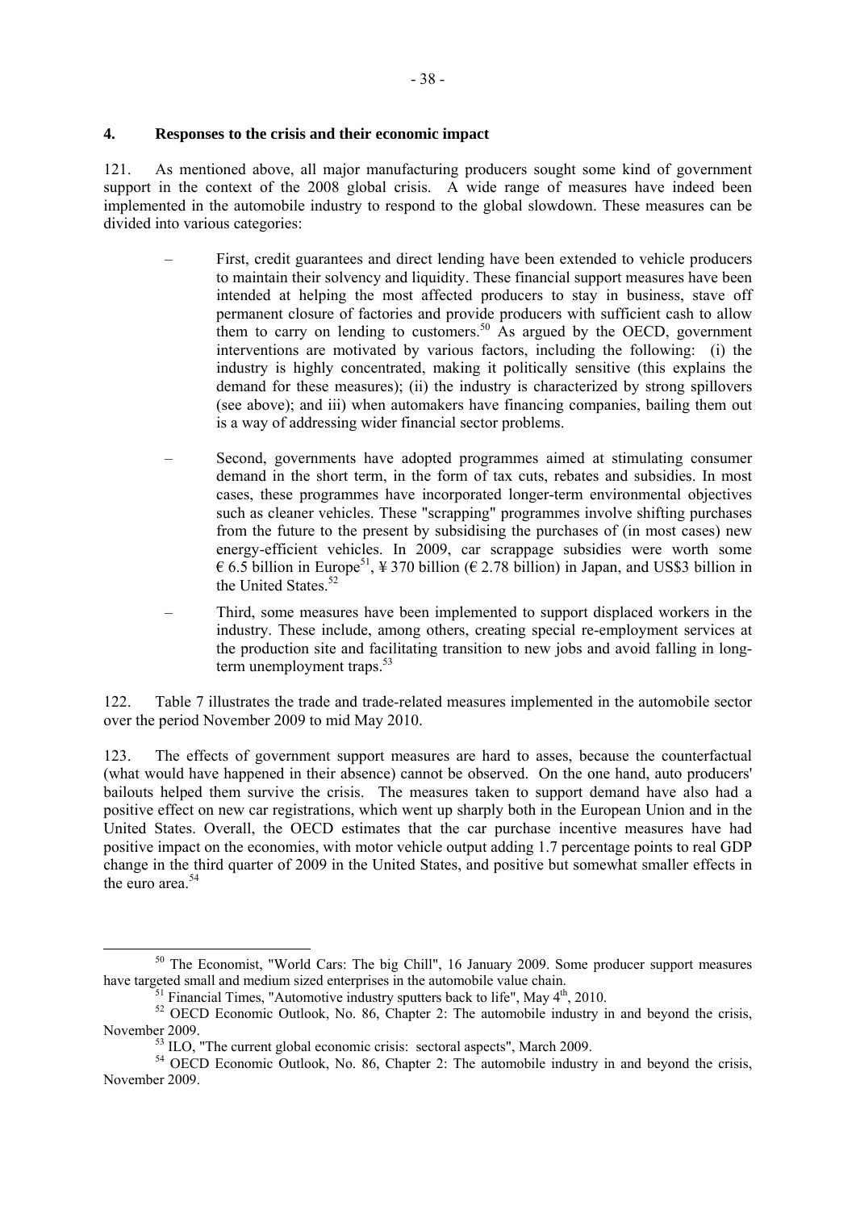## 4. Responses to the crisis and their economic impact

121. As mentioned above, all major manufacturing producers sought some kind of government support in the context of the 2008 global crisis. A wide range of measures have indeed been implemented in the automobile industry to respond to the global slowdown. These measures can be divided into various categories:

- First, credit guarantees and direct lending have been extended to vehicle producers to maintain their solvency and liquidity. These financial support measures have been intended at helping the most affected producers to stay in business, stave off permanent closure of factories and provide producers with sufficient cash to allow them to carry on lending to customers.[50] As argued by the OECD, government interventions are motivated by various factors, including the following: (i) the industry is highly concentrated, making it politically sensitive (this explains the demand for these measures); (ii) the industry is characterized by strong spillovers (see above); and iii) when automakers have financing companies, bailing them out is a way of addressing wider financial sector problems.
- Second, governments have adopted programmes aimed at stimulating consumer demand in the short term, in the form of tax cuts, rebates and subsidies. In most cases, these programmes have incorporated longer-term environmental objectives such as cleaner vehicles. These "scrapping" programmes involve shifting purchases from the future to the present by subsidising the purchases of (in most cases) new energy-efficient vehicles. In 2009, car scrappage subsidies were worth some € 6.5 billion in Europe[51], ¥ 370 billion (€ 2.78 billion) in Japan, and US$3 billion in the United States.[52]
- Third, some measures have been implemented to support displaced workers in the industry. These include, among others, creating special re-employment services at the production site and facilitating transition to new jobs and avoid falling in long-term unemployment traps.[53]

122. Table 7 illustrates the trade and trade-related measures implemented in the automobile sector over the period November 2009 to mid May 2010.

123. The effects of government support measures are hard to asses, because the counterfactual (what would have happened in their absence) cannot be observed. On the one hand, auto producers' bailouts helped them survive the crisis. The measures taken to support demand have also had a positive effect on new car registrations, which went up sharply both in the European Union and in the United States. Overall, the OECD estimates that the car purchase incentive measures have had positive impact on the economies, with motor vehicle output adding 1.7 percentage points to real GDP change in the third quarter of 2009 in the United States, and positive but somewhat smaller effects in the euro area.[54]

---

[50] The Economist, "World Cars: The big Chill", 16 January 2009. Some producer support measures have targeted small and medium sized enterprises in the automobile value chain.

[51] Financial Times, "Automotive industry sputters back to life", May 4th, 2010.

[52] OECD Economic Outlook, No. 86, Chapter 2: The automobile industry in and beyond the crisis, November 2009.

[53] ILO, "The current global economic crisis: sectoral aspects", March 2009.

[54] OECD Economic Outlook, No. 86, Chapter 2: The automobile industry in and beyond the crisis, November 2009.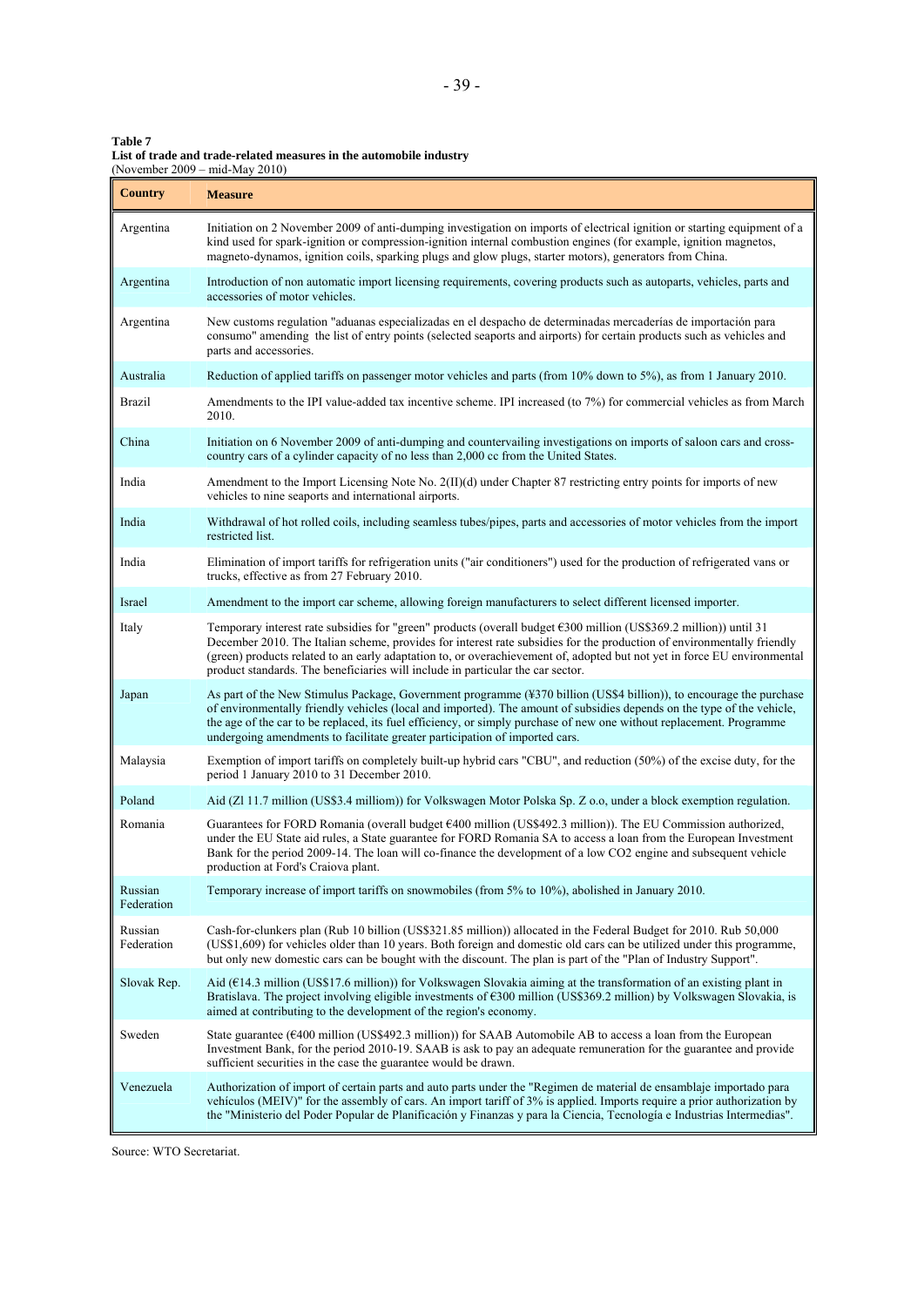**Table 7**
**List of trade and trade-related measures in the automobile industry**
(November 2009 – mid-May 2010)

| Country | Measure |
|---|---|
| Argentina | Initiation on 2 November 2009 of anti-dumping investigation on imports of electrical ignition or starting equipment of a kind used for spark-ignition or compression-ignition internal combustion engines (for example, ignition magnetos, magneto-dynamos, ignition coils, sparking plugs and glow plugs, starter motors), generators from China. |
| Argentina | Introduction of non automatic import licensing requirements, covering products such as autoparts, vehicles, parts and accessories of motor vehicles. |
| Argentina | New customs regulation "aduanas especializadas en el despacho de determinadas mercaderías de importación para consumo" amending the list of entry points (selected seaports and airports) for certain products such as vehicles and parts and accessories. |
| Australia | Reduction of applied tariffs on passenger motor vehicles and parts (from 10% down to 5%), as from 1 January 2010. |
| Brazil | Amendments to the IPI value-added tax incentive scheme. IPI increased (to 7%) for commercial vehicles as from March 2010. |
| China | Initiation on 6 November 2009 of anti-dumping and countervailing investigations on imports of saloon cars and cross-country cars of a cylinder capacity of no less than 2,000 cc from the United States. |
| India | Amendment to the Import Licensing Note No. 2(II)(d) under Chapter 87 restricting entry points for imports of new vehicles to nine seaports and international airports. |
| India | Withdrawal of hot rolled coils, including seamless tubes/pipes, parts and accessories of motor vehicles from the import restricted list. |
| India | Elimination of import tariffs for refrigeration units ("air conditioners") used for the production of refrigerated vans or trucks, effective as from 27 February 2010. |
| Israel | Amendment to the import car scheme, allowing foreign manufacturers to select different licensed importer. |
| Italy | Temporary interest rate subsidies for "green" products (overall budget €300 million (US$369.2 million)) until 31 December 2010. The Italian scheme, provides for interest rate subsidies for the production of environmentally friendly (green) products related to an early adaptation to, or overachievement of, adopted but not yet in force EU environmental product standards. The beneficiaries will include in particular the car sector. |
| Japan | As part of the New Stimulus Package, Government programme (¥370 billion (US$4 billion)), to encourage the purchase of environmentally friendly vehicles (local and imported). The amount of subsidies depends on the type of the vehicle, the age of the car to be replaced, its fuel efficiency, or simply purchase of new one without replacement. Programme undergoing amendments to facilitate greater participation of imported cars. |
| Malaysia | Exemption of import tariffs on completely built-up hybrid cars "CBU", and reduction (50%) of the excise duty, for the period 1 January 2010 to 31 December 2010. |
| Poland | Aid (Zl 11.7 million (US$3.4 milliom)) for Volkswagen Motor Polska Sp. Z o.o, under a block exemption regulation. |
| Romania | Guarantees for FORD Romania (overall budget €400 million (US$492.3 million)). The EU Commission authorized, under the EU State aid rules, a State guarantee for FORD Romania SA to access a loan from the European Investment Bank for the period 2009-14. The loan will co-finance the development of a low CO2 engine and subsequent vehicle production at Ford's Craiova plant. |
| Russian Federation | Temporary increase of import tariffs on snowmobiles (from 5% to 10%), abolished in January 2010. |
| Russian Federation | Cash-for-clunkers plan (Rub 10 billion (US$321.85 million)) allocated in the Federal Budget for 2010. Rub 50,000 (US$1,609) for vehicles older than 10 years. Both foreign and domestic old cars can be utilized under this programme, but only new domestic cars can be bought with the discount. The plan is part of the "Plan of Industry Support". |
| Slovak Rep. | Aid (€14.3 million (US$17.6 million)) for Volkswagen Slovakia aiming at the transformation of an existing plant in Bratislava. The project involving eligible investments of €300 million (US$369.2 million) by Volkswagen Slovakia, is aimed at contributing to the development of the region's economy. |
| Sweden | State guarantee (€400 million (US$492.3 million)) for SAAB Automobile AB to access a loan from the European Investment Bank, for the period 2010-19. SAAB is ask to pay an adequate remuneration for the guarantee and provide sufficient securities in the case the guarantee would be drawn. |
| Venezuela | Authorization of import of certain parts and auto parts under the "Regimen de material de ensamblaje importado para vehículos (MEIV)" for the assembly of cars. An import tariff of 3% is applied. Imports require a prior authorization by the "Ministerio del Poder Popular de Planificación y Finanzas y para la Ciencia, Tecnología e Industrias Intermedias". |

Source: WTO Secretariat.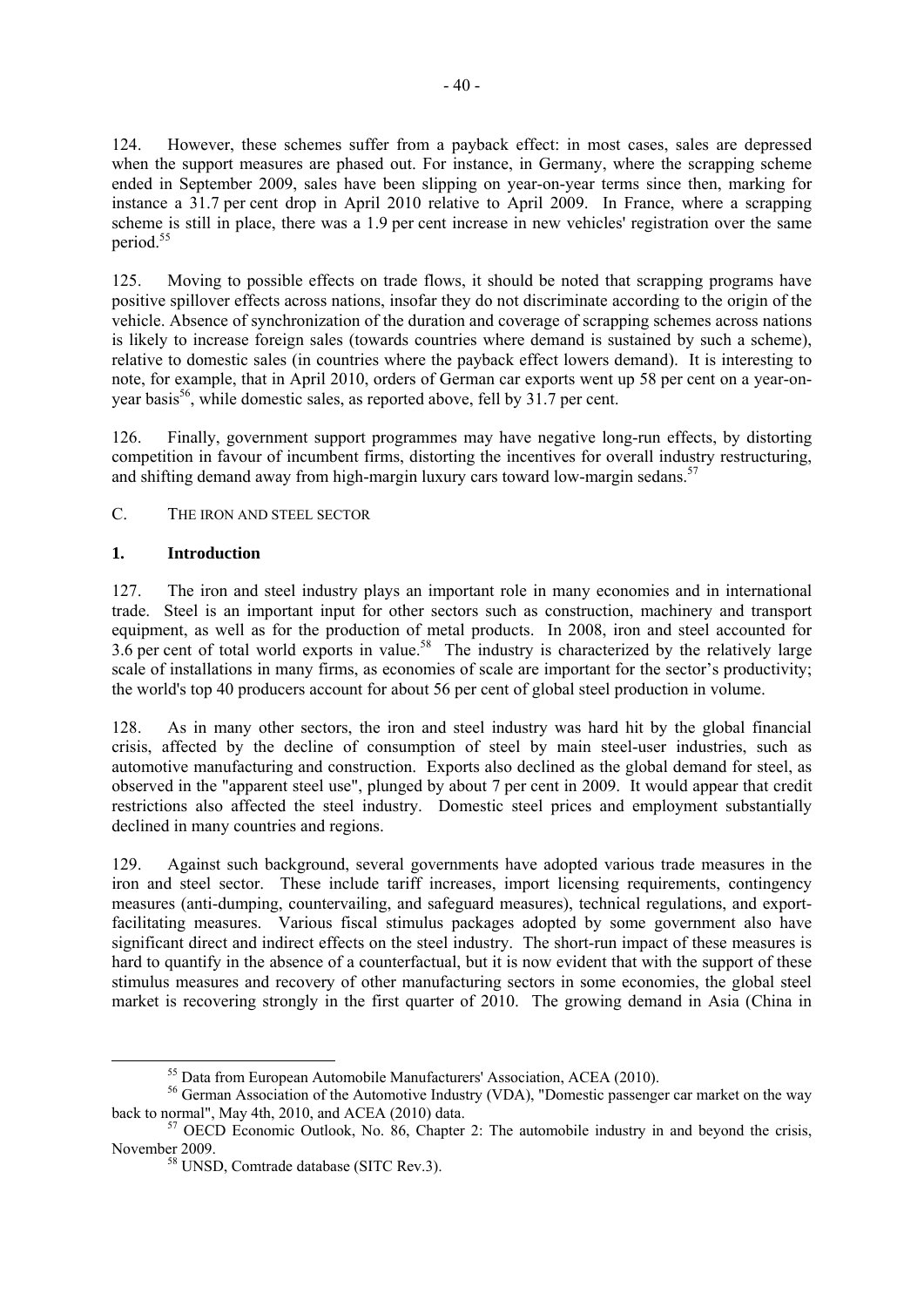124. However, these schemes suffer from a payback effect: in most cases, sales are depressed when the support measures are phased out. For instance, in Germany, where the scrapping scheme ended in September 2009, sales have been slipping on year-on-year terms since then, marking for instance a 31.7 per cent drop in April 2010 relative to April 2009. In France, where a scrapping scheme is still in place, there was a 1.9 per cent increase in new vehicles' registration over the same period.[55]

125. Moving to possible effects on trade flows, it should be noted that scrapping programs have positive spillover effects across nations, insofar they do not discriminate according to the origin of the vehicle. Absence of synchronization of the duration and coverage of scrapping schemes across nations is likely to increase foreign sales (towards countries where demand is sustained by such a scheme), relative to domestic sales (in countries where the payback effect lowers demand). It is interesting to note, for example, that in April 2010, orders of German car exports went up 58 per cent on a year-on-year basis[56], while domestic sales, as reported above, fell by 31.7 per cent.

126. Finally, government support programmes may have negative long-run effects, by distorting competition in favour of incumbent firms, distorting the incentives for overall industry restructuring, and shifting demand away from high-margin luxury cars toward low-margin sedans.[57]

## C. THE IRON AND STEEL SECTOR

### 1. Introduction

127. The iron and steel industry plays an important role in many economies and in international trade. Steel is an important input for other sectors such as construction, machinery and transport equipment, as well as for the production of metal products. In 2008, iron and steel accounted for 3.6 per cent of total world exports in value.[58] The industry is characterized by the relatively large scale of installations in many firms, as economies of scale are important for the sector's productivity; the world's top 40 producers account for about 56 per cent of global steel production in volume.

128. As in many other sectors, the iron and steel industry was hard hit by the global financial crisis, affected by the decline of consumption of steel by main steel-user industries, such as automotive manufacturing and construction. Exports also declined as the global demand for steel, as observed in the "apparent steel use", plunged by about 7 per cent in 2009. It would appear that credit restrictions also affected the steel industry. Domestic steel prices and employment substantially declined in many countries and regions.

129. Against such background, several governments have adopted various trade measures in the iron and steel sector. These include tariff increases, import licensing requirements, contingency measures (anti-dumping, countervailing, and safeguard measures), technical regulations, and export-facilitating measures. Various fiscal stimulus packages adopted by some government also have significant direct and indirect effects on the steel industry. The short-run impact of these measures is hard to quantify in the absence of a counterfactual, but it is now evident that with the support of these stimulus measures and recovery of other manufacturing sectors in some economies, the global steel market is recovering strongly in the first quarter of 2010. The growing demand in Asia (China in

[55] Data from European Automobile Manufacturers' Association, ACEA (2010).

[56] German Association of the Automotive Industry (VDA), "Domestic passenger car market on the way back to normal", May 4th, 2010, and ACEA (2010) data.

[57] OECD Economic Outlook, No. 86, Chapter 2: The automobile industry in and beyond the crisis, November 2009.

[58] UNSD, Comtrade database (SITC Rev.3).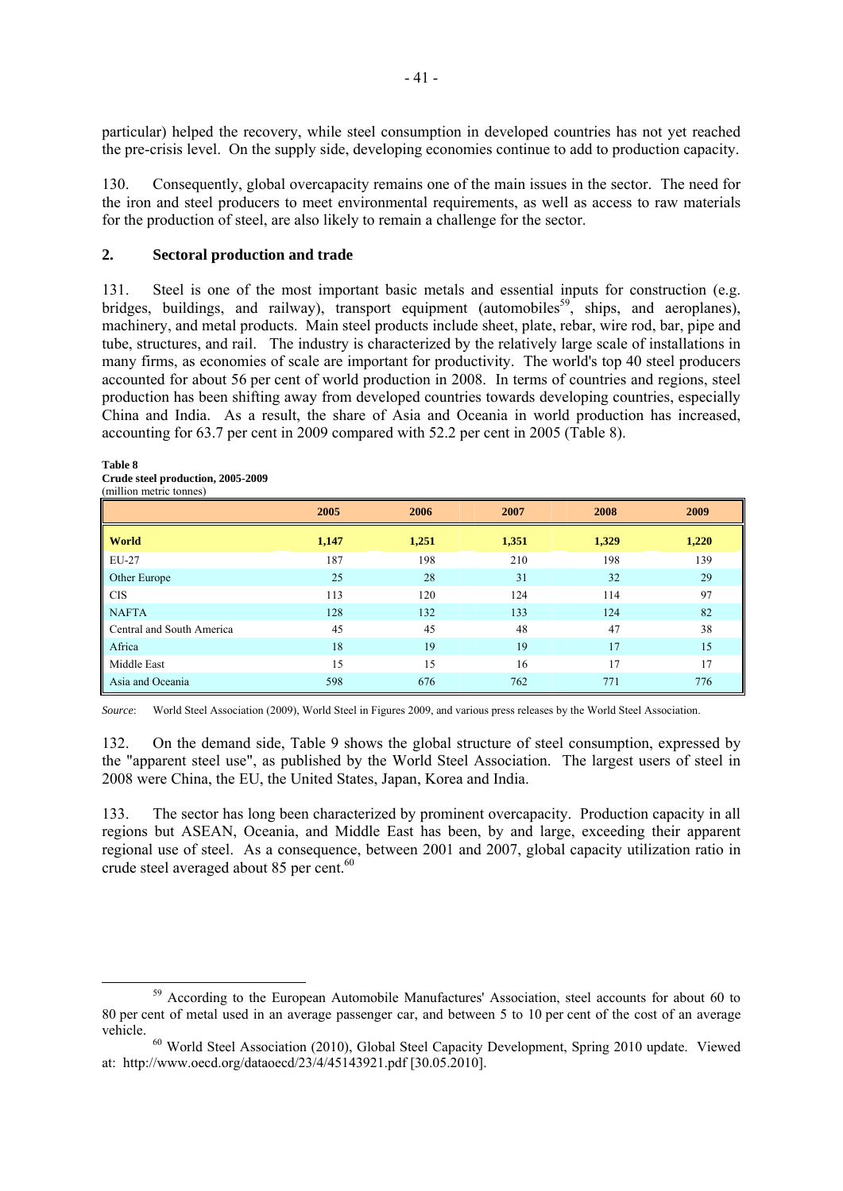particular) helped the recovery, while steel consumption in developed countries has not yet reached the pre-crisis level. On the supply side, developing economies continue to add to production capacity.

130. Consequently, global overcapacity remains one of the main issues in the sector. The need for the iron and steel producers to meet environmental requirements, as well as access to raw materials for the production of steel, are also likely to remain a challenge for the sector.

## 2. Sectoral production and trade

131. Steel is one of the most important basic metals and essential inputs for construction (e.g. bridges, buildings, and railway), transport equipment (automobiles[59], ships, and aeroplanes), machinery, and metal products. Main steel products include sheet, plate, rebar, wire rod, bar, pipe and tube, structures, and rail. The industry is characterized by the relatively large scale of installations in many firms, as economies of scale are important for productivity. The world's top 40 steel producers accounted for about 56 per cent of world production in 2008. In terms of countries and regions, steel production has been shifting away from developed countries towards developing countries, especially China and India. As a result, the share of Asia and Oceania in world production has increased, accounting for 63.7 per cent in 2009 compared with 52.2 per cent in 2005 (Table 8).

**Table 8**
**Crude steel production, 2005-2009**
(million metric tonnes)

| | 2005 | 2006 | 2007 | 2008 | 2009 |
|---|---|---|---|---|---|
| **World** | **1,147** | **1,251** | **1,351** | **1,329** | **1,220** |
| EU-27 | 187 | 198 | 210 | 198 | 139 |
| Other Europe | 25 | 28 | 31 | 32 | 29 |
| CIS | 113 | 120 | 124 | 114 | 97 |
| NAFTA | 128 | 132 | 133 | 124 | 82 |
| Central and South America | 45 | 45 | 48 | 47 | 38 |
| Africa | 18 | 19 | 19 | 17 | 15 |
| Middle East | 15 | 15 | 16 | 17 | 17 |
| Asia and Oceania | 598 | 676 | 762 | 771 | 776 |

*Source*: World Steel Association (2009), World Steel in Figures 2009, and various press releases by the World Steel Association.

132. On the demand side, Table 9 shows the global structure of steel consumption, expressed by the "apparent steel use", as published by the World Steel Association. The largest users of steel in 2008 were China, the EU, the United States, Japan, Korea and India.

133. The sector has long been characterized by prominent overcapacity. Production capacity in all regions but ASEAN, Oceania, and Middle East has been, by and large, exceeding their apparent regional use of steel. As a consequence, between 2001 and 2007, global capacity utilization ratio in crude steel averaged about 85 per cent.[60]

---

[59] According to the European Automobile Manufactures' Association, steel accounts for about 60 to 80 per cent of metal used in an average passenger car, and between 5 to 10 per cent of the cost of an average vehicle.

[60] World Steel Association (2010), Global Steel Capacity Development, Spring 2010 update. Viewed at: http://www.oecd.org/dataoecd/23/4/45143921.pdf [30.05.2010].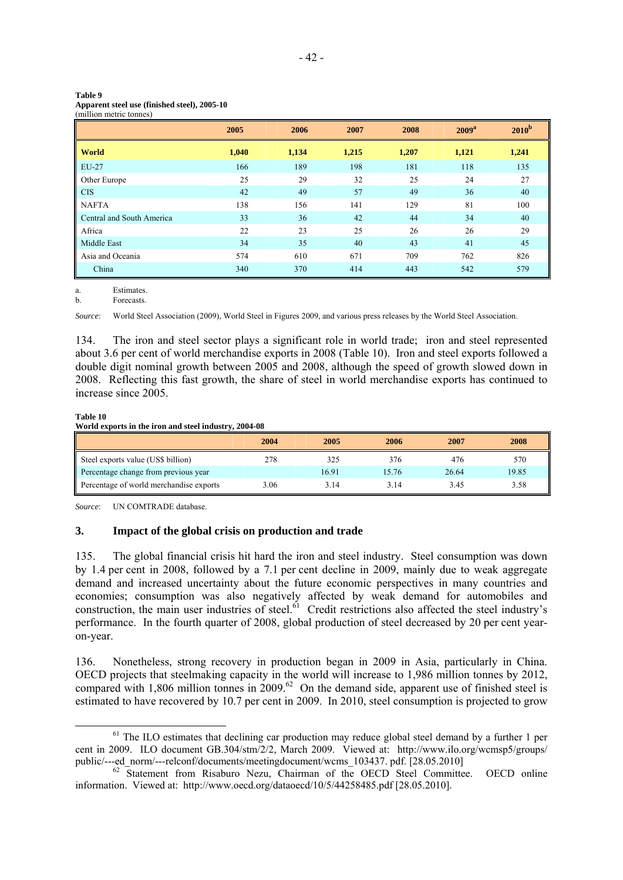**Table 9**
**Apparent steel use (finished steel), 2005-10**
(million metric tonnes)

| | 2005 | 2006 | 2007 | 2008 | 2009[a] | 2010[b] |
|---|---|---|---|---|---|---|
| **World** | **1,040** | **1,134** | **1,215** | **1,207** | **1,121** | **1,241** |
| EU-27 | 166 | 189 | 198 | 181 | 118 | 135 |
| Other Europe | 25 | 29 | 32 | 25 | 24 | 27 |
| CIS | 42 | 49 | 57 | 49 | 36 | 40 |
| NAFTA | 138 | 156 | 141 | 129 | 81 | 100 |
| Central and South America | 33 | 36 | 42 | 44 | 34 | 40 |
| Africa | 22 | 23 | 25 | 26 | 26 | 29 |
| Middle East | 34 | 35 | 40 | 43 | 41 | 45 |
| Asia and Oceania | 574 | 610 | 671 | 709 | 762 | 826 |
| China | 340 | 370 | 414 | 443 | 542 | 579 |

a. Estimates.
b. Forecasts.

*Source*: World Steel Association (2009), World Steel in Figures 2009, and various press releases by the World Steel Association.

134. The iron and steel sector plays a significant role in world trade; iron and steel represented about 3.6 per cent of world merchandise exports in 2008 (Table 10). Iron and steel exports followed a double digit nominal growth between 2005 and 2008, although the speed of growth slowed down in 2008. Reflecting this fast growth, the share of steel in world merchandise exports has continued to increase since 2005.

**Table 10**
**World exports in the iron and steel industry, 2004-08**

| | 2004 | 2005 | 2006 | 2007 | 2008 |
|---|---|---|---|---|---|
| Steel exports value (US$ billion) | 278 | 325 | 376 | 476 | 570 |
| Percentage change from previous year | | 16.91 | 15.76 | 26.64 | 19.85 |
| Percentage of world merchandise exports | 3.06 | 3.14 | 3.14 | 3.45 | 3.58 |

*Source*: UN COMTRADE database.

### 3. Impact of the global crisis on production and trade

135. The global financial crisis hit hard the iron and steel industry. Steel consumption was down by 1.4 per cent in 2008, followed by a 7.1 per cent decline in 2009, mainly due to weak aggregate demand and increased uncertainty about the future economic perspectives in many countries and economies; consumption was also negatively affected by weak demand for automobiles and construction, the main user industries of steel.[61] Credit restrictions also affected the steel industry's performance. In the fourth quarter of 2008, global production of steel decreased by 20 per cent year-on-year.

136. Nonetheless, strong recovery in production began in 2009 in Asia, particularly in China. OECD projects that steelmaking capacity in the world will increase to 1,986 million tonnes by 2012, compared with 1,806 million tonnes in 2009.[62] On the demand side, apparent use of finished steel is estimated to have recovered by 10.7 per cent in 2009. In 2010, steel consumption is projected to grow

[61] The ILO estimates that declining car production may reduce global steel demand by a further 1 per cent in 2009. ILO document GB.304/stm/2/2, March 2009. Viewed at: http://www.ilo.org/wcmsp5/groups/public/---ed_norm/---relconf/documents/meetingdocument/wcms_103437. pdf. [28.05.2010]

[62] Statement from Risaburo Nezu, Chairman of the OECD Steel Committee. OECD online information. Viewed at: http://www.oecd.org/dataoecd/10/5/44258485.pdf [28.05.2010].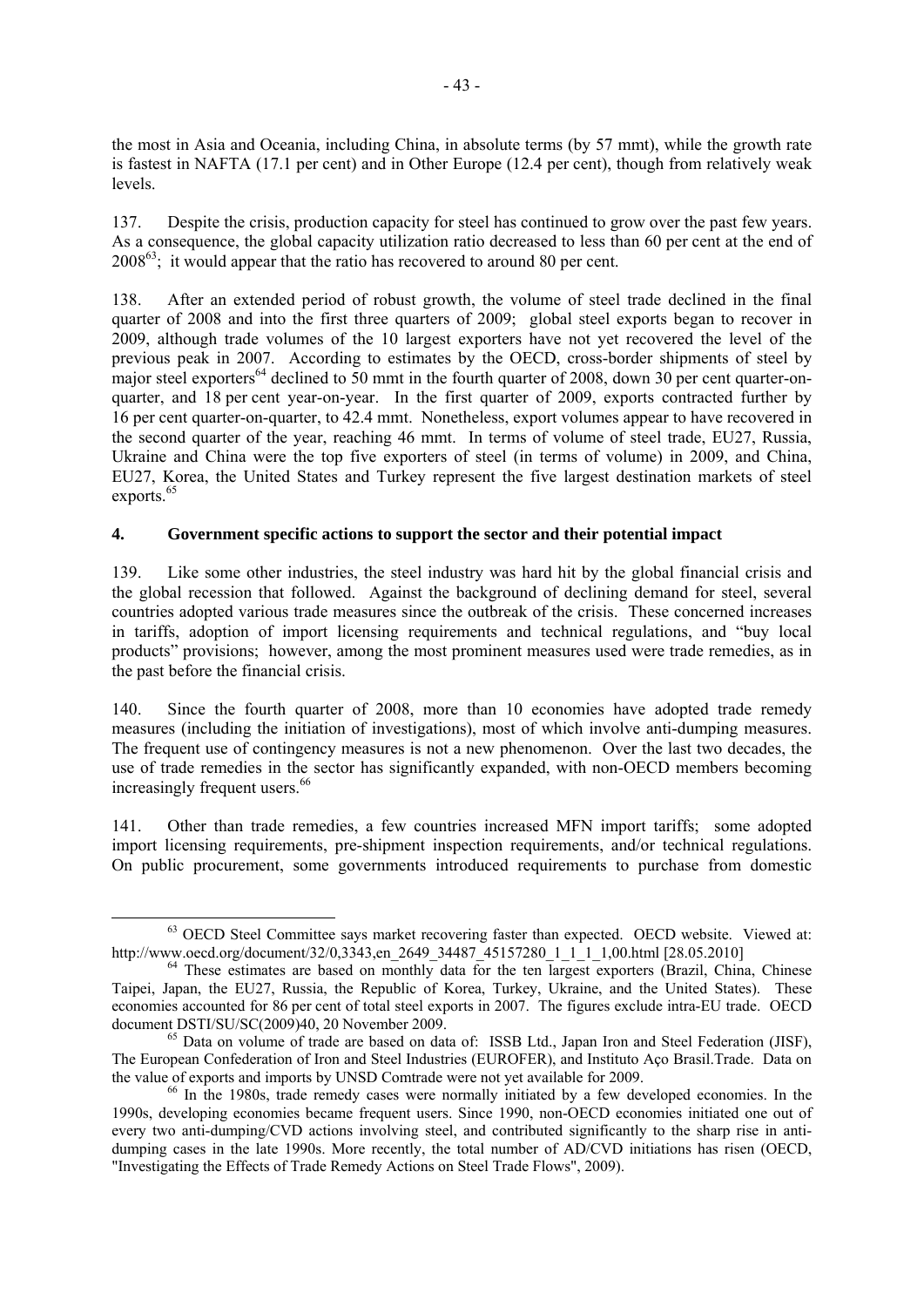the most in Asia and Oceania, including China, in absolute terms (by 57 mmt), while the growth rate is fastest in NAFTA (17.1 per cent) and in Other Europe (12.4 per cent), though from relatively weak levels.

137. Despite the crisis, production capacity for steel has continued to grow over the past few years. As a consequence, the global capacity utilization ratio decreased to less than 60 per cent at the end of 2008[63]; it would appear that the ratio has recovered to around 80 per cent.

138. After an extended period of robust growth, the volume of steel trade declined in the final quarter of 2008 and into the first three quarters of 2009; global steel exports began to recover in 2009, although trade volumes of the 10 largest exporters have not yet recovered the level of the previous peak in 2007. According to estimates by the OECD, cross-border shipments of steel by major steel exporters[64] declined to 50 mmt in the fourth quarter of 2008, down 30 per cent quarter-on-quarter, and 18 per cent year-on-year. In the first quarter of 2009, exports contracted further by 16 per cent quarter-on-quarter, to 42.4 mmt. Nonetheless, export volumes appear to have recovered in the second quarter of the year, reaching 46 mmt. In terms of volume of steel trade, EU27, Russia, Ukraine and China were the top five exporters of steel (in terms of volume) in 2009, and China, EU27, Korea, the United States and Turkey represent the five largest destination markets of steel exports.[65]

## 4. Government specific actions to support the sector and their potential impact

139. Like some other industries, the steel industry was hard hit by the global financial crisis and the global recession that followed. Against the background of declining demand for steel, several countries adopted various trade measures since the outbreak of the crisis. These concerned increases in tariffs, adoption of import licensing requirements and technical regulations, and "buy local products" provisions; however, among the most prominent measures used were trade remedies, as in the past before the financial crisis.

140. Since the fourth quarter of 2008, more than 10 economies have adopted trade remedy measures (including the initiation of investigations), most of which involve anti-dumping measures. The frequent use of contingency measures is not a new phenomenon. Over the last two decades, the use of trade remedies in the sector has significantly expanded, with non-OECD members becoming increasingly frequent users.[66]

141. Other than trade remedies, a few countries increased MFN import tariffs; some adopted import licensing requirements, pre-shipment inspection requirements, and/or technical regulations. On public procurement, some governments introduced requirements to purchase from domestic

---

[63] OECD Steel Committee says market recovering faster than expected. OECD website. Viewed at: http://www.oecd.org/document/32/0,3343,en_2649_34487_45157280_1_1_1_1,00.html [28.05.2010]

[64] These estimates are based on monthly data for the ten largest exporters (Brazil, China, Chinese Taipei, Japan, the EU27, Russia, the Republic of Korea, Turkey, Ukraine, and the United States). These economies accounted for 86 per cent of total steel exports in 2007. The figures exclude intra-EU trade. OECD document DSTI/SU/SC(2009)40, 20 November 2009.

[65] Data on volume of trade are based on data of: ISSB Ltd., Japan Iron and Steel Federation (JISF), The European Confederation of Iron and Steel Industries (EUROFER), and Instituto Aço Brasil.Trade. Data on the value of exports and imports by UNSD Comtrade were not yet available for 2009.

[66] In the 1980s, trade remedy cases were normally initiated by a few developed economies. In the 1990s, developing economies became frequent users. Since 1990, non-OECD economies initiated one out of every two anti-dumping/CVD actions involving steel, and contributed significantly to the sharp rise in anti-dumping cases in the late 1990s. More recently, the total number of AD/CVD initiations has risen (OECD, "Investigating the Effects of Trade Remedy Actions on Steel Trade Flows", 2009).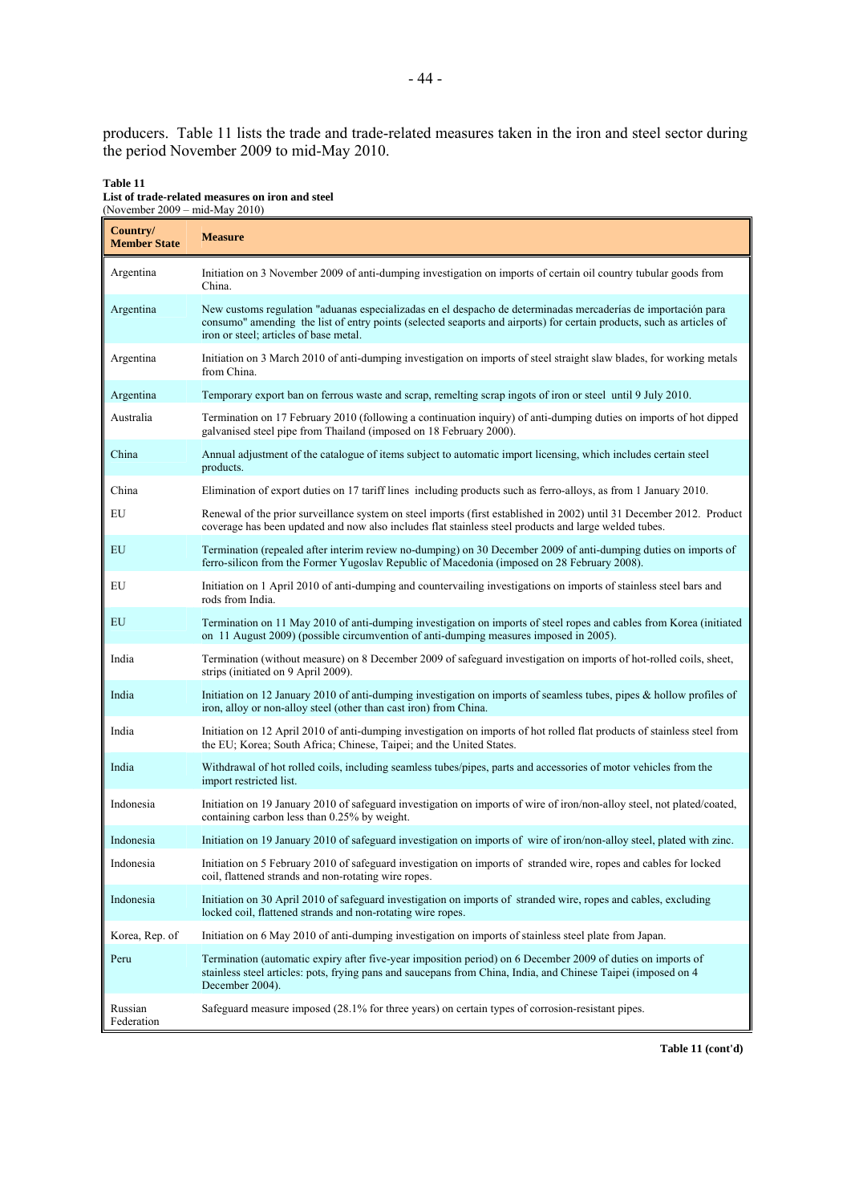producers. Table 11 lists the trade and trade-related measures taken in the iron and steel sector during the period November 2009 to mid-May 2010.

**Table 11**
**List of trade-related measures on iron and steel**
(November 2009 – mid-May 2010)

| Country/ Member State | Measure |
|---|---|
| Argentina | Initiation on 3 November 2009 of anti-dumping investigation on imports of certain oil country tubular goods from China. |
| Argentina | New customs regulation "aduanas especializadas en el despacho de determinadas mercaderías de importación para consumo" amending the list of entry points (selected seaports and airports) for certain products, such as articles of iron or steel; articles of base metal. |
| Argentina | Initiation on 3 March 2010 of anti-dumping investigation on imports of steel straight slaw blades, for working metals from China. |
| Argentina | Temporary export ban on ferrous waste and scrap, remelting scrap ingots of iron or steel until 9 July 2010. |
| Australia | Termination on 17 February 2010 (following a continuation inquiry) of anti-dumping duties on imports of hot dipped galvanised steel pipe from Thailand (imposed on 18 February 2000). |
| China | Annual adjustment of the catalogue of items subject to automatic import licensing, which includes certain steel products. |
| China | Elimination of export duties on 17 tariff lines including products such as ferro-alloys, as from 1 January 2010. |
| EU | Renewal of the prior surveillance system on steel imports (first established in 2002) until 31 December 2012. Product coverage has been updated and now also includes flat stainless steel products and large welded tubes. |
| EU | Termination (repealed after interim review no-dumping) on 30 December 2009 of anti-dumping duties on imports of ferro-silicon from the Former Yugoslav Republic of Macedonia (imposed on 28 February 2008). |
| EU | Initiation on 1 April 2010 of anti-dumping and countervailing investigations on imports of stainless steel bars and rods from India. |
| EU | Termination on 11 May 2010 of anti-dumping investigation on imports of steel ropes and cables from Korea (initiated on 11 August 2009) (possible circumvention of anti-dumping measures imposed in 2005). |
| India | Termination (without measure) on 8 December 2009 of safeguard investigation on imports of hot-rolled coils, sheet, strips (initiated on 9 April 2009). |
| India | Initiation on 12 January 2010 of anti-dumping investigation on imports of seamless tubes, pipes & hollow profiles of iron, alloy or non-alloy steel (other than cast iron) from China. |
| India | Initiation on 12 April 2010 of anti-dumping investigation on imports of hot rolled flat products of stainless steel from the EU; Korea; South Africa; Chinese, Taipei; and the United States. |
| India | Withdrawal of hot rolled coils, including seamless tubes/pipes, parts and accessories of motor vehicles from the import restricted list. |
| Indonesia | Initiation on 19 January 2010 of safeguard investigation on imports of wire of iron/non-alloy steel, not plated/coated, containing carbon less than 0.25% by weight. |
| Indonesia | Initiation on 19 January 2010 of safeguard investigation on imports of wire of iron/non-alloy steel, plated with zinc. |
| Indonesia | Initiation on 5 February 2010 of safeguard investigation on imports of stranded wire, ropes and cables for locked coil, flattened strands and non-rotating wire ropes. |
| Indonesia | Initiation on 30 April 2010 of safeguard investigation on imports of stranded wire, ropes and cables, excluding locked coil, flattened strands and non-rotating wire ropes. |
| Korea, Rep. of | Initiation on 6 May 2010 of anti-dumping investigation on imports of stainless steel plate from Japan. |
| Peru | Termination (automatic expiry after five-year imposition period) on 6 December 2009 of duties on imports of stainless steel articles: pots, frying pans and saucepans from China, India, and Chinese Taipei (imposed on 4 December 2004). |
| Russian Federation | Safeguard measure imposed (28.1% for three years) on certain types of corrosion-resistant pipes. |

**Table 11 (cont'd)**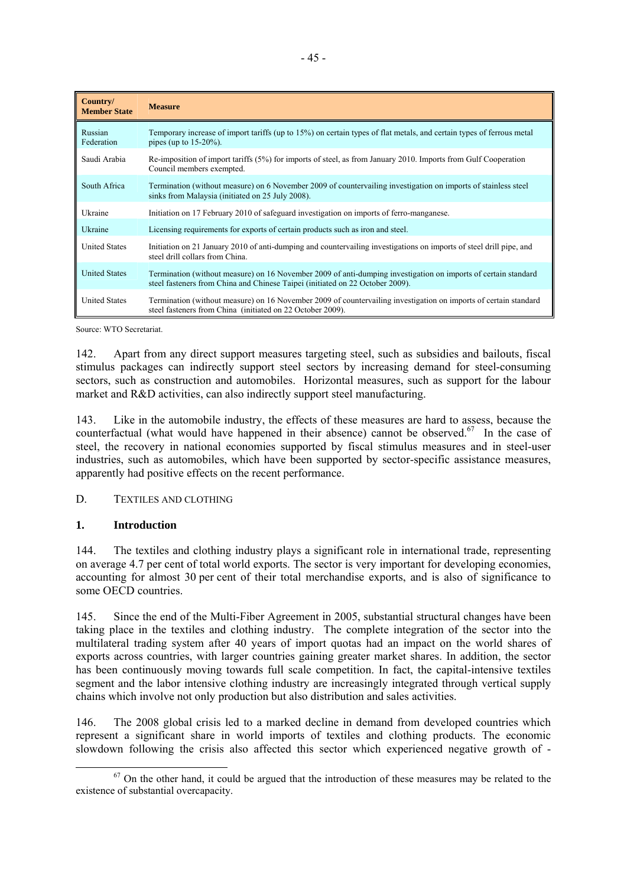| Country/ Member State | Measure |
|---|---|
| Russian Federation | Temporary increase of import tariffs (up to 15%) on certain types of flat metals, and certain types of ferrous metal pipes (up to 15-20%). |
| Saudi Arabia | Re-imposition of import tariffs (5%) for imports of steel, as from January 2010. Imports from Gulf Cooperation Council members exempted. |
| South Africa | Termination (without measure) on 6 November 2009 of countervailing investigation on imports of stainless steel sinks from Malaysia (initiated on 25 July 2008). |
| Ukraine | Initiation on 17 February 2010 of safeguard investigation on imports of ferro-manganese. |
| Ukraine | Licensing requirements for exports of certain products such as iron and steel. |
| United States | Initiation on 21 January 2010 of anti-dumping and countervailing investigations on imports of steel drill pipe, and steel drill collars from China. |
| United States | Termination (without measure) on 16 November 2009 of anti-dumping investigation on imports of certain standard steel fasteners from China and Chinese Taipei (initiated on 22 October 2009). |
| United States | Termination (without measure) on 16 November 2009 of countervailing investigation on imports of certain standard steel fasteners from China (initiated on 22 October 2009). |

Source: WTO Secretariat.

142. Apart from any direct support measures targeting steel, such as subsidies and bailouts, fiscal stimulus packages can indirectly support steel sectors by increasing demand for steel-consuming sectors, such as construction and automobiles. Horizontal measures, such as support for the labour market and R&D activities, can also indirectly support steel manufacturing.

143. Like in the automobile industry, the effects of these measures are hard to assess, because the counterfactual (what would have happened in their absence) cannot be observed.[67] In the case of steel, the recovery in national economies supported by fiscal stimulus measures and in steel-user industries, such as automobiles, which have been supported by sector-specific assistance measures, apparently had positive effects on the recent performance.

## D. TEXTILES AND CLOTHING

### 1. Introduction

144. The textiles and clothing industry plays a significant role in international trade, representing on average 4.7 per cent of total world exports. The sector is very important for developing economies, accounting for almost 30 per cent of their total merchandise exports, and is also of significance to some OECD countries.

145. Since the end of the Multi-Fiber Agreement in 2005, substantial structural changes have been taking place in the textiles and clothing industry. The complete integration of the sector into the multilateral trading system after 40 years of import quotas had an impact on the world shares of exports across countries, with larger countries gaining greater market shares. In addition, the sector has been continuously moving towards full scale competition. In fact, the capital-intensive textiles segment and the labor intensive clothing industry are increasingly integrated through vertical supply chains which involve not only production but also distribution and sales activities.

146. The 2008 global crisis led to a marked decline in demand from developed countries which represent a significant share in world imports of textiles and clothing products. The economic slowdown following the crisis also affected this sector which experienced negative growth of -

[67] On the other hand, it could be argued that the introduction of these measures may be related to the existence of substantial overcapacity.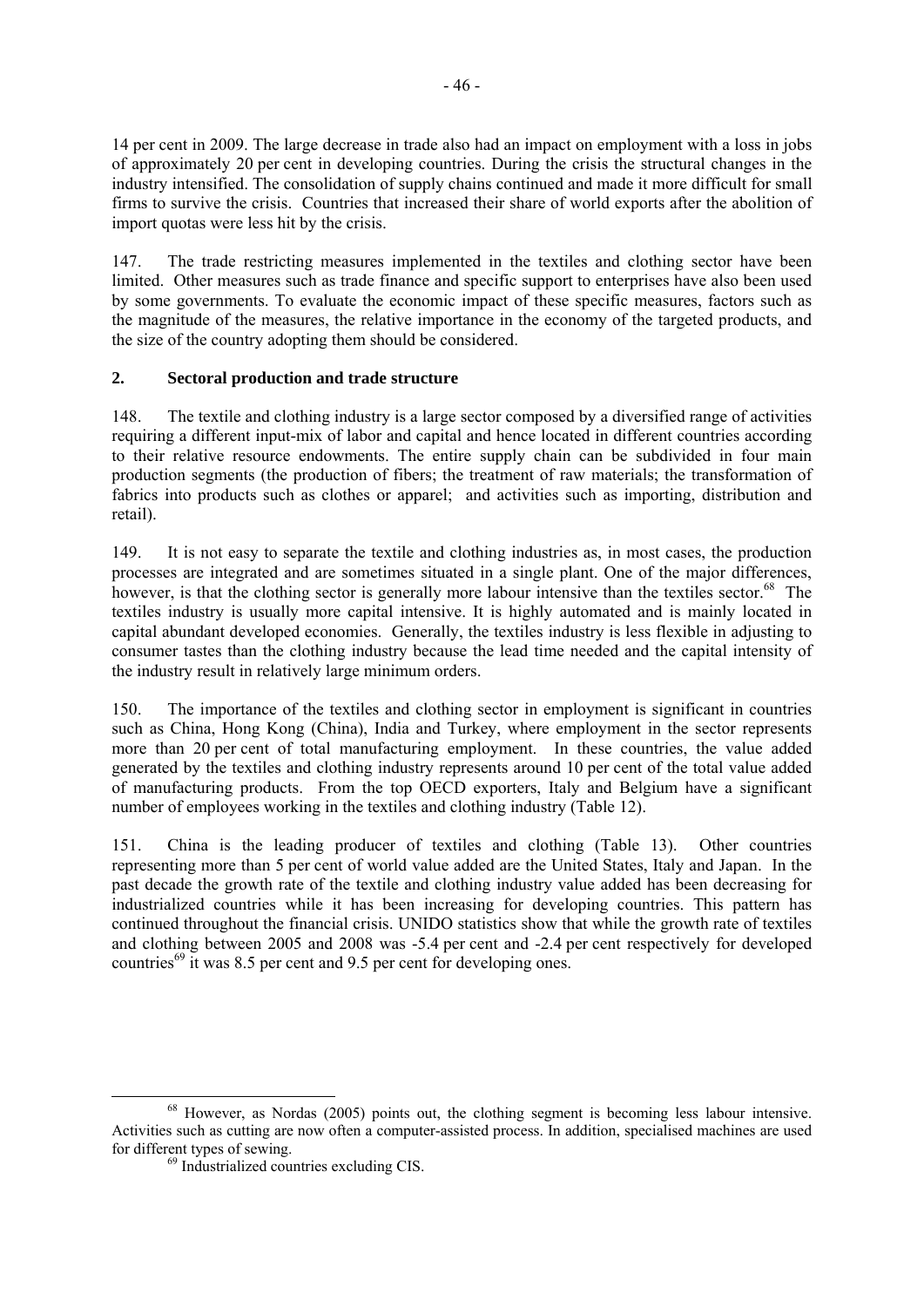14 per cent in 2009. The large decrease in trade also had an impact on employment with a loss in jobs of approximately 20 per cent in developing countries. During the crisis the structural changes in the industry intensified. The consolidation of supply chains continued and made it more difficult for small firms to survive the crisis. Countries that increased their share of world exports after the abolition of import quotas were less hit by the crisis.

147. The trade restricting measures implemented in the textiles and clothing sector have been limited. Other measures such as trade finance and specific support to enterprises have also been used by some governments. To evaluate the economic impact of these specific measures, factors such as the magnitude of the measures, the relative importance in the economy of the targeted products, and the size of the country adopting them should be considered.

## 2. Sectoral production and trade structure

148. The textile and clothing industry is a large sector composed by a diversified range of activities requiring a different input-mix of labor and capital and hence located in different countries according to their relative resource endowments. The entire supply chain can be subdivided in four main production segments (the production of fibers; the treatment of raw materials; the transformation of fabrics into products such as clothes or apparel; and activities such as importing, distribution and retail).

149. It is not easy to separate the textile and clothing industries as, in most cases, the production processes are integrated and are sometimes situated in a single plant. One of the major differences, however, is that the clothing sector is generally more labour intensive than the textiles sector.[68] The textiles industry is usually more capital intensive. It is highly automated and is mainly located in capital abundant developed economies. Generally, the textiles industry is less flexible in adjusting to consumer tastes than the clothing industry because the lead time needed and the capital intensity of the industry result in relatively large minimum orders.

150. The importance of the textiles and clothing sector in employment is significant in countries such as China, Hong Kong (China), India and Turkey, where employment in the sector represents more than 20 per cent of total manufacturing employment. In these countries, the value added generated by the textiles and clothing industry represents around 10 per cent of the total value added of manufacturing products. From the top OECD exporters, Italy and Belgium have a significant number of employees working in the textiles and clothing industry (Table 12).

151. China is the leading producer of textiles and clothing (Table 13). Other countries representing more than 5 per cent of world value added are the United States, Italy and Japan. In the past decade the growth rate of the textile and clothing industry value added has been decreasing for industrialized countries while it has been increasing for developing countries. This pattern has continued throughout the financial crisis. UNIDO statistics show that while the growth rate of textiles and clothing between 2005 and 2008 was -5.4 per cent and -2.4 per cent respectively for developed countries[69] it was 8.5 per cent and 9.5 per cent for developing ones.

---

[68] However, as Nordas (2005) points out, the clothing segment is becoming less labour intensive. Activities such as cutting are now often a computer-assisted process. In addition, specialised machines are used for different types of sewing.

[69] Industrialized countries excluding CIS.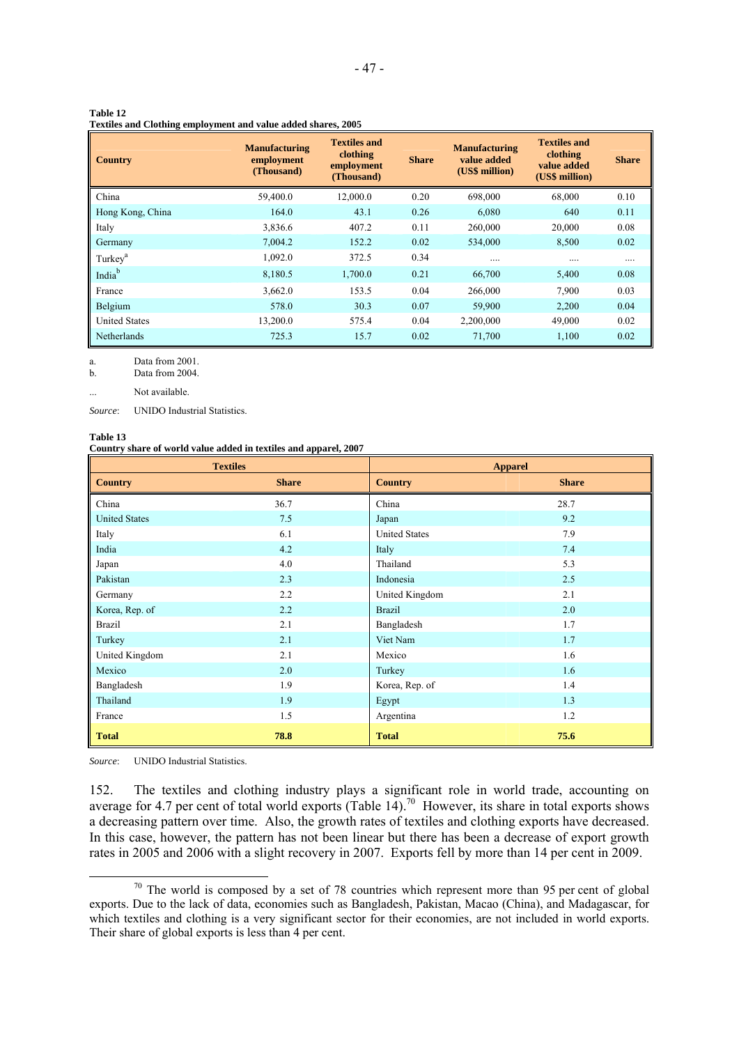**Table 12**
**Textiles and Clothing employment and value added shares, 2005**

| Country | Manufacturing employment (Thousand) | Textiles and clothing employment (Thousand) | Share | Manufacturing value added (US$ million) | Textiles and clothing value added (US$ million) | Share |
|---|---|---|---|---|---|---|
| China | 59,400.0 | 12,000.0 | 0.20 | 698,000 | 68,000 | 0.10 |
| Hong Kong, China | 164.0 | 43.1 | 0.26 | 6,080 | 640 | 0.11 |
| Italy | 3,836.6 | 407.2 | 0.11 | 260,000 | 20,000 | 0.08 |
| Germany | 7,004.2 | 152.2 | 0.02 | 534,000 | 8,500 | 0.02 |
| Turkey[a] | 1,092.0 | 372.5 | 0.34 | .... | .... | .... |
| India[b] | 8,180.5 | 1,700.0 | 0.21 | 66,700 | 5,400 | 0.08 |
| France | 3,662.0 | 153.5 | 0.04 | 266,000 | 7,900 | 0.03 |
| Belgium | 578.0 | 30.3 | 0.07 | 59,900 | 2,200 | 0.04 |
| United States | 13,200.0 | 575.4 | 0.04 | 2,200,000 | 49,000 | 0.02 |
| Netherlands | 725.3 | 15.7 | 0.02 | 71,700 | 1,100 | 0.02 |

a. Data from 2001.
b. Data from 2004.

... Not available.

*Source*: UNIDO Industrial Statistics.

**Table 13**
**Country share of world value added in textiles and apparel, 2007**

| Textiles | | Apparel | |
|---|---|---|---|
| **Country** | **Share** | **Country** | **Share** |
| China | 36.7 | China | 28.7 |
| United States | 7.5 | Japan | 9.2 |
| Italy | 6.1 | United States | 7.9 |
| India | 4.2 | Italy | 7.4 |
| Japan | 4.0 | Thailand | 5.3 |
| Pakistan | 2.3 | Indonesia | 2.5 |
| Germany | 2.2 | United Kingdom | 2.1 |
| Korea, Rep. of | 2.2 | Brazil | 2.0 |
| Brazil | 2.1 | Bangladesh | 1.7 |
| Turkey | 2.1 | Viet Nam | 1.7 |
| United Kingdom | 2.1 | Mexico | 1.6 |
| Mexico | 2.0 | Turkey | 1.6 |
| Bangladesh | 1.9 | Korea, Rep. of | 1.4 |
| Thailand | 1.9 | Egypt | 1.3 |
| France | 1.5 | Argentina | 1.2 |
| **Total** | **78.8** | **Total** | **75.6** |

*Source*: UNIDO Industrial Statistics.

152. The textiles and clothing industry plays a significant role in world trade, accounting on average for 4.7 per cent of total world exports (Table 14).[70] However, its share in total exports shows a decreasing pattern over time. Also, the growth rates of textiles and clothing exports have decreased. In this case, however, the pattern has not been linear but there has been a decrease of export growth rates in 2005 and 2006 with a slight recovery in 2007. Exports fell by more than 14 per cent in 2009.

[70] The world is composed by a set of 78 countries which represent more than 95 per cent of global exports. Due to the lack of data, economies such as Bangladesh, Pakistan, Macao (China), and Madagascar, for which textiles and clothing is a very significant sector for their economies, are not included in world exports. Their share of global exports is less than 4 per cent.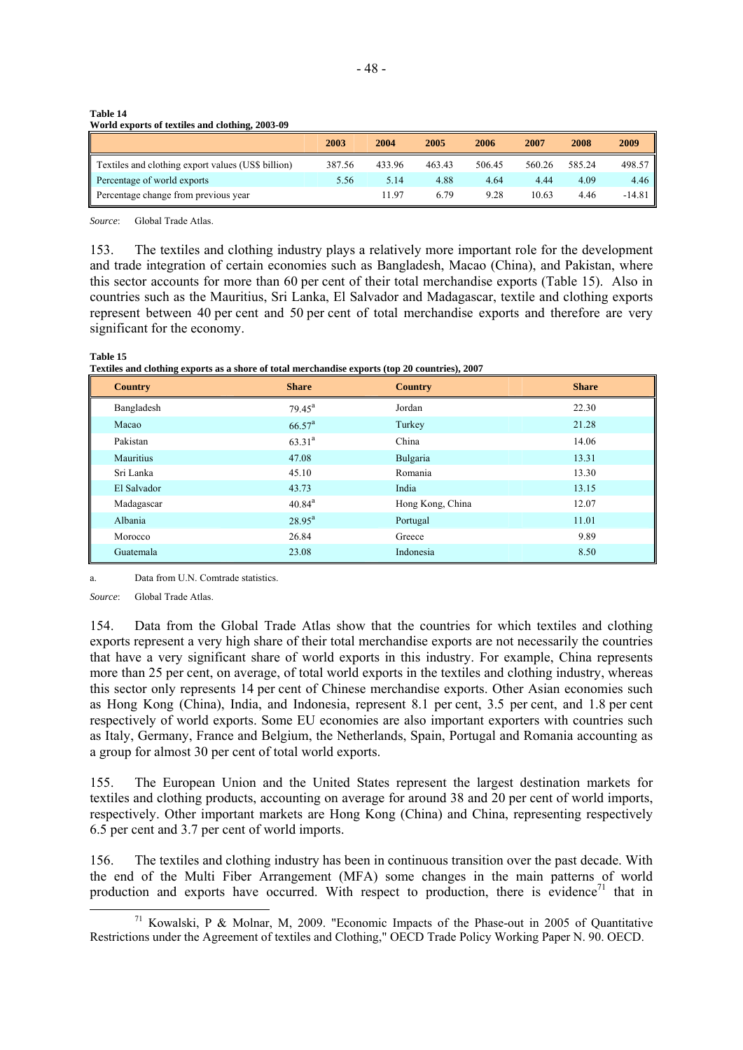**Table 14**
**World exports of textiles and clothing, 2003-09**

| | 2003 | 2004 | 2005 | 2006 | 2007 | 2008 | 2009 |
|---|---|---|---|---|---|---|---|
| Textiles and clothing export values (US$ billion) | 387.56 | 433.96 | 463.43 | 506.45 | 560.26 | 585.24 | 498.57 |
| Percentage of world exports | 5.56 | 5.14 | 4.88 | 4.64 | 4.44 | 4.09 | 4.46 |
| Percentage change from previous year | | 11.97 | 6.79 | 9.28 | 10.63 | 4.46 | -14.81 |

*Source*: Global Trade Atlas.

153. The textiles and clothing industry plays a relatively more important role for the development and trade integration of certain economies such as Bangladesh, Macao (China), and Pakistan, where this sector accounts for more than 60 per cent of their total merchandise exports (Table 15). Also in countries such as the Mauritius, Sri Lanka, El Salvador and Madagascar, textile and clothing exports represent between 40 per cent and 50 per cent of total merchandise exports and therefore are very significant for the economy.

**Table 15**
**Textiles and clothing exports as a shore of total merchandise exports (top 20 countries), 2007**

| Country | Share | Country | Share |
|---|---|---|---|
| Bangladesh | 79.45[a] | Jordan | 22.30 |
| Macao | 66.57[a] | Turkey | 21.28 |
| Pakistan | 63.31[a] | China | 14.06 |
| Mauritius | 47.08 | Bulgaria | 13.31 |
| Sri Lanka | 45.10 | Romania | 13.30 |
| El Salvador | 43.73 | India | 13.15 |
| Madagascar | 40.84[a] | Hong Kong, China | 12.07 |
| Albania | 28.95[a] | Portugal | 11.01 |
| Morocco | 26.84 | Greece | 9.89 |
| Guatemala | 23.08 | Indonesia | 8.50 |

a. Data from U.N. Comtrade statistics.

*Source*: Global Trade Atlas.

154. Data from the Global Trade Atlas show that the countries for which textiles and clothing exports represent a very high share of their total merchandise exports are not necessarily the countries that have a very significant share of world exports in this industry. For example, China represents more than 25 per cent, on average, of total world exports in the textiles and clothing industry, whereas this sector only represents 14 per cent of Chinese merchandise exports. Other Asian economies such as Hong Kong (China), India, and Indonesia, represent 8.1 per cent, 3.5 per cent, and 1.8 per cent respectively of world exports. Some EU economies are also important exporters with countries such as Italy, Germany, France and Belgium, the Netherlands, Spain, Portugal and Romania accounting as a group for almost 30 per cent of total world exports.

155. The European Union and the United States represent the largest destination markets for textiles and clothing products, accounting on average for around 38 and 20 per cent of world imports, respectively. Other important markets are Hong Kong (China) and China, representing respectively 6.5 per cent and 3.7 per cent of world imports.

156. The textiles and clothing industry has been in continuous transition over the past decade. With the end of the Multi Fiber Arrangement (MFA) some changes in the main patterns of world production and exports have occurred. With respect to production, there is evidence[71] that in

[71] Kowalski, P & Molnar, M, 2009. "Economic Impacts of the Phase-out in 2005 of Quantitative Restrictions under the Agreement of textiles and Clothing," OECD Trade Policy Working Paper N. 90. OECD.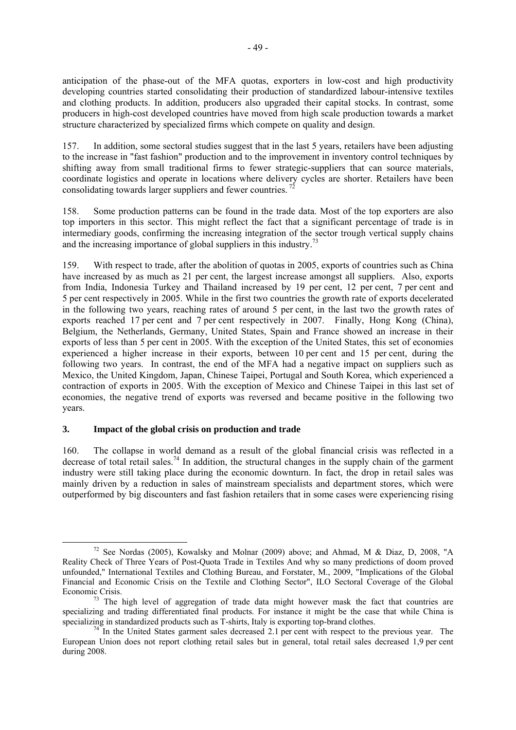anticipation of the phase-out of the MFA quotas, exporters in low-cost and high productivity developing countries started consolidating their production of standardized labour-intensive textiles and clothing products. In addition, producers also upgraded their capital stocks. In contrast, some producers in high-cost developed countries have moved from high scale production towards a market structure characterized by specialized firms which compete on quality and design.

157. In addition, some sectoral studies suggest that in the last 5 years, retailers have been adjusting to the increase in "fast fashion" production and to the improvement in inventory control techniques by shifting away from small traditional firms to fewer strategic-suppliers that can source materials, coordinate logistics and operate in locations where delivery cycles are shorter. Retailers have been consolidating towards larger suppliers and fewer countries. [72]

158. Some production patterns can be found in the trade data. Most of the top exporters are also top importers in this sector. This might reflect the fact that a significant percentage of trade is in intermediary goods, confirming the increasing integration of the sector trough vertical supply chains and the increasing importance of global suppliers in this industry.[73]

159. With respect to trade, after the abolition of quotas in 2005, exports of countries such as China have increased by as much as 21 per cent, the largest increase amongst all suppliers. Also, exports from India, Indonesia Turkey and Thailand increased by 19 per cent, 12 per cent, 7 per cent and 5 per cent respectively in 2005. While in the first two countries the growth rate of exports decelerated in the following two years, reaching rates of around 5 per cent, in the last two the growth rates of exports reached 17 per cent and 7 per cent respectively in 2007. Finally, Hong Kong (China), Belgium, the Netherlands, Germany, United States, Spain and France showed an increase in their exports of less than 5 per cent in 2005. With the exception of the United States, this set of economies experienced a higher increase in their exports, between 10 per cent and 15 per cent, during the following two years. In contrast, the end of the MFA had a negative impact on suppliers such as Mexico, the United Kingdom, Japan, Chinese Taipei, Portugal and South Korea, which experienced a contraction of exports in 2005. With the exception of Mexico and Chinese Taipei in this last set of economies, the negative trend of exports was reversed and became positive in the following two years.

### 3. Impact of the global crisis on production and trade

160. The collapse in world demand as a result of the global financial crisis was reflected in a decrease of total retail sales.[74] In addition, the structural changes in the supply chain of the garment industry were still taking place during the economic downturn. In fact, the drop in retail sales was mainly driven by a reduction in sales of mainstream specialists and department stores, which were outperformed by big discounters and fast fashion retailers that in some cases were experiencing rising

---

[72] See Nordas (2005), Kowalsky and Molnar (2009) above; and Ahmad, M & Diaz, D, 2008, "A Reality Check of Three Years of Post-Quota Trade in Textiles And why so many predictions of doom proved unfounded," International Textiles and Clothing Bureau, and Forstater, M., 2009, "Implications of the Global Financial and Economic Crisis on the Textile and Clothing Sector", ILO Sectoral Coverage of the Global Economic Crisis.

[73] The high level of aggregation of trade data might however mask the fact that countries are specializing and trading differentiated final products. For instance it might be the case that while China is specializing in standardized products such as T-shirts, Italy is exporting top-brand clothes.

[74] In the United States garment sales decreased 2.1 per cent with respect to the previous year. The European Union does not report clothing retail sales but in general, total retail sales decreased 1,9 per cent during 2008.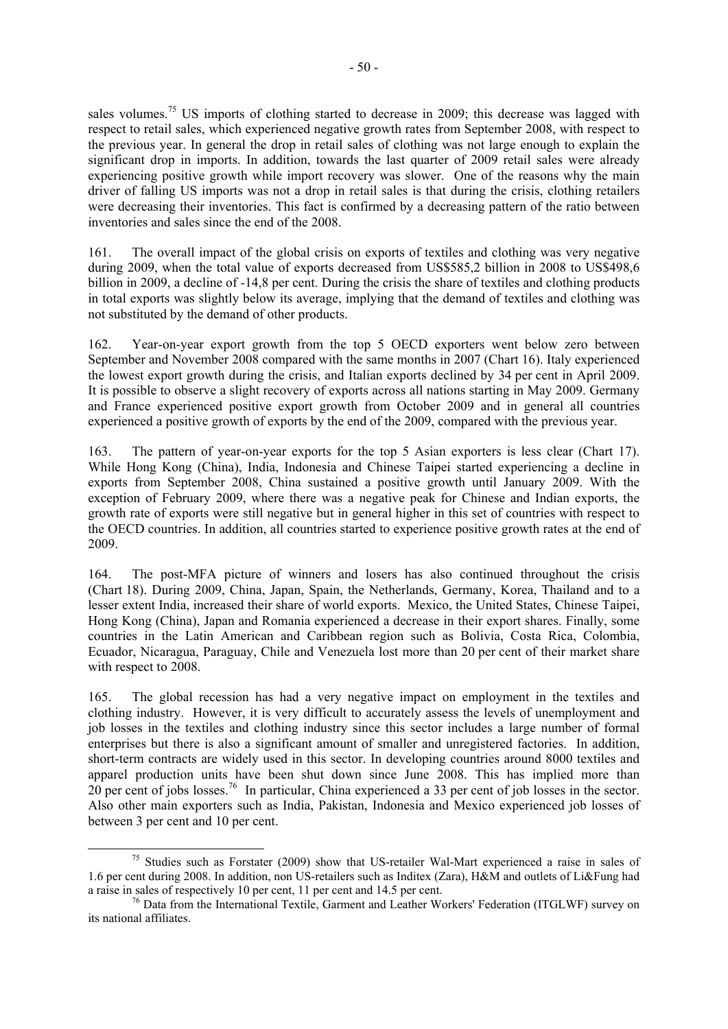sales volumes.[75] US imports of clothing started to decrease in 2009; this decrease was lagged with respect to retail sales, which experienced negative growth rates from September 2008, with respect to the previous year. In general the drop in retail sales of clothing was not large enough to explain the significant drop in imports. In addition, towards the last quarter of 2009 retail sales were already experiencing positive growth while import recovery was slower. One of the reasons why the main driver of falling US imports was not a drop in retail sales is that during the crisis, clothing retailers were decreasing their inventories. This fact is confirmed by a decreasing pattern of the ratio between inventories and sales since the end of the 2008.

161. The overall impact of the global crisis on exports of textiles and clothing was very negative during 2009, when the total value of exports decreased from US$585,2 billion in 2008 to US$498,6 billion in 2009, a decline of -14,8 per cent. During the crisis the share of textiles and clothing products in total exports was slightly below its average, implying that the demand of textiles and clothing was not substituted by the demand of other products.

162. Year-on-year export growth from the top 5 OECD exporters went below zero between September and November 2008 compared with the same months in 2007 (Chart 16). Italy experienced the lowest export growth during the crisis, and Italian exports declined by 34 per cent in April 2009. It is possible to observe a slight recovery of exports across all nations starting in May 2009. Germany and France experienced positive export growth from October 2009 and in general all countries experienced a positive growth of exports by the end of the 2009, compared with the previous year.

163. The pattern of year-on-year exports for the top 5 Asian exporters is less clear (Chart 17). While Hong Kong (China), India, Indonesia and Chinese Taipei started experiencing a decline in exports from September 2008, China sustained a positive growth until January 2009. With the exception of February 2009, where there was a negative peak for Chinese and Indian exports, the growth rate of exports were still negative but in general higher in this set of countries with respect to the OECD countries. In addition, all countries started to experience positive growth rates at the end of 2009.

164. The post-MFA picture of winners and losers has also continued throughout the crisis (Chart 18). During 2009, China, Japan, Spain, the Netherlands, Germany, Korea, Thailand and to a lesser extent India, increased their share of world exports. Mexico, the United States, Chinese Taipei, Hong Kong (China), Japan and Romania experienced a decrease in their export shares. Finally, some countries in the Latin American and Caribbean region such as Bolivia, Costa Rica, Colombia, Ecuador, Nicaragua, Paraguay, Chile and Venezuela lost more than 20 per cent of their market share with respect to 2008.

165. The global recession has had a very negative impact on employment in the textiles and clothing industry. However, it is very difficult to accurately assess the levels of unemployment and job losses in the textiles and clothing industry since this sector includes a large number of formal enterprises but there is also a significant amount of smaller and unregistered factories. In addition, short-term contracts are widely used in this sector. In developing countries around 8000 textiles and apparel production units have been shut down since June 2008. This has implied more than 20 per cent of jobs losses.[76] In particular, China experienced a 33 per cent of job losses in the sector. Also other main exporters such as India, Pakistan, Indonesia and Mexico experienced job losses of between 3 per cent and 10 per cent.

---

[75] Studies such as Forstater (2009) show that US-retailer Wal-Mart experienced a raise in sales of 1.6 per cent during 2008. In addition, non US-retailers such as Inditex (Zara), H&M and outlets of Li&Fung had a raise in sales of respectively 10 per cent, 11 per cent and 14.5 per cent.

[76] Data from the International Textile, Garment and Leather Workers' Federation (ITGLWF) survey on its national affiliates.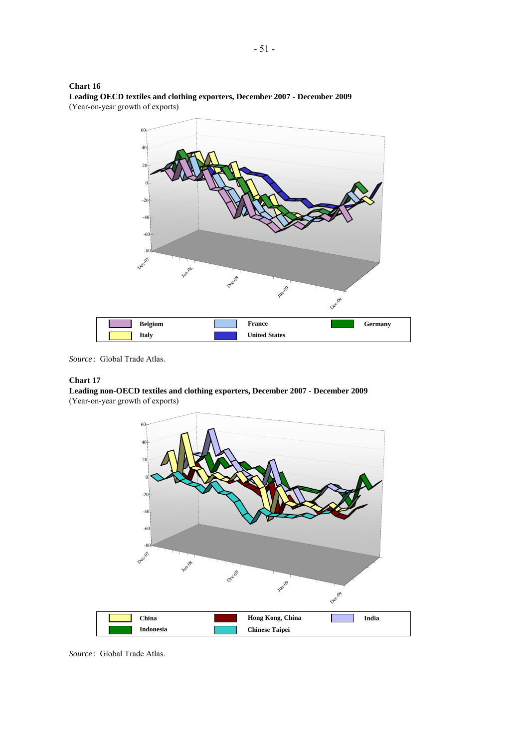**Chart 16**

**Leading OECD textiles and clothing exporters, December 2007 - December 2009**

(Year-on-year growth of exports)

*Source* : Global Trade Atlas.

**Chart 17**

**Leading non-OECD textiles and clothing exporters, December 2007 - December 2009**

(Year-on-year growth of exports)

*Source* : Global Trade Atlas.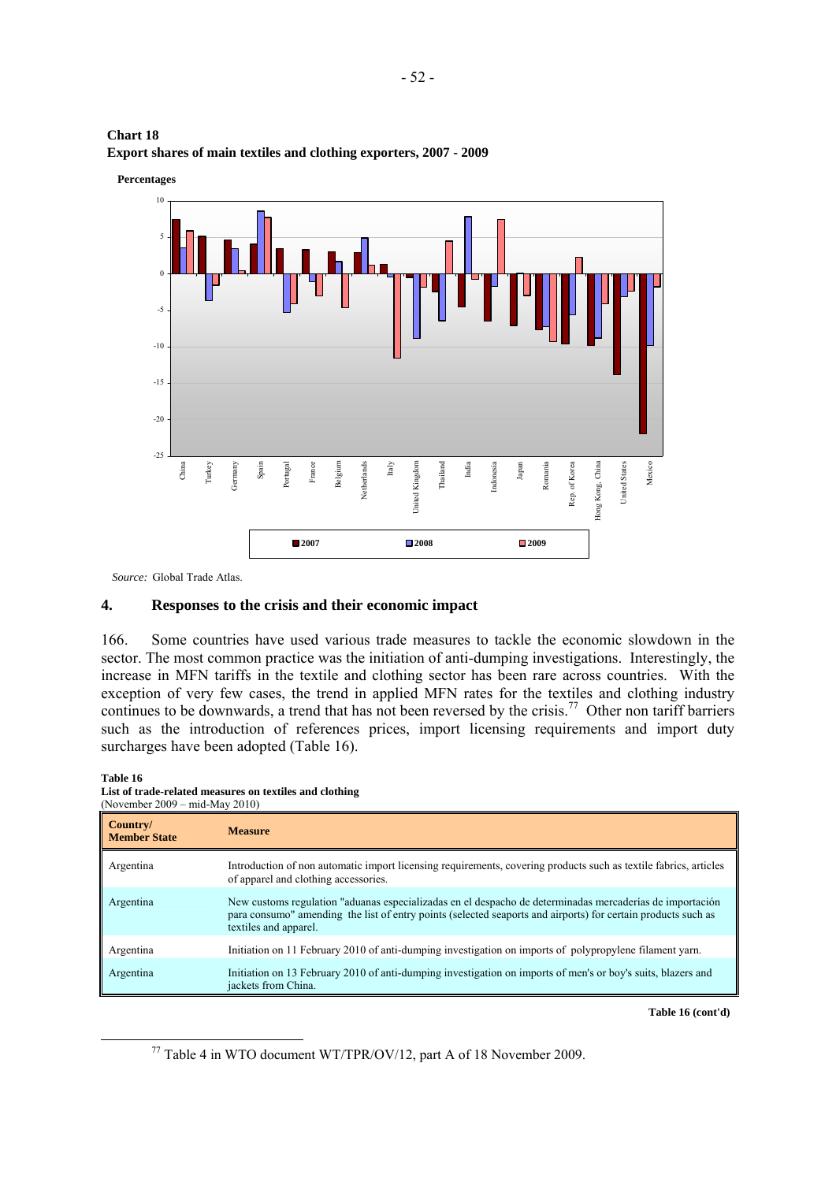**Chart 18**
**Export shares of main textiles and clothing exporters, 2007 - 2009**

**Percentages**

*Source:* Global Trade Atlas.

## 4. Responses to the crisis and their economic impact

166. Some countries have used various trade measures to tackle the economic slowdown in the sector. The most common practice was the initiation of anti-dumping investigations. Interestingly, the increase in MFN tariffs in the textile and clothing sector has been rare across countries. With the exception of very few cases, the trend in applied MFN rates for the textiles and clothing industry continues to be downwards, a trend that has not been reversed by the crisis.[77] Other non tariff barriers such as the introduction of references prices, import licensing requirements and import duty surcharges have been adopted (Table 16).

**Table 16**
**List of trade-related measures on textiles and clothing**
(November 2009 – mid-May 2010)

| Country/ Member State | Measure |
|---|---|
| Argentina | Introduction of non automatic import licensing requirements, covering products such as textile fabrics, articles of apparel and clothing accessories. |
| Argentina | New customs regulation "aduanas especializadas en el despacho de determinadas mercaderías de importación para consumo" amending the list of entry points (selected seaports and airports) for certain products such as textiles and apparel. |
| Argentina | Initiation on 11 February 2010 of anti-dumping investigation on imports of polypropylene filament yarn. |
| Argentina | Initiation on 13 February 2010 of anti-dumping investigation on imports of men's or boy's suits, blazers and jackets from China. |

**Table 16 (cont'd)**

[77] Table 4 in WTO document WT/TPR/OV/12, part A of 18 November 2009.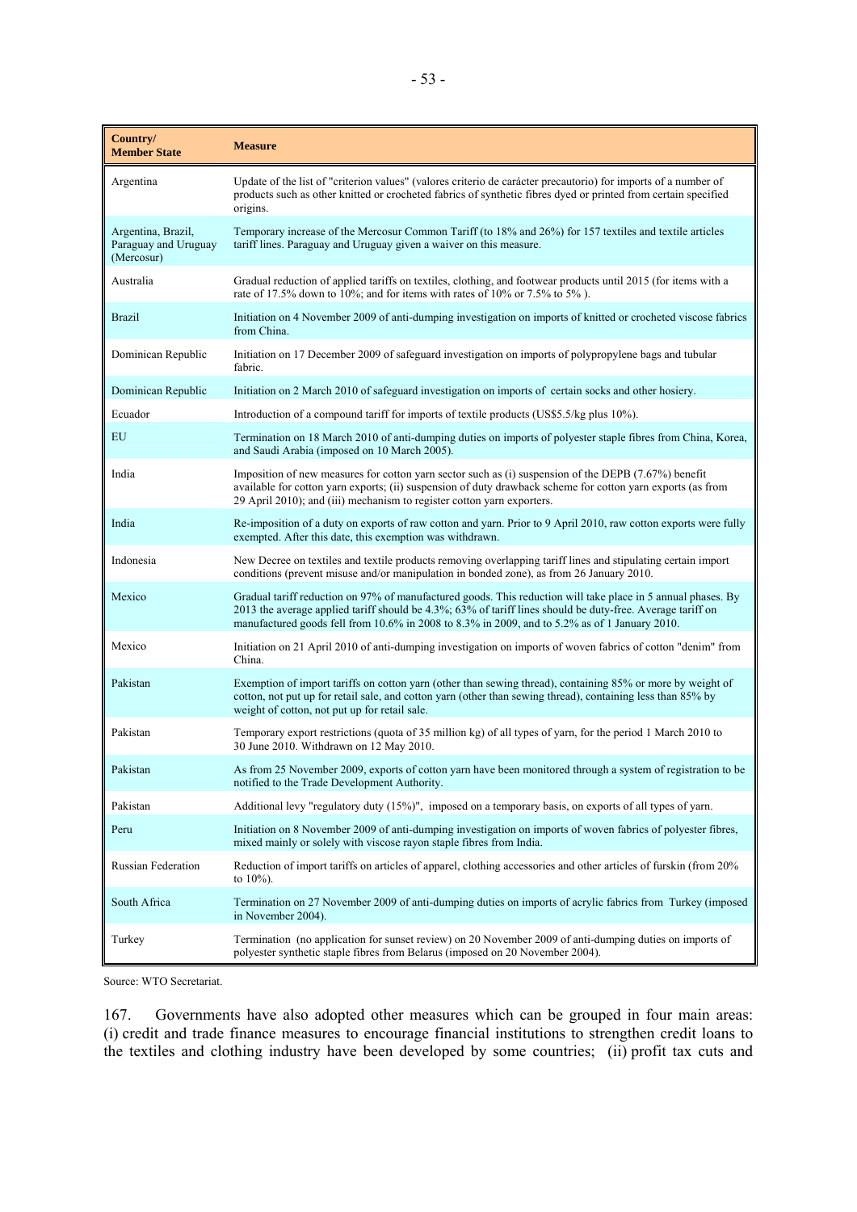| Country/ Member State | Measure |
|---|---|
| Argentina | Update of the list of "criterion values" (valores criterio de carácter precautorio) for imports of a number of products such as other knitted or crocheted fabrics of synthetic fibres dyed or printed from certain specified origins. |
| Argentina, Brazil, Paraguay and Uruguay (Mercosur) | Temporary increase of the Mercosur Common Tariff (to 18% and 26%) for 157 textiles and textile articles tariff lines. Paraguay and Uruguay given a waiver on this measure. |
| Australia | Gradual reduction of applied tariffs on textiles, clothing, and footwear products until 2015 (for items with a rate of 17.5% down to 10%; and for items with rates of 10% or 7.5% to 5% ). |
| Brazil | Initiation on 4 November 2009 of anti-dumping investigation on imports of knitted or crocheted viscose fabrics from China. |
| Dominican Republic | Initiation on 17 December 2009 of safeguard investigation on imports of polypropylene bags and tubular fabric. |
| Dominican Republic | Initiation on 2 March 2010 of safeguard investigation on imports of certain socks and other hosiery. |
| Ecuador | Introduction of a compound tariff for imports of textile products (US$5.5/kg plus 10%). |
| EU | Termination on 18 March 2010 of anti-dumping duties on imports of polyester staple fibres from China, Korea, and Saudi Arabia (imposed on 10 March 2005). |
| India | Imposition of new measures for cotton yarn sector such as (i) suspension of the DEPB (7.67%) benefit available for cotton yarn exports; (ii) suspension of duty drawback scheme for cotton yarn exports (as from 29 April 2010); and (iii) mechanism to register cotton yarn exporters. |
| India | Re-imposition of a duty on exports of raw cotton and yarn. Prior to 9 April 2010, raw cotton exports were fully exempted. After this date, this exemption was withdrawn. |
| Indonesia | New Decree on textiles and textile products removing overlapping tariff lines and stipulating certain import conditions (prevent misuse and/or manipulation in bonded zone), as from 26 January 2010. |
| Mexico | Gradual tariff reduction on 97% of manufactured goods. This reduction will take place in 5 annual phases. By 2013 the average applied tariff should be 4.3%; 63% of tariff lines should be duty-free. Average tariff on manufactured goods fell from 10.6% in 2008 to 8.3% in 2009, and to 5.2% as of 1 January 2010. |
| Mexico | Initiation on 21 April 2010 of anti-dumping investigation on imports of woven fabrics of cotton "denim" from China. |
| Pakistan | Exemption of import tariffs on cotton yarn (other than sewing thread), containing 85% or more by weight of cotton, not put up for retail sale, and cotton yarn (other than sewing thread), containing less than 85% by weight of cotton, not put up for retail sale. |
| Pakistan | Temporary export restrictions (quota of 35 million kg) of all types of yarn, for the period 1 March 2010 to 30 June 2010. Withdrawn on 12 May 2010. |
| Pakistan | As from 25 November 2009, exports of cotton yarn have been monitored through a system of registration to be notified to the Trade Development Authority. |
| Pakistan | Additional levy "regulatory duty (15%)", imposed on a temporary basis, on exports of all types of yarn. |
| Peru | Initiation on 8 November 2009 of anti-dumping investigation on imports of woven fabrics of polyester fibres, mixed mainly or solely with viscose rayon staple fibres from India. |
| Russian Federation | Reduction of import tariffs on articles of apparel, clothing accessories and other articles of furskin (from 20% to 10%). |
| South Africa | Termination on 27 November 2009 of anti-dumping duties on imports of acrylic fabrics from Turkey (imposed in November 2004). |
| Turkey | Termination (no application for sunset review) on 20 November 2009 of anti-dumping duties on imports of polyester synthetic staple fibres from Belarus (imposed on 20 November 2004). |

Source: WTO Secretariat.

167. Governments have also adopted other measures which can be grouped in four main areas: (i) credit and trade finance measures to encourage financial institutions to strengthen credit loans to the textiles and clothing industry have been developed by some countries; (ii) profit tax cuts and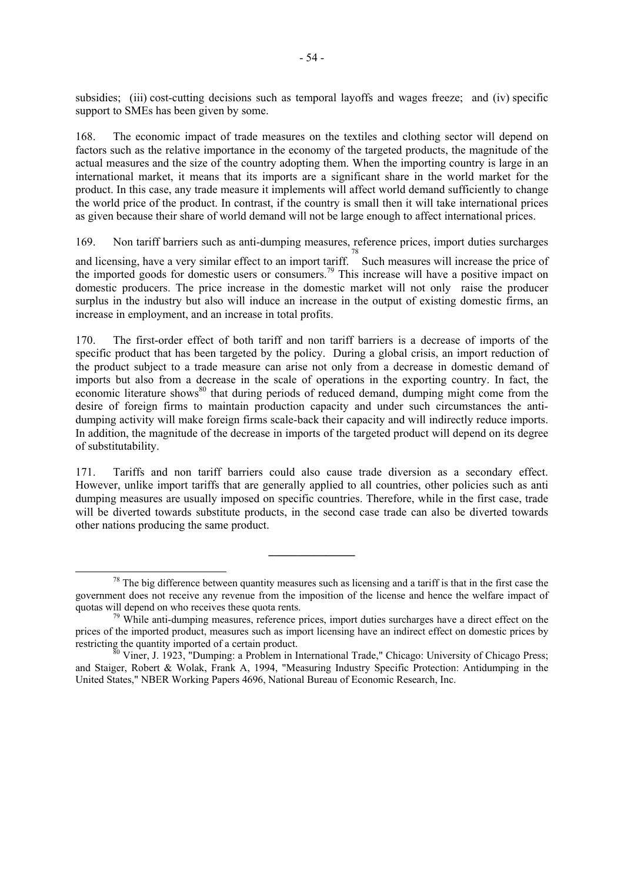subsidies; (iii) cost-cutting decisions such as temporal layoffs and wages freeze; and (iv) specific support to SMEs has been given by some.

168. The economic impact of trade measures on the textiles and clothing sector will depend on factors such as the relative importance in the economy of the targeted products, the magnitude of the actual measures and the size of the country adopting them. When the importing country is large in an international market, it means that its imports are a significant share in the world market for the product. In this case, any trade measure it implements will affect world demand sufficiently to change the world price of the product. In contrast, if the country is small then it will take international prices as given because their share of world demand will not be large enough to affect international prices.

169. Non tariff barriers such as anti-dumping measures, reference prices, import duties surcharges and licensing, have a very similar effect to an import tariff.[78] Such measures will increase the price of the imported goods for domestic users or consumers.[79] This increase will have a positive impact on domestic producers. The price increase in the domestic market will not only raise the producer surplus in the industry but also will induce an increase in the output of existing domestic firms, an increase in employment, and an increase in total profits.

170. The first-order effect of both tariff and non tariff barriers is a decrease of imports of the specific product that has been targeted by the policy. During a global crisis, an import reduction of the product subject to a trade measure can arise not only from a decrease in domestic demand of imports but also from a decrease in the scale of operations in the exporting country. In fact, the economic literature shows[80] that during periods of reduced demand, dumping might come from the desire of foreign firms to maintain production capacity and under such circumstances the anti-dumping activity will make foreign firms scale-back their capacity and will indirectly reduce imports. In addition, the magnitude of the decrease in imports of the targeted product will depend on its degree of substitutability.

171. Tariffs and non tariff barriers could also cause trade diversion as a secondary effect. However, unlike import tariffs that are generally applied to all countries, other policies such as anti dumping measures are usually imposed on specific countries. Therefore, while in the first case, trade will be diverted towards substitute products, in the second case trade can also be diverted towards other nations producing the same product.

---

[78] The big difference between quantity measures such as licensing and a tariff is that in the first case the government does not receive any revenue from the imposition of the license and hence the welfare impact of quotas will depend on who receives these quota rents.

[79] While anti-dumping measures, reference prices, import duties surcharges have a direct effect on the prices of the imported product, measures such as import licensing have an indirect effect on domestic prices by restricting the quantity imported of a certain product.

[80] Viner, J. 1923, "Dumping: a Problem in International Trade," Chicago: University of Chicago Press; and Staiger, Robert & Wolak, Frank A, 1994, "Measuring Industry Specific Protection: Antidumping in the United States," NBER Working Papers 4696, National Bureau of Economic Research, Inc.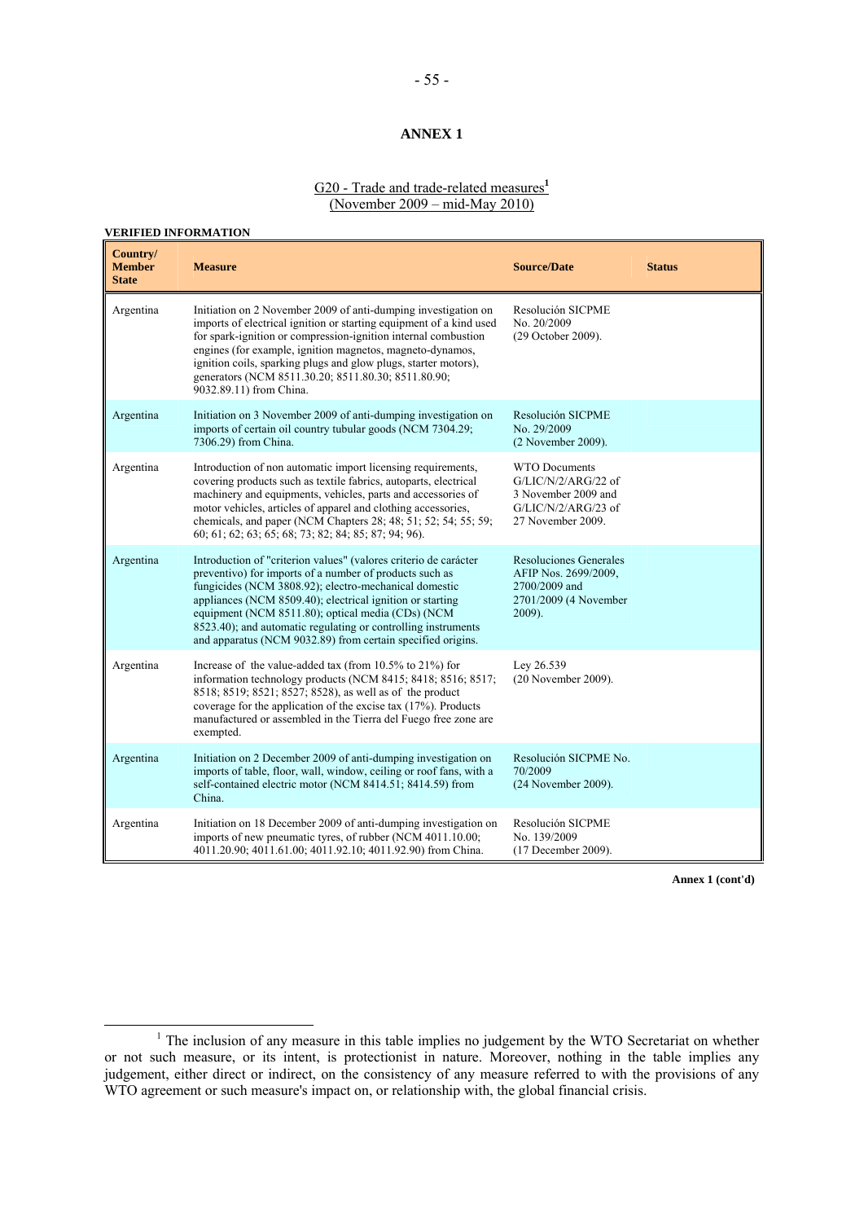# ANNEX 1

G20 - Trade and trade-related measures[1]
(November 2009 – mid-May 2010)

**VERIFIED INFORMATION**

| Country/ Member State | Measure | Source/Date | Status |
|---|---|---|---|
| Argentina | Initiation on 2 November 2009 of anti-dumping investigation on imports of electrical ignition or starting equipment of a kind used for spark-ignition or compression-ignition internal combustion engines (for example, ignition magnetos, magneto-dynamos, ignition coils, sparking plugs and glow plugs, starter motors), generators (NCM 8511.30.20; 8511.80.30; 8511.80.90; 9032.89.11) from China. | Resolución SICPME No. 20/2009 (29 October 2009). | |
| Argentina | Initiation on 3 November 2009 of anti-dumping investigation on imports of certain oil country tubular goods (NCM 7304.29; 7306.29) from China. | Resolución SICPME No. 29/2009 (2 November 2009). | |
| Argentina | Introduction of non automatic import licensing requirements, covering products such as textile fabrics, autoparts, electrical machinery and equipments, vehicles, parts and accessories of motor vehicles, articles of apparel and clothing accessories, chemicals, and paper (NCM Chapters 28; 48; 51; 52; 54; 55; 59; 60; 61; 62; 63; 65; 68; 73; 82; 84; 85; 87; 94; 96). | WTO Documents G/LIC/N/2/ARG/22 of 3 November 2009 and G/LIC/N/2/ARG/23 of 27 November 2009. | |
| Argentina | Introduction of "criterion values" (valores criterio de carácter preventivo) for imports of a number of products such as fungicides (NCM 3808.92); electro-mechanical domestic appliances (NCM 8509.40); electrical ignition or starting equipment (NCM 8511.80); optical media (CDs) (NCM 8523.40); and automatic regulating or controlling instruments and apparatus (NCM 9032.89) from certain specified origins. | Resoluciones Generales AFIP Nos. 2699/2009, 2700/2009 and 2701/2009 (4 November 2009). | |
| Argentina | Increase of the value-added tax (from 10.5% to 21%) for information technology products (NCM 8415; 8418; 8516; 8517; 8518; 8519; 8521; 8527; 8528), as well as of the product coverage for the application of the excise tax (17%). Products manufactured or assembled in the Tierra del Fuego free zone are exempted. | Ley 26.539 (20 November 2009). | |
| Argentina | Initiation on 2 December 2009 of anti-dumping investigation on imports of table, floor, wall, window, ceiling or roof fans, with a self-contained electric motor (NCM 8414.51; 8414.59) from China. | Resolución SICPME No. 70/2009 (24 November 2009). | |
| Argentina | Initiation on 18 December 2009 of anti-dumping investigation on imports of new pneumatic tyres, of rubber (NCM 4011.10.00; 4011.20.90; 4011.61.00; 4011.92.10; 4011.92.90) from China. | Resolución SICPME No. 139/2009 (17 December 2009). | |

**Annex 1 (cont'd)**

[1] The inclusion of any measure in this table implies no judgement by the WTO Secretariat on whether or not such measure, or its intent, is protectionist in nature. Moreover, nothing in the table implies any judgement, either direct or indirect, on the consistency of any measure referred to with the provisions of any WTO agreement or such measure's impact on, or relationship with, the global financial crisis.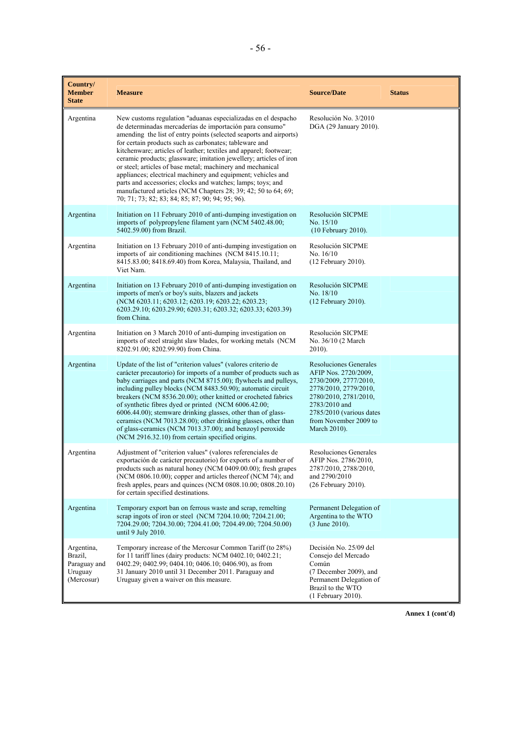| Country/ Member State | Measure | Source/Date | Status |
|---|---|---|---|
| Argentina | New customs regulation "aduanas especializadas en el despacho de determinadas mercaderías de importación para consumo" amending the list of entry points (selected seaports and airports) for certain products such as carbonates; tableware and kitchenware; articles of leather; textiles and apparel; footwear; ceramic products; glassware; imitation jewellery; articles of iron or steel; articles of base metal; machinery and mechanical appliances; electrical machinery and equipment; vehicles and parts and accessories; clocks and watches; lamps; toys; and manufactured articles (NCM Chapters 28; 39; 42; 50 to 64; 69; 70; 71; 73; 82; 83; 84; 85; 87; 90; 94; 95; 96). | Resolución No. 3/2010 DGA (29 January 2010). | |
| Argentina | Initiation on 11 February 2010 of anti-dumping investigation on imports of polypropylene filament yarn (NCM 5402.48.00; 5402.59.00) from Brazil. | Resolución SICPME No. 15/10 (10 February 2010). | |
| Argentina | Initiation on 13 February 2010 of anti-dumping investigation on imports of air conditioning machines (NCM 8415.10.11; 8415.83.00; 8418.69.40) from Korea, Malaysia, Thailand, and Viet Nam. | Resolución SICPME No. 16/10 (12 February 2010). | |
| Argentina | Initiation on 13 February 2010 of anti-dumping investigation on imports of men's or boy's suits, blazers and jackets (NCM 6203.11; 6203.12; 6203.19; 6203.22; 6203.23; 6203.29.10; 6203.29.90; 6203.31; 6203.32; 6203.33; 6203.39) from China. | Resolución SICPME No. 18/10 (12 February 2010). | |
| Argentina | Initiation on 3 March 2010 of anti-dumping investigation on imports of steel straight slaw blades, for working metals (NCM 8202.91.00; 8202.99.90) from China. | Resolución SICPME No. 36/10 (2 March 2010). | |
| Argentina | Update of the list of "criterion values" (valores criterio de carácter precautorio) for imports of a number of products such as baby carriages and parts (NCM 8715.00); flywheels and pulleys, including pulley blocks (NCM 8483.50.90); automatic circuit breakers (NCM 8536.20.00); other knitted or crocheted fabrics of synthetic fibres dyed or printed (NCM 6006.42.00; 6006.44.00); stemware drinking glasses, other than of glass-ceramics (NCM 7013.28.00); other drinking glasses, other than of glass-ceramics (NCM 7013.37.00); and benzoyl peroxide (NCM 2916.32.10) from certain specified origins. | Resoluciones Generales AFIP Nos. 2720/2009, 2730/2009, 2777/2010, 2778/2010, 2779/2010, 2780/2010, 2781/2010, 2783/2010 and 2785/2010 (various dates from November 2009 to March 2010). | |
| Argentina | Adjustment of "criterion values" (valores referenciales de exportación de carácter precautorio) for exports of a number of products such as natural honey (NCM 0409.00.00); fresh grapes (NCM 0806.10.00); copper and articles thereof (NCM 74); and fresh apples, pears and quinces (NCM 0808.10.00; 0808.20.10) for certain specified destinations. | Resoluciones Generales AFIP Nos. 2786/2010, 2787/2010, 2788/2010, and 2790/2010 (26 February 2010). | |
| Argentina | Temporary export ban on ferrous waste and scrap, remelting scrap ingots of iron or steel (NCM 7204.10.00; 7204.21.00; 7204.29.00; 7204.30.00; 7204.41.00; 7204.49.00; 7204.50.00) until 9 July 2010. | Permanent Delegation of Argentina to the WTO (3 June 2010). | |
| Argentina, Brazil, Paraguay and Uruguay (Mercosur) | Temporary increase of the Mercosur Common Tariff (to 28%) for 11 tariff lines (dairy products: NCM 0402.10; 0402.21; 0402.29; 0402.99; 0404.10; 0406.10; 0406.90), as from 31 January 2010 until 31 December 2011. Paraguay and Uruguay given a waiver on this measure. | Decisión No. 25/09 del Consejo del Mercado Común (7 December 2009), and Permanent Delegation of Brazil to the WTO (1 February 2010). | |

**Annex 1 (cont'd)**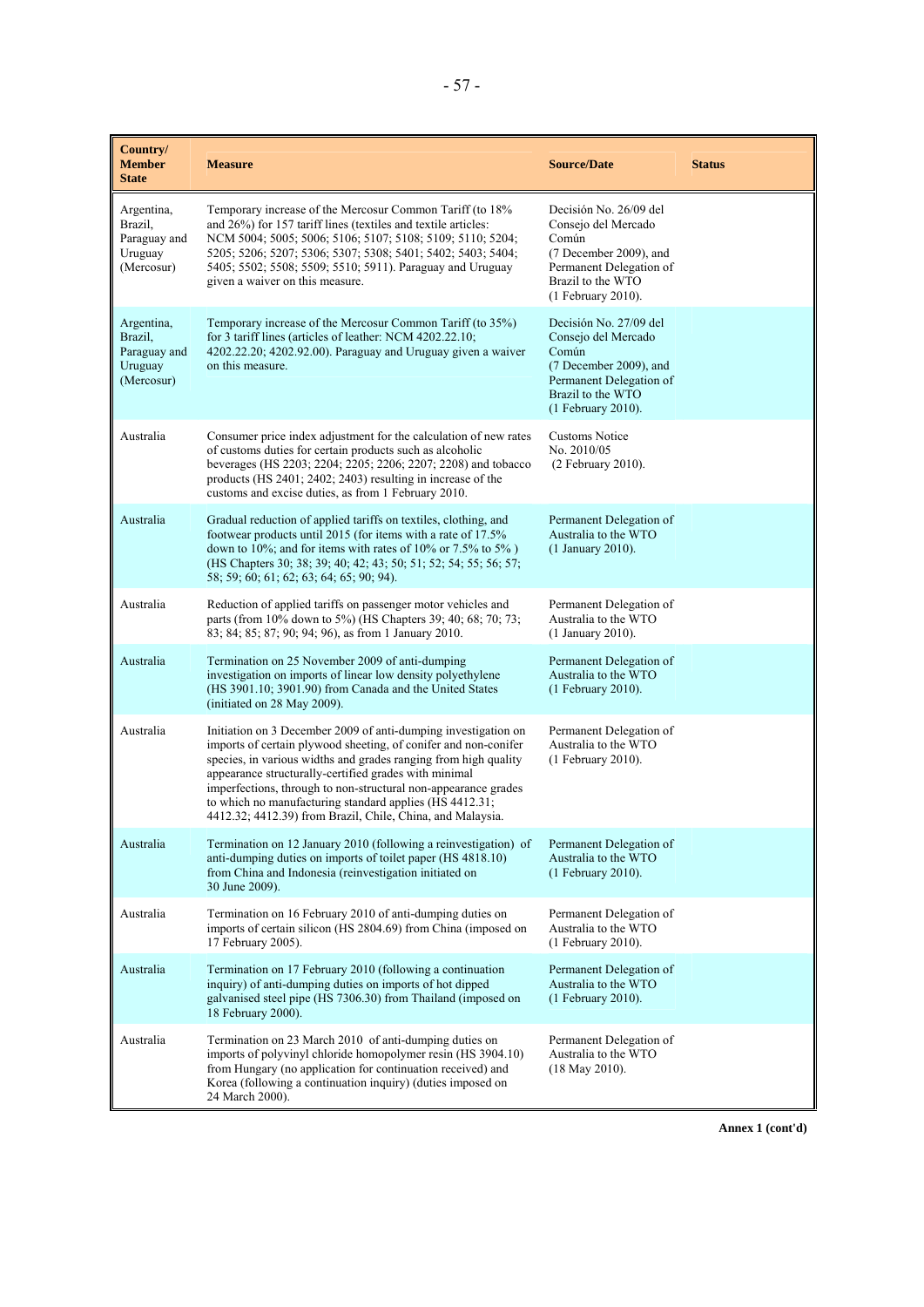| Country/ Member State | Measure | Source/Date | Status |
|---|---|---|---|
| Argentina, Brazil, Paraguay and Uruguay (Mercosur) | Temporary increase of the Mercosur Common Tariff (to 18% and 26%) for 157 tariff lines (textiles and textile articles: NCM 5004; 5005; 5006; 5106; 5107; 5108; 5109; 5110; 5204; 5205; 5206; 5207; 5306; 5307; 5308; 5401; 5402; 5403; 5404; 5405; 5502; 5508; 5509; 5510; 5911). Paraguay and Uruguay given a waiver on this measure. | Decisión No. 26/09 del Consejo del Mercado Común (7 December 2009), and Permanent Delegation of Brazil to the WTO (1 February 2010). | |
| Argentina, Brazil, Paraguay and Uruguay (Mercosur) | Temporary increase of the Mercosur Common Tariff (to 35%) for 3 tariff lines (articles of leather: NCM 4202.22.10; 4202.22.20; 4202.92.00). Paraguay and Uruguay given a waiver on this measure. | Decisión No. 27/09 del Consejo del Mercado Común (7 December 2009), and Permanent Delegation of Brazil to the WTO (1 February 2010). | |
| Australia | Consumer price index adjustment for the calculation of new rates of customs duties for certain products such as alcoholic beverages (HS 2203; 2204; 2205; 2206; 2207; 2208) and tobacco products (HS 2401; 2402; 2403) resulting in increase of the customs and excise duties, as from 1 February 2010. | Customs Notice No. 2010/05 (2 February 2010). | |
| Australia | Gradual reduction of applied tariffs on textiles, clothing, and footwear products until 2015 (for items with a rate of 17.5% down to 10%; and for items with rates of 10% or 7.5% to 5% ) (HS Chapters 30; 38; 39; 40; 42; 43; 50; 51; 52; 54; 55; 56; 57; 58; 59; 60; 61; 62; 63; 64; 65; 90; 94). | Permanent Delegation of Australia to the WTO (1 January 2010). | |
| Australia | Reduction of applied tariffs on passenger motor vehicles and parts (from 10% down to 5%) (HS Chapters 39; 40; 68; 70; 73; 83; 84; 85; 87; 90; 94; 96), as from 1 January 2010. | Permanent Delegation of Australia to the WTO (1 January 2010). | |
| Australia | Termination on 25 November 2009 of anti-dumping investigation on imports of linear low density polyethylene (HS 3901.10; 3901.90) from Canada and the United States (initiated on 28 May 2009). | Permanent Delegation of Australia to the WTO (1 February 2010). | |
| Australia | Initiation on 3 December 2009 of anti-dumping investigation on imports of certain plywood sheeting, of conifer and non-conifer species, in various widths and grades ranging from high quality appearance structurally-certified grades with minimal imperfections, through to non-structural non-appearance grades to which no manufacturing standard applies (HS 4412.31; 4412.32; 4412.39) from Brazil, Chile, China, and Malaysia. | Permanent Delegation of Australia to the WTO (1 February 2010). | |
| Australia | Termination on 12 January 2010 (following a reinvestigation) of anti-dumping duties on imports of toilet paper (HS 4818.10) from China and Indonesia (reinvestigation initiated on 30 June 2009). | Permanent Delegation of Australia to the WTO (1 February 2010). | |
| Australia | Termination on 16 February 2010 of anti-dumping duties on imports of certain silicon (HS 2804.69) from China (imposed on 17 February 2005). | Permanent Delegation of Australia to the WTO (1 February 2010). | |
| Australia | Termination on 17 February 2010 (following a continuation inquiry) of anti-dumping duties on imports of hot dipped galvanised steel pipe (HS 7306.30) from Thailand (imposed on 18 February 2000). | Permanent Delegation of Australia to the WTO (1 February 2010). | |
| Australia | Termination on 23 March 2010 of anti-dumping duties on imports of polyvinyl chloride homopolymer resin (HS 3904.10) from Hungary (no application for continuation received) and Korea (following a continuation inquiry) (duties imposed on 24 March 2000). | Permanent Delegation of Australia to the WTO (18 May 2010). | |

**Annex 1 (cont'd)**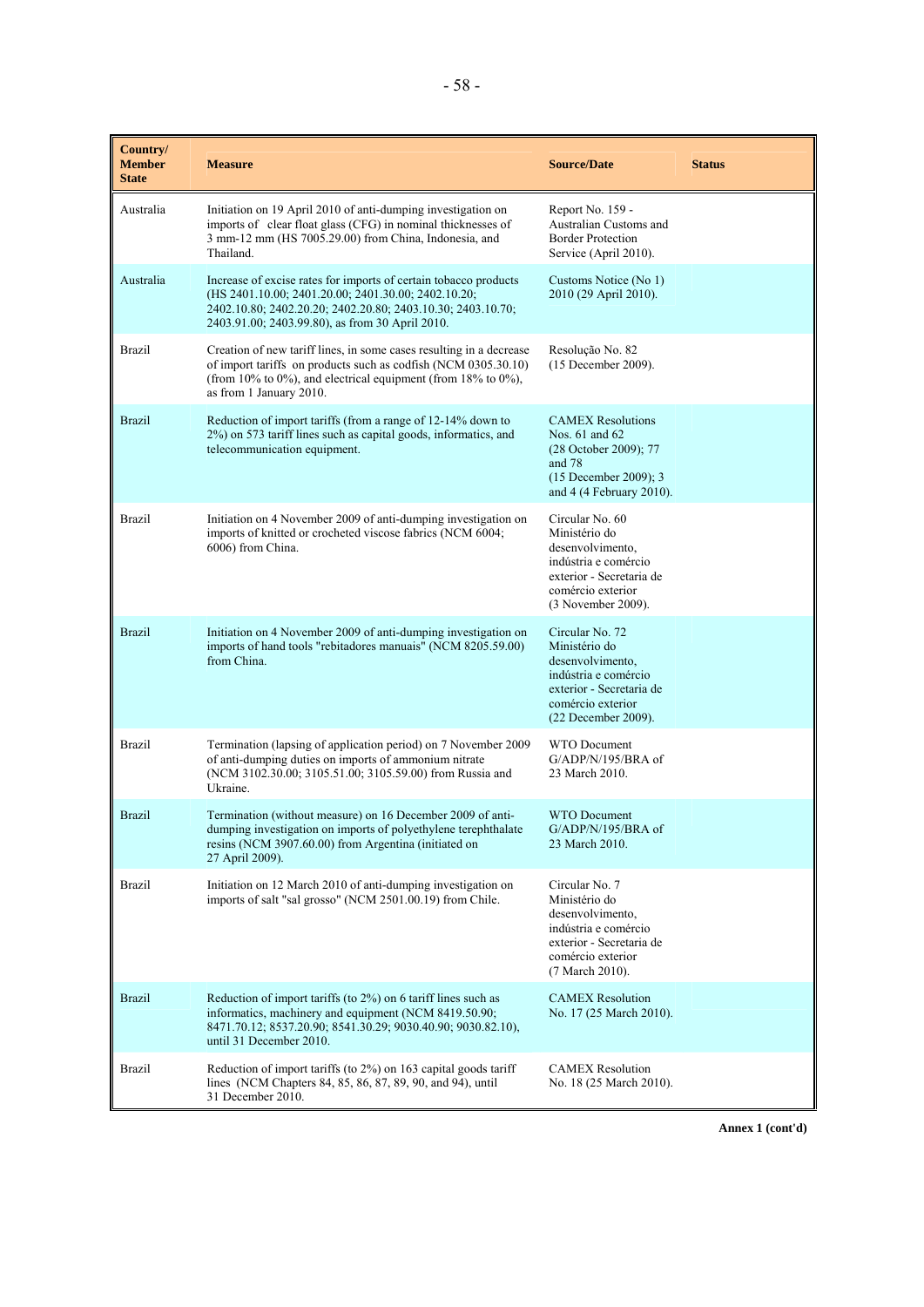| Country/ Member State | Measure | Source/Date | Status |
|---|---|---|---|
| Australia | Initiation on 19 April 2010 of anti-dumping investigation on imports of clear float glass (CFG) in nominal thicknesses of 3 mm-12 mm (HS 7005.29.00) from China, Indonesia, and Thailand. | Report No. 159 - Australian Customs and Border Protection Service (April 2010). | |
| Australia | Increase of excise rates for imports of certain tobacco products (HS 2401.10.00; 2401.20.00; 2401.30.00; 2402.10.20; 2402.10.80; 2402.20.20; 2402.20.80; 2403.10.30; 2403.10.70; 2403.91.00; 2403.99.80), as from 30 April 2010. | Customs Notice (No 1) 2010 (29 April 2010). | |
| Brazil | Creation of new tariff lines, in some cases resulting in a decrease of import tariffs on products such as codfish (NCM 0305.30.10) (from 10% to 0%), and electrical equipment (from 18% to 0%), as from 1 January 2010. | Resolução No. 82 (15 December 2009). | |
| Brazil | Reduction of import tariffs (from a range of 12-14% down to 2%) on 573 tariff lines such as capital goods, informatics, and telecommunication equipment. | CAMEX Resolutions Nos. 61 and 62 (28 October 2009); 77 and 78 (15 December 2009); 3 and 4 (4 February 2010). | |
| Brazil | Initiation on 4 November 2009 of anti-dumping investigation on imports of knitted or crocheted viscose fabrics (NCM 6004; 6006) from China. | Circular No. 60 Ministério do desenvolvimento, indústria e comércio exterior - Secretaria de comércio exterior (3 November 2009). | |
| Brazil | Initiation on 4 November 2009 of anti-dumping investigation on imports of hand tools "rebitadores manuais" (NCM 8205.59.00) from China. | Circular No. 72 Ministério do desenvolvimento, indústria e comércio exterior - Secretaria de comércio exterior (22 December 2009). | |
| Brazil | Termination (lapsing of application period) on 7 November 2009 of anti-dumping duties on imports of ammonium nitrate (NCM 3102.30.00; 3105.51.00; 3105.59.00) from Russia and Ukraine. | WTO Document G/ADP/N/195/BRA of 23 March 2010. | |
| Brazil | Termination (without measure) on 16 December 2009 of anti-dumping investigation on imports of polyethylene terephthalate resins (NCM 3907.60.00) from Argentina (initiated on 27 April 2009). | WTO Document G/ADP/N/195/BRA of 23 March 2010. | |
| Brazil | Initiation on 12 March 2010 of anti-dumping investigation on imports of salt "sal grosso" (NCM 2501.00.19) from Chile. | Circular No. 7 Ministério do desenvolvimento, indústria e comércio exterior - Secretaria de comércio exterior (7 March 2010). | |
| Brazil | Reduction of import tariffs (to 2%) on 6 tariff lines such as informatics, machinery and equipment (NCM 8419.50.90; 8471.70.12; 8537.20.90; 8541.30.29; 9030.40.90; 9030.82.10), until 31 December 2010. | CAMEX Resolution No. 17 (25 March 2010). | |
| Brazil | Reduction of import tariffs (to 2%) on 163 capital goods tariff lines (NCM Chapters 84, 85, 86, 87, 89, 90, and 94), until 31 December 2010. | CAMEX Resolution No. 18 (25 March 2010). | |

**Annex 1 (cont'd)**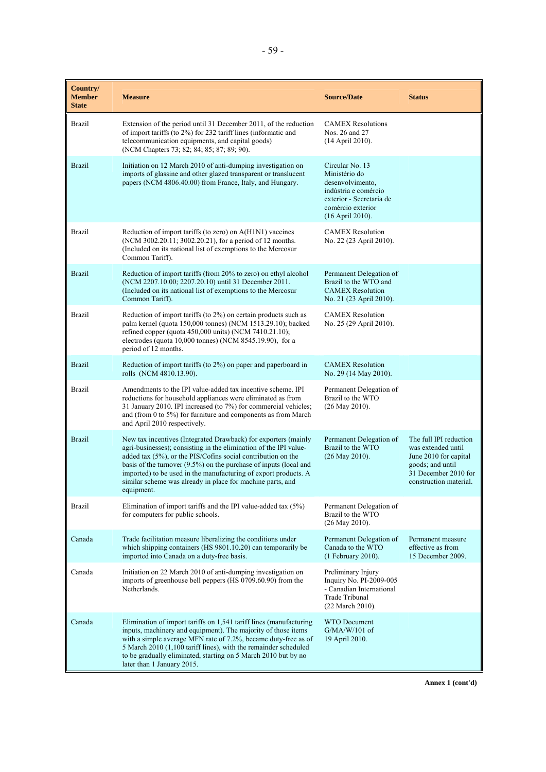| Country/ Member State | Measure | Source/Date | Status |
|---|---|---|---|
| Brazil | Extension of the period until 31 December 2011, of the reduction of import tariffs (to 2%) for 232 tariff lines (informatic and telecommunication equipments, and capital goods) (NCM Chapters 73; 82; 84; 85; 87; 89; 90). | CAMEX Resolutions Nos. 26 and 27 (14 April 2010). | |
| Brazil | Initiation on 12 March 2010 of anti-dumping investigation on imports of glassine and other glazed transparent or translucent papers (NCM 4806.40.00) from France, Italy, and Hungary. | Circular No. 13 Ministério do desenvolvimento, indústria e comércio exterior - Secretaria de comércio exterior (16 April 2010). | |
| Brazil | Reduction of import tariffs (to zero) on A(H1N1) vaccines (NCM 3002.20.11; 3002.20.21), for a period of 12 months. (Included on its national list of exemptions to the Mercosur Common Tariff). | CAMEX Resolution No. 22 (23 April 2010). | |
| Brazil | Reduction of import tariffs (from 20% to zero) on ethyl alcohol (NCM 2207.10.00; 2207.20.10) until 31 December 2011. (Included on its national list of exemptions to the Mercosur Common Tariff). | Permanent Delegation of Brazil to the WTO and CAMEX Resolution No. 21 (23 April 2010). | |
| Brazil | Reduction of import tariffs (to 2%) on certain products such as palm kernel (quota 150,000 tonnes) (NCM 1513.29.10); backed refined copper (quota 450,000 units) (NCM 7410.21.10); electrodes (quota 10,000 tonnes) (NCM 8545.19.90), for a period of 12 months. | CAMEX Resolution No. 25 (29 April 2010). | |
| Brazil | Reduction of import tariffs (to 2%) on paper and paperboard in rolls (NCM 4810.13.90). | CAMEX Resolution No. 29 (14 May 2010). | |
| Brazil | Amendments to the IPI value-added tax incentive scheme. IPI reductions for household appliances were eliminated as from 31 January 2010. IPI increased (to 7%) for commercial vehicles; and (from 0 to 5%) for furniture and components as from March and April 2010 respectively. | Permanent Delegation of Brazil to the WTO (26 May 2010). | |
| Brazil | New tax incentives (Integrated Drawback) for exporters (mainly agri-businesses); consisting in the elimination of the IPI value-added tax (5%), or the PIS/Cofins social contribution on the basis of the turnover (9.5%) on the purchase of inputs (local and imported) to be used in the manufacturing of export products. A similar scheme was already in place for machine parts, and equipment. | Permanent Delegation of Brazil to the WTO (26 May 2010). | The full IPI reduction was extended until June 2010 for capital goods; and until 31 December 2010 for construction material. |
| Brazil | Elimination of import tariffs and the IPI value-added tax (5%) for computers for public schools. | Permanent Delegation of Brazil to the WTO (26 May 2010). | |
| Canada | Trade facilitation measure liberalizing the conditions under which shipping containers (HS 9801.10.20) can temporarily be imported into Canada on a duty-free basis. | Permanent Delegation of Canada to the WTO (1 February 2010). | Permanent measure effective as from 15 December 2009. |
| Canada | Initiation on 22 March 2010 of anti-dumping investigation on imports of greenhouse bell peppers (HS 0709.60.90) from the Netherlands. | Preliminary Injury Inquiry No. PI-2009-005 - Canadian International Trade Tribunal (22 March 2010). | |
| Canada | Elimination of import tariffs on 1,541 tariff lines (manufacturing inputs, machinery and equipment). The majority of those items with a simple average MFN rate of 7.2%, became duty-free as of 5 March 2010 (1,100 tariff lines), with the remainder scheduled to be gradually eliminated, starting on 5 March 2010 but by no later than 1 January 2015. | WTO Document G/MA/W/101 of 19 April 2010. | |

Annex 1 (cont'd)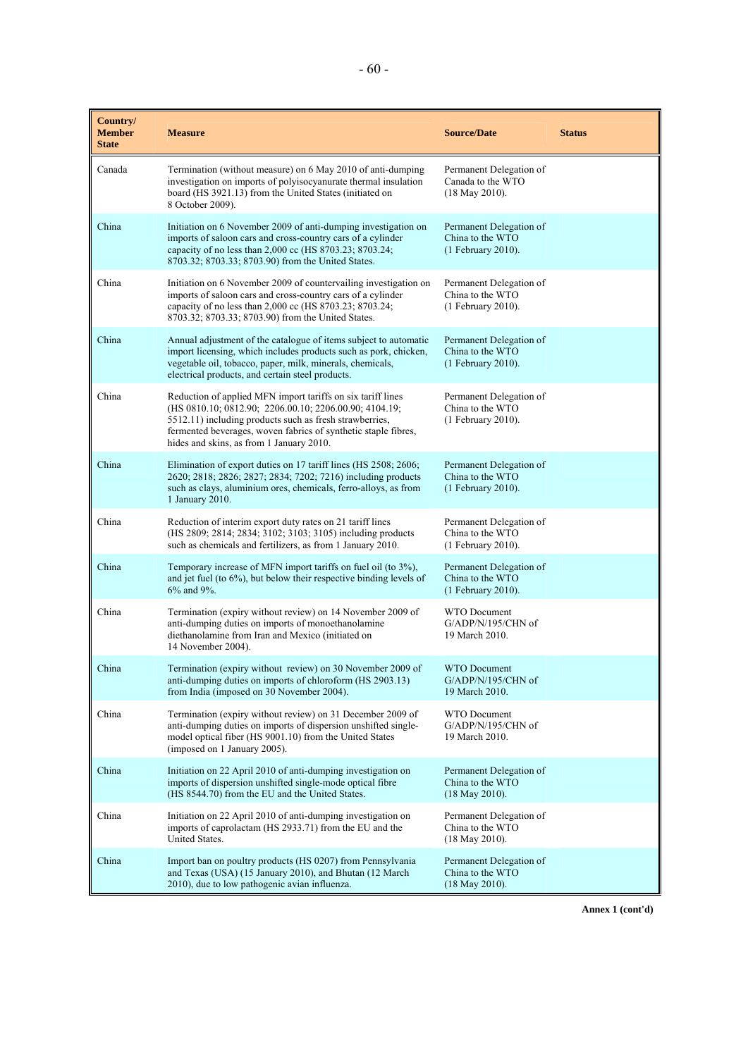| Country/ Member State | Measure | Source/Date | Status |
|---|---|---|---|
| Canada | Termination (without measure) on 6 May 2010 of anti-dumping investigation on imports of polyisocyanurate thermal insulation board (HS 3921.13) from the United States (initiated on 8 October 2009). | Permanent Delegation of Canada to the WTO (18 May 2010). | |
| China | Initiation on 6 November 2009 of anti-dumping investigation on imports of saloon cars and cross-country cars of a cylinder capacity of no less than 2,000 cc (HS 8703.23; 8703.24; 8703.32; 8703.33; 8703.90) from the United States. | Permanent Delegation of China to the WTO (1 February 2010). | |
| China | Initiation on 6 November 2009 of countervailing investigation on imports of saloon cars and cross-country cars of a cylinder capacity of no less than 2,000 cc (HS 8703.23; 8703.24; 8703.32; 8703.33; 8703.90) from the United States. | Permanent Delegation of China to the WTO (1 February 2010). | |
| China | Annual adjustment of the catalogue of items subject to automatic import licensing, which includes products such as pork, chicken, vegetable oil, tobacco, paper, milk, minerals, chemicals, electrical products, and certain steel products. | Permanent Delegation of China to the WTO (1 February 2010). | |
| China | Reduction of applied MFN import tariffs on six tariff lines (HS 0810.10; 0812.90; 2206.00.10; 2206.00.90; 4104.19; 5512.11) including products such as fresh strawberries, fermented beverages, woven fabrics of synthetic staple fibres, hides and skins, as from 1 January 2010. | Permanent Delegation of China to the WTO (1 February 2010). | |
| China | Elimination of export duties on 17 tariff lines (HS 2508; 2606; 2620; 2818; 2826; 2827; 2834; 7202; 7216) including products such as clays, aluminium ores, chemicals, ferro-alloys, as from 1 January 2010. | Permanent Delegation of China to the WTO (1 February 2010). | |
| China | Reduction of interim export duty rates on 21 tariff lines (HS 2809; 2814; 2834; 3102; 3103; 3105) including products such as chemicals and fertilizers, as from 1 January 2010. | Permanent Delegation of China to the WTO (1 February 2010). | |
| China | Temporary increase of MFN import tariffs on fuel oil (to 3%), and jet fuel (to 6%), but below their respective binding levels of 6% and 9%. | Permanent Delegation of China to the WTO (1 February 2010). | |
| China | Termination (expiry without review) on 14 November 2009 of anti-dumping duties on imports of monoethanolamine diethanolamine from Iran and Mexico (initiated on 14 November 2004). | WTO Document G/ADP/N/195/CHN of 19 March 2010. | |
| China | Termination (expiry without review) on 30 November 2009 of anti-dumping duties on imports of chloroform (HS 2903.13) from India (imposed on 30 November 2004). | WTO Document G/ADP/N/195/CHN of 19 March 2010. | |
| China | Termination (expiry without review) on 31 December 2009 of anti-dumping duties on imports of dispersion unshifted single-model optical fiber (HS 9001.10) from the United States (imposed on 1 January 2005). | WTO Document G/ADP/N/195/CHN of 19 March 2010. | |
| China | Initiation on 22 April 2010 of anti-dumping investigation on imports of dispersion unshifted single-mode optical fibre (HS 8544.70) from the EU and the United States. | Permanent Delegation of China to the WTO (18 May 2010). | |
| China | Initiation on 22 April 2010 of anti-dumping investigation on imports of caprolactam (HS 2933.71) from the EU and the United States. | Permanent Delegation of China to the WTO (18 May 2010). | |
| China | Import ban on poultry products (HS 0207) from Pennsylvania and Texas (USA) (15 January 2010), and Bhutan (12 March 2010), due to low pathogenic avian influenza. | Permanent Delegation of China to the WTO (18 May 2010). | |

**Annex 1 (cont'd)**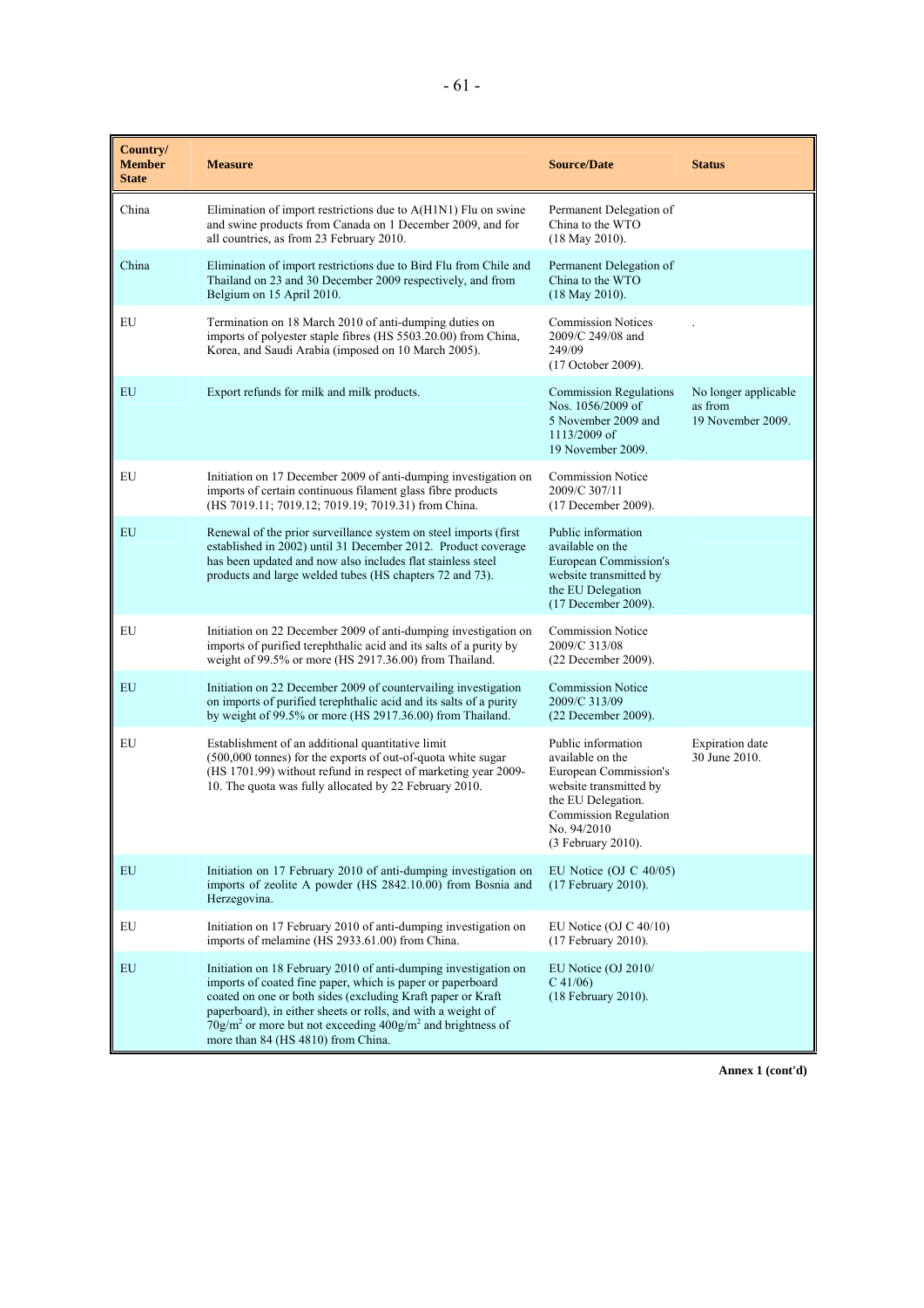| Country/ Member State | Measure | Source/Date | Status |
|---|---|---|---|
| China | Elimination of import restrictions due to A(H1N1) Flu on swine and swine products from Canada on 1 December 2009, and for all countries, as from 23 February 2010. | Permanent Delegation of China to the WTO (18 May 2010). | |
| China | Elimination of import restrictions due to Bird Flu from Chile and Thailand on 23 and 30 December 2009 respectively, and from Belgium on 15 April 2010. | Permanent Delegation of China to the WTO (18 May 2010). | |
| EU | Termination on 18 March 2010 of anti-dumping duties on imports of polyester staple fibres (HS 5503.20.00) from China, Korea, and Saudi Arabia (imposed on 10 March 2005). | Commission Notices 2009/C 249/08 and 249/09 (17 October 2009). | . |
| EU | Export refunds for milk and milk products. | Commission Regulations Nos. 1056/2009 of 5 November 2009 and 1113/2009 of 19 November 2009. | No longer applicable as from 19 November 2009. |
| EU | Initiation on 17 December 2009 of anti-dumping investigation on imports of certain continuous filament glass fibre products (HS 7019.11; 7019.12; 7019.19; 7019.31) from China. | Commission Notice 2009/C 307/11 (17 December 2009). | |
| EU | Renewal of the prior surveillance system on steel imports (first established in 2002) until 31 December 2012. Product coverage has been updated and now also includes flat stainless steel products and large welded tubes (HS chapters 72 and 73). | Public information available on the European Commission's website transmitted by the EU Delegation (17 December 2009). | |
| EU | Initiation on 22 December 2009 of anti-dumping investigation on imports of purified terephthalic acid and its salts of a purity by weight of 99.5% or more (HS 2917.36.00) from Thailand. | Commission Notice 2009/C 313/08 (22 December 2009). | |
| EU | Initiation on 22 December 2009 of countervailing investigation on imports of purified terephthalic acid and its salts of a purity by weight of 99.5% or more (HS 2917.36.00) from Thailand. | Commission Notice 2009/C 313/09 (22 December 2009). | |
| EU | Establishment of an additional quantitative limit (500,000 tonnes) for the exports of out-of-quota white sugar (HS 1701.99) without refund in respect of marketing year 2009-10. The quota was fully allocated by 22 February 2010. | Public information available on the European Commission's website transmitted by the EU Delegation. Commission Regulation No. 94/2010 (3 February 2010). | Expiration date 30 June 2010. |
| EU | Initiation on 17 February 2010 of anti-dumping investigation on imports of zeolite A powder (HS 2842.10.00) from Bosnia and Herzegovina. | EU Notice (OJ C 40/05) (17 February 2010). | |
| EU | Initiation on 17 February 2010 of anti-dumping investigation on imports of melamine (HS 2933.61.00) from China. | EU Notice (OJ C 40/10) (17 February 2010). | |
| EU | Initiation on 18 February 2010 of anti-dumping investigation on imports of coated fine paper, which is paper or paperboard coated on one or both sides (excluding Kraft paper or Kraft paperboard), in either sheets or rolls, and with a weight of $70g/m^2$ or more but not exceeding $400g/m^2$ and brightness of more than 84 (HS 4810) from China. | EU Notice (OJ 2010/ C 41/06) (18 February 2010). | |

**Annex 1 (cont'd)**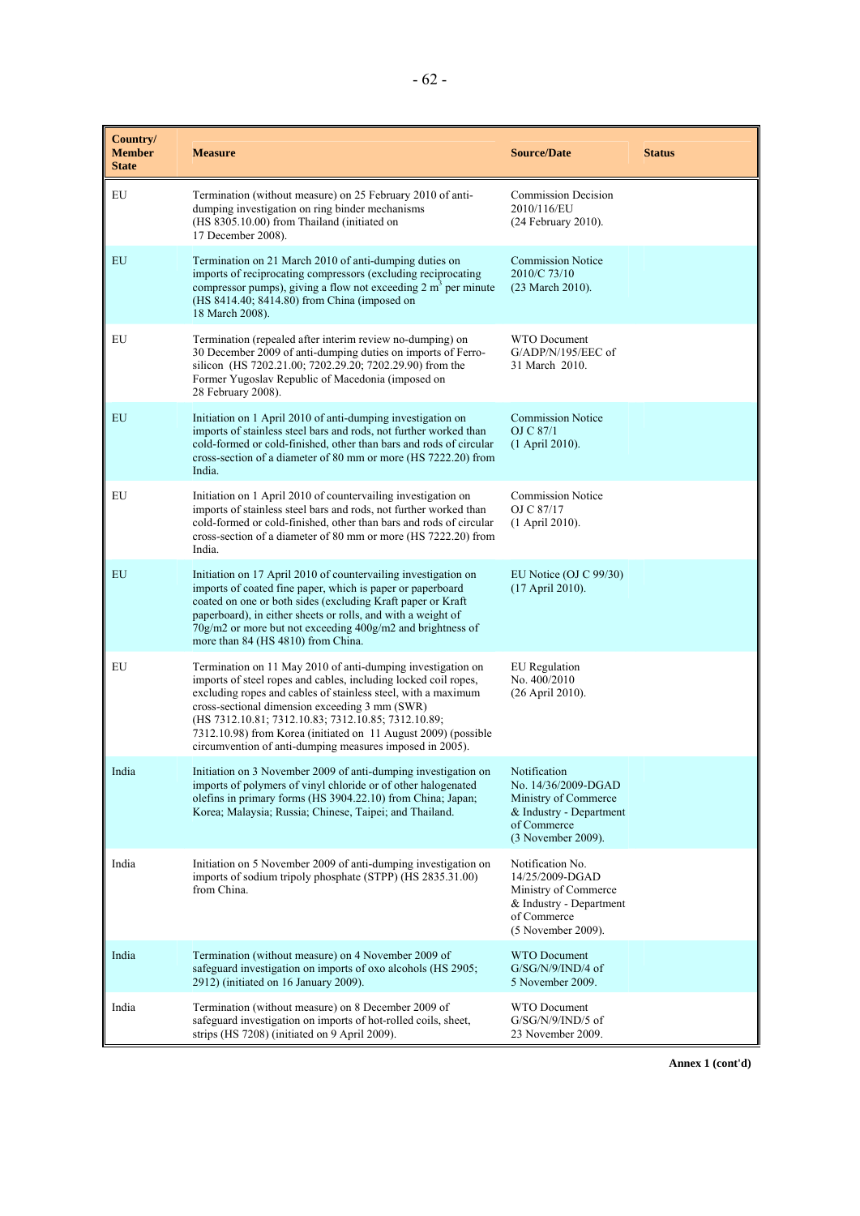| Country/ Member State | Measure | Source/Date | Status |
|---|---|---|---|
| EU | Termination (without measure) on 25 February 2010 of anti-dumping investigation on ring binder mechanisms (HS 8305.10.00) from Thailand (initiated on 17 December 2008). | Commission Decision 2010/116/EU (24 February 2010). | |
| EU | Termination on 21 March 2010 of anti-dumping duties on imports of reciprocating compressors (excluding reciprocating compressor pumps), giving a flow not exceeding 2 $m^3$ per minute (HS 8414.40; 8414.80) from China (imposed on 18 March 2008). | Commission Notice 2010/C 73/10 (23 March 2010). | |
| EU | Termination (repealed after interim review no-dumping) on 30 December 2009 of anti-dumping duties on imports of Ferro-silicon (HS 7202.21.00; 7202.29.20; 7202.29.90) from the Former Yugoslav Republic of Macedonia (imposed on 28 February 2008). | WTO Document G/ADP/N/195/EEC of 31 March 2010. | |
| EU | Initiation on 1 April 2010 of anti-dumping investigation on imports of stainless steel bars and rods, not further worked than cold-formed or cold-finished, other than bars and rods of circular cross-section of a diameter of 80 mm or more (HS 7222.20) from India. | Commission Notice OJ C 87/1 (1 April 2010). | |
| EU | Initiation on 1 April 2010 of countervailing investigation on imports of stainless steel bars and rods, not further worked than cold-formed or cold-finished, other than bars and rods of circular cross-section of a diameter of 80 mm or more (HS 7222.20) from India. | Commission Notice OJ C 87/17 (1 April 2010). | |
| EU | Initiation on 17 April 2010 of countervailing investigation on imports of coated fine paper, which is paper or paperboard coated on one or both sides (excluding Kraft paper or Kraft paperboard), in either sheets or rolls, and with a weight of 70g/m2 or more but not exceeding 400g/m2 and brightness of more than 84 (HS 4810) from China. | EU Notice (OJ C 99/30) (17 April 2010). | |
| EU | Termination on 11 May 2010 of anti-dumping investigation on imports of steel ropes and cables, including locked coil ropes, excluding ropes and cables of stainless steel, with a maximum cross-sectional dimension exceeding 3 mm (SWR) (HS 7312.10.81; 7312.10.83; 7312.10.85; 7312.10.89; 7312.10.98) from Korea (initiated on 11 August 2009) (possible circumvention of anti-dumping measures imposed in 2005). | EU Regulation No. 400/2010 (26 April 2010). | |
| India | Initiation on 3 November 2009 of anti-dumping investigation on imports of polymers of vinyl chloride or of other halogenated olefins in primary forms (HS 3904.22.10) from China; Japan; Korea; Malaysia; Russia; Chinese, Taipei; and Thailand. | Notification No. 14/36/2009-DGAD Ministry of Commerce & Industry - Department of Commerce (3 November 2009). | |
| India | Initiation on 5 November 2009 of anti-dumping investigation on imports of sodium tripoly phosphate (STPP) (HS 2835.31.00) from China. | Notification No. 14/25/2009-DGAD Ministry of Commerce & Industry - Department of Commerce (5 November 2009). | |
| India | Termination (without measure) on 4 November 2009 of safeguard investigation on imports of oxo alcohols (HS 2905; 2912) (initiated on 16 January 2009). | WTO Document G/SG/N/9/IND/4 of 5 November 2009. | |
| India | Termination (without measure) on 8 December 2009 of safeguard investigation on imports of hot-rolled coils, sheet, strips (HS 7208) (initiated on 9 April 2009). | WTO Document G/SG/N/9/IND/5 of 23 November 2009. | |

**Annex 1 (cont'd)**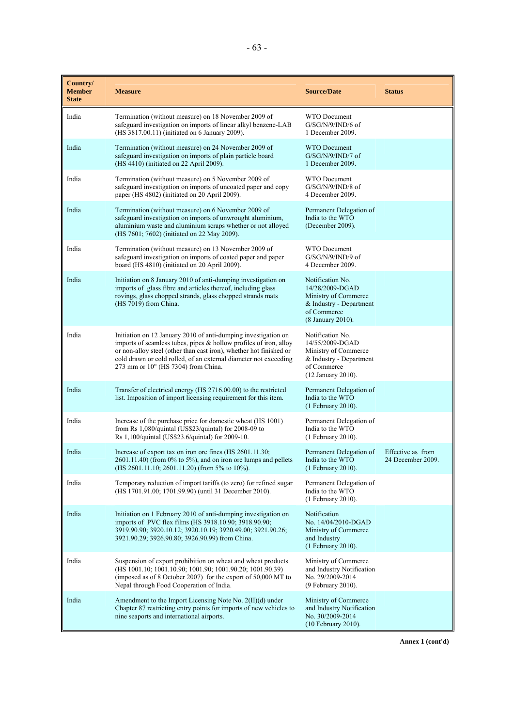| Country/ Member State | Measure | Source/Date | Status |
|---|---|---|---|
| India | Termination (without measure) on 18 November 2009 of safeguard investigation on imports of linear alkyl benzene-LAB (HS 3817.00.11) (initiated on 6 January 2009). | WTO Document G/SG/N/9/IND/6 of 1 December 2009. | |
| India | Termination (without measure) on 24 November 2009 of safeguard investigation on imports of plain particle board (HS 4410) (initiated on 22 April 2009). | WTO Document G/SG/N/9/IND/7 of 1 December 2009. | |
| India | Termination (without measure) on 5 November 2009 of safeguard investigation on imports of uncoated paper and copy paper (HS 4802) (initiated on 20 April 2009). | WTO Document G/SG/N/9/IND/8 of 4 December 2009. | |
| India | Termination (without measure) on 6 November 2009 of safeguard investigation on imports of unwrought aluminium, aluminium waste and aluminium scraps whether or not alloyed (HS 7601; 7602) (initiated on 22 May 2009). | Permanent Delegation of India to the WTO (December 2009). | |
| India | Termination (without measure) on 13 November 2009 of safeguard investigation on imports of coated paper and paper board (HS 4810) (initiated on 20 April 2009). | WTO Document G/SG/N/9/IND/9 of 4 December 2009. | |
| India | Initiation on 8 January 2010 of anti-dumping investigation on imports of glass fibre and articles thereof, including glass rovings, glass chopped strands, glass chopped strands mats (HS 7019) from China. | Notification No. 14/28/2009-DGAD Ministry of Commerce & Industry - Department of Commerce (8 January 2010). | |
| India | Initiation on 12 January 2010 of anti-dumping investigation on imports of seamless tubes, pipes & hollow profiles of iron, alloy or non-alloy steel (other than cast iron), whether hot finished or cold drawn or cold rolled, of an external diameter not exceeding 273 mm or 10" (HS 7304) from China. | Notification No. 14/55/2009-DGAD Ministry of Commerce & Industry - Department of Commerce (12 January 2010). | |
| India | Transfer of electrical energy (HS 2716.00.00) to the restricted list. Imposition of import licensing requirement for this item. | Permanent Delegation of India to the WTO (1 February 2010). | |
| India | Increase of the purchase price for domestic wheat (HS 1001) from Rs 1,080/quintal (US$23/quintal) for 2008-09 to Rs 1,100/quintal (US$23.6/quintal) for 2009-10. | Permanent Delegation of India to the WTO (1 February 2010). | |
| India | Increase of export tax on iron ore fines (HS 2601.11.30; 2601.11.40) (from 0% to 5%), and on iron ore lumps and pellets (HS 2601.11.10; 2601.11.20) (from 5% to 10%). | Permanent Delegation of India to the WTO (1 February 2010). | Effective as from 24 December 2009. |
| India | Temporary reduction of import tariffs (to zero) for refined sugar (HS 1701.91.00; 1701.99.90) (until 31 December 2010). | Permanent Delegation of India to the WTO (1 February 2010). | |
| India | Initiation on 1 February 2010 of anti-dumping investigation on imports of PVC flex films (HS 3918.10.90; 3918.90.90; 3919.90.90; 3920.10.12; 3920.10.19; 3920.49.00; 3921.90.26; 3921.90.29; 3926.90.80; 3926.90.99) from China. | Notification No. 14/04/2010-DGAD Ministry of Commerce and Industry (1 February 2010). | |
| India | Suspension of export prohibition on wheat and wheat products (HS 1001.10; 1001.10.90; 1001.90; 1001.90.20; 1001.90.39) (imposed as of 8 October 2007) for the export of 50,000 MT to Nepal through Food Cooperation of India. | Ministry of Commerce and Industry Notification No. 29/2009-2014 (9 February 2010). | |
| India | Amendment to the Import Licensing Note No. 2(II)(d) under Chapter 87 restricting entry points for imports of new vehicles to nine seaports and international airports. | Ministry of Commerce and Industry Notification No. 30/2009-2014 (10 February 2010). | |

Annex 1 (cont'd)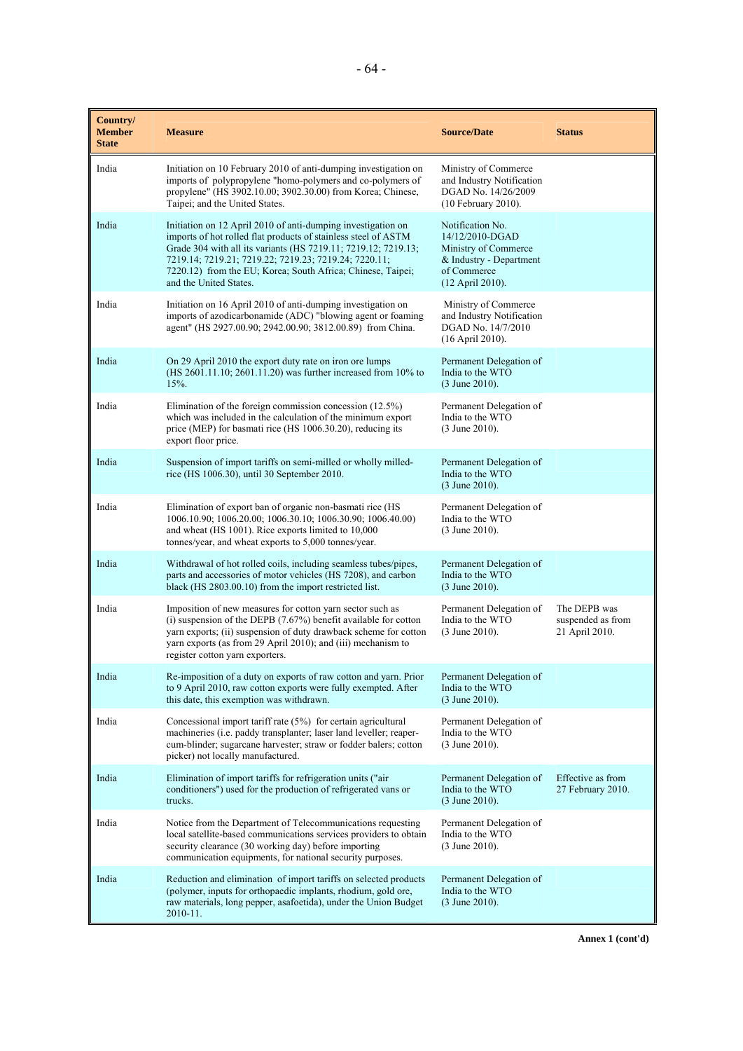| Country/ Member State | Measure | Source/Date | Status |
|---|---|---|---|
| India | Initiation on 10 February 2010 of anti-dumping investigation on imports of polypropylene "homo-polymers and co-polymers of propylene" (HS 3902.10.00; 3902.30.00) from Korea; Chinese, Taipei; and the United States. | Ministry of Commerce and Industry Notification DGAD No. 14/26/2009 (10 February 2010). | |
| India | Initiation on 12 April 2010 of anti-dumping investigation on imports of hot rolled flat products of stainless steel of ASTM Grade 304 with all its variants (HS 7219.11; 7219.12; 7219.13; 7219.14; 7219.21; 7219.22; 7219.23; 7219.24; 7220.11; 7220.12) from the EU; Korea; South Africa; Chinese, Taipei; and the United States. | Notification No. 14/12/2010-DGAD Ministry of Commerce & Industry - Department of Commerce (12 April 2010). | |
| India | Initiation on 16 April 2010 of anti-dumping investigation on imports of azodicarbonamide (ADC) "blowing agent or foaming agent" (HS 2927.00.90; 2942.00.90; 3812.00.89) from China. | Ministry of Commerce and Industry Notification DGAD No. 14/7/2010 (16 April 2010). | |
| India | On 29 April 2010 the export duty rate on iron ore lumps (HS 2601.11.10; 2601.11.20) was further increased from 10% to 15%. | Permanent Delegation of India to the WTO (3 June 2010). | |
| India | Elimination of the foreign commission concession (12.5%) which was included in the calculation of the minimum export price (MEP) for basmati rice (HS 1006.30.20), reducing its export floor price. | Permanent Delegation of India to the WTO (3 June 2010). | |
| India | Suspension of import tariffs on semi-milled or wholly milled-rice (HS 1006.30), until 30 September 2010. | Permanent Delegation of India to the WTO (3 June 2010). | |
| India | Elimination of export ban of organic non-basmati rice (HS 1006.10.90; 1006.20.00; 1006.30.10; 1006.30.90; 1006.40.00) and wheat (HS 1001). Rice exports limited to 10,000 tonnes/year, and wheat exports to 5,000 tonnes/year. | Permanent Delegation of India to the WTO (3 June 2010). | |
| India | Withdrawal of hot rolled coils, including seamless tubes/pipes, parts and accessories of motor vehicles (HS 7208), and carbon black (HS 2803.00.10) from the import restricted list. | Permanent Delegation of India to the WTO (3 June 2010). | |
| India | Imposition of new measures for cotton yarn sector such as (i) suspension of the DEPB (7.67%) benefit available for cotton yarn exports; (ii) suspension of duty drawback scheme for cotton yarn exports (as from 29 April 2010); and (iii) mechanism to register cotton yarn exporters. | Permanent Delegation of India to the WTO (3 June 2010). | The DEPB was suspended as from 21 April 2010. |
| India | Re-imposition of a duty on exports of raw cotton and yarn. Prior to 9 April 2010, raw cotton exports were fully exempted. After this date, this exemption was withdrawn. | Permanent Delegation of India to the WTO (3 June 2010). | |
| India | Concessional import tariff rate (5%) for certain agricultural machineries (i.e. paddy transplanter; laser land leveller; reaper-cum-blinder; sugarcane harvester; straw or fodder balers; cotton picker) not locally manufactured. | Permanent Delegation of India to the WTO (3 June 2010). | |
| India | Elimination of import tariffs for refrigeration units ("air conditioners") used for the production of refrigerated vans or trucks. | Permanent Delegation of India to the WTO (3 June 2010). | Effective as from 27 February 2010. |
| India | Notice from the Department of Telecommunications requesting local satellite-based communications services providers to obtain security clearance (30 working day) before importing communication equipments, for national security purposes. | Permanent Delegation of India to the WTO (3 June 2010). | |
| India | Reduction and elimination of import tariffs on selected products (polymer, inputs for orthopaedic implants, rhodium, gold ore, raw materials, long pepper, asafoetida), under the Union Budget 2010-11. | Permanent Delegation of India to the WTO (3 June 2010). | |

**Annex 1 (cont'd)**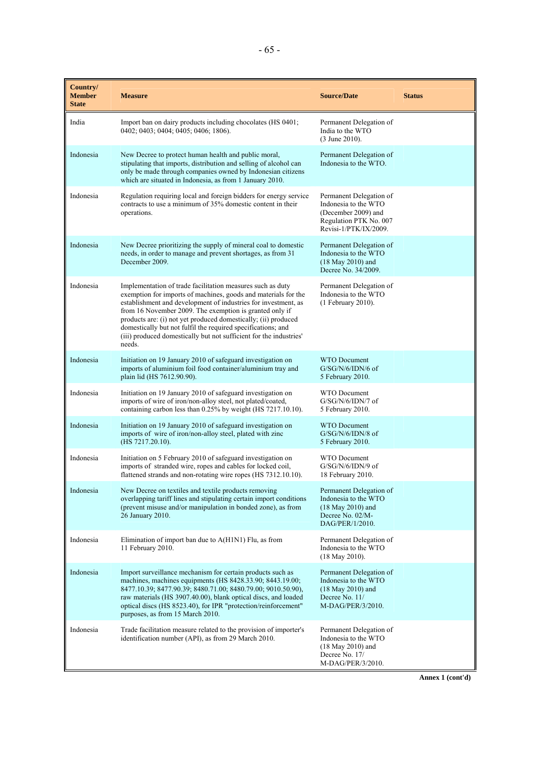| Country/ Member State | Measure | Source/Date | Status |
|---|---|---|---|
| India | Import ban on dairy products including chocolates (HS 0401; 0402; 0403; 0404; 0405; 0406; 1806). | Permanent Delegation of India to the WTO (3 June 2010). | |
| Indonesia | New Decree to protect human health and public moral, stipulating that imports, distribution and selling of alcohol can only be made through companies owned by Indonesian citizens which are situated in Indonesia, as from 1 January 2010. | Permanent Delegation of Indonesia to the WTO. | |
| Indonesia | Regulation requiring local and foreign bidders for energy service contracts to use a minimum of 35% domestic content in their operations. | Permanent Delegation of Indonesia to the WTO (December 2009) and Regulation PTK No. 007 Revisi-1/PTK/IX/2009. | |
| Indonesia | New Decree prioritizing the supply of mineral coal to domestic needs, in order to manage and prevent shortages, as from 31 December 2009. | Permanent Delegation of Indonesia to the WTO (18 May 2010) and Decree No. 34/2009. | |
| Indonesia | Implementation of trade facilitation measures such as duty exemption for imports of machines, goods and materials for the establishment and development of industries for investment, as from 16 November 2009. The exemption is granted only if products are: (i) not yet produced domestically; (ii) produced domestically but not fulfil the required specifications; and (iii) produced domestically but not sufficient for the industries' needs. | Permanent Delegation of Indonesia to the WTO (1 February 2010). | |
| Indonesia | Initiation on 19 January 2010 of safeguard investigation on imports of aluminium foil food container/aluminium tray and plain lid (HS 7612.90.90). | WTO Document G/SG/N/6/IDN/6 of 5 February 2010. | |
| Indonesia | Initiation on 19 January 2010 of safeguard investigation on imports of wire of iron/non-alloy steel, not plated/coated, containing carbon less than 0.25% by weight (HS 7217.10.10). | WTO Document G/SG/N/6/IDN/7 of 5 February 2010. | |
| Indonesia | Initiation on 19 January 2010 of safeguard investigation on imports of wire of iron/non-alloy steel, plated with zinc (HS 7217.20.10). | WTO Document G/SG/N/6/IDN/8 of 5 February 2010. | |
| Indonesia | Initiation on 5 February 2010 of safeguard investigation on imports of stranded wire, ropes and cables for locked coil, flattened strands and non-rotating wire ropes (HS 7312.10.10). | WTO Document G/SG/N/6/IDN/9 of 18 February 2010. | |
| Indonesia | New Decree on textiles and textile products removing overlapping tariff lines and stipulating certain import conditions (prevent misuse and/or manipulation in bonded zone), as from 26 January 2010. | Permanent Delegation of Indonesia to the WTO (18 May 2010) and Decree No. 02/M-DAG/PER/1/2010. | |
| Indonesia | Elimination of import ban due to A(H1N1) Flu, as from 11 February 2010. | Permanent Delegation of Indonesia to the WTO (18 May 2010). | |
| Indonesia | Import surveillance mechanism for certain products such as machines, machines equipments (HS 8428.33.90; 8443.19.00; 8477.10.39; 8477.90.39; 8480.71.00; 8480.79.00; 9010.50.90), raw materials (HS 3907.40.00), blank optical discs, and loaded optical discs (HS 8523.40), for IPR "protection/reinforcement" purposes, as from 15 March 2010. | Permanent Delegation of Indonesia to the WTO (18 May 2010) and Decree No. 11/ M-DAG/PER/3/2010. | |
| Indonesia | Trade facilitation measure related to the provision of importer's identification number (API), as from 29 March 2010. | Permanent Delegation of Indonesia to the WTO (18 May 2010) and Decree No. 17/ M-DAG/PER/3/2010. | |

Annex 1 (cont'd)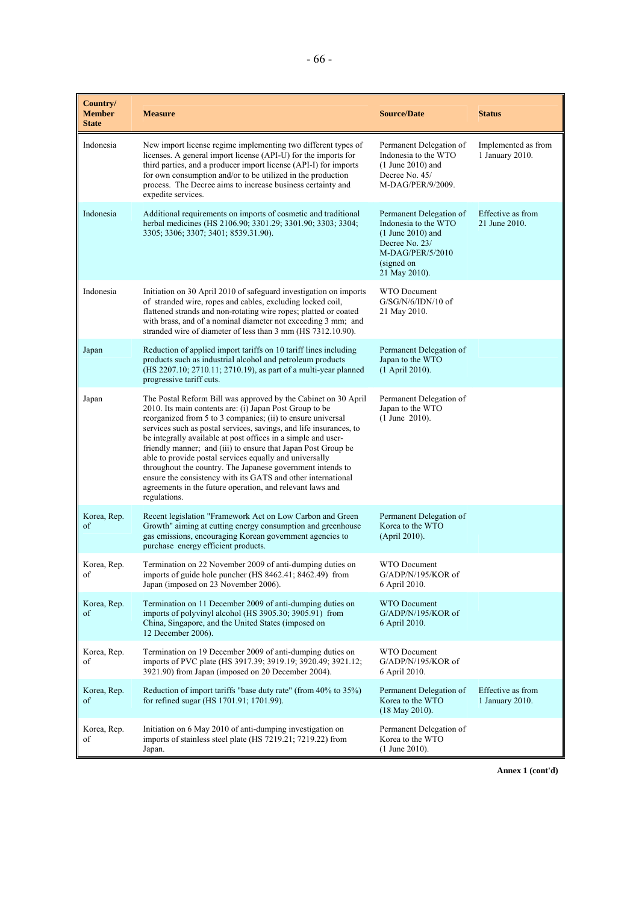| Country/ Member State | Measure | Source/Date | Status |
|---|---|---|---|
| Indonesia | New import license regime implementing two different types of licenses. A general import license (API-U) for the imports for third parties, and a producer import license (API-I) for imports for own consumption and/or to be utilized in the production process. The Decree aims to increase business certainty and expedite services. | Permanent Delegation of Indonesia to the WTO (1 June 2010) and Decree No. 45/ M-DAG/PER/9/2009. | Implemented as from 1 January 2010. |
| Indonesia | Additional requirements on imports of cosmetic and traditional herbal medicines (HS 2106.90; 3301.29; 3301.90; 3303; 3304; 3305; 3306; 3307; 3401; 8539.31.90). | Permanent Delegation of Indonesia to the WTO (1 June 2010) and Decree No. 23/ M-DAG/PER/5/2010 (signed on 21 May 2010). | Effective as from 21 June 2010. |
| Indonesia | Initiation on 30 April 2010 of safeguard investigation on imports of stranded wire, ropes and cables, excluding locked coil, flattened strands and non-rotating wire ropes; platted or coated with brass, and of a nominal diameter not exceeding 3 mm; and stranded wire of diameter of less than 3 mm (HS 7312.10.90). | WTO Document G/SG/N/6/IDN/10 of 21 May 2010. | |
| Japan | Reduction of applied import tariffs on 10 tariff lines including products such as industrial alcohol and petroleum products (HS 2207.10; 2710.11; 2710.19), as part of a multi-year planned progressive tariff cuts. | Permanent Delegation of Japan to the WTO (1 April 2010). | |
| Japan | The Postal Reform Bill was approved by the Cabinet on 30 April 2010. Its main contents are: (i) Japan Post Group to be reorganized from 5 to 3 companies; (ii) to ensure universal services such as postal services, savings, and life insurances, to be integrally available at post offices in a simple and user-friendly manner; and (iii) to ensure that Japan Post Group be able to provide postal services equally and universally throughout the country. The Japanese government intends to ensure the consistency with its GATS and other international agreements in the future operation, and relevant laws and regulations. | Permanent Delegation of Japan to the WTO (1 June 2010). | |
| Korea, Rep. of | Recent legislation "Framework Act on Low Carbon and Green Growth" aiming at cutting energy consumption and greenhouse gas emissions, encouraging Korean government agencies to purchase energy efficient products. | Permanent Delegation of Korea to the WTO (April 2010). | |
| Korea, Rep. of | Termination on 22 November 2009 of anti-dumping duties on imports of guide hole puncher (HS 8462.41; 8462.49) from Japan (imposed on 23 November 2006). | WTO Document G/ADP/N/195/KOR of 6 April 2010. | |
| Korea, Rep. of | Termination on 11 December 2009 of anti-dumping duties on imports of polyvinyl alcohol (HS 3905.30; 3905.91) from China, Singapore, and the United States (imposed on 12 December 2006). | WTO Document G/ADP/N/195/KOR of 6 April 2010. | |
| Korea, Rep. of | Termination on 19 December 2009 of anti-dumping duties on imports of PVC plate (HS 3917.39; 3919.19; 3920.49; 3921.12; 3921.90) from Japan (imposed on 20 December 2004). | WTO Document G/ADP/N/195/KOR of 6 April 2010. | |
| Korea, Rep. of | Reduction of import tariffs "base duty rate" (from 40% to 35%) for refined sugar (HS 1701.91; 1701.99). | Permanent Delegation of Korea to the WTO (18 May 2010). | Effective as from 1 January 2010. |
| Korea, Rep. of | Initiation on 6 May 2010 of anti-dumping investigation on imports of stainless steel plate (HS 7219.21; 7219.22) from Japan. | Permanent Delegation of Korea to the WTO (1 June 2010). | |

**Annex 1 (cont'd)**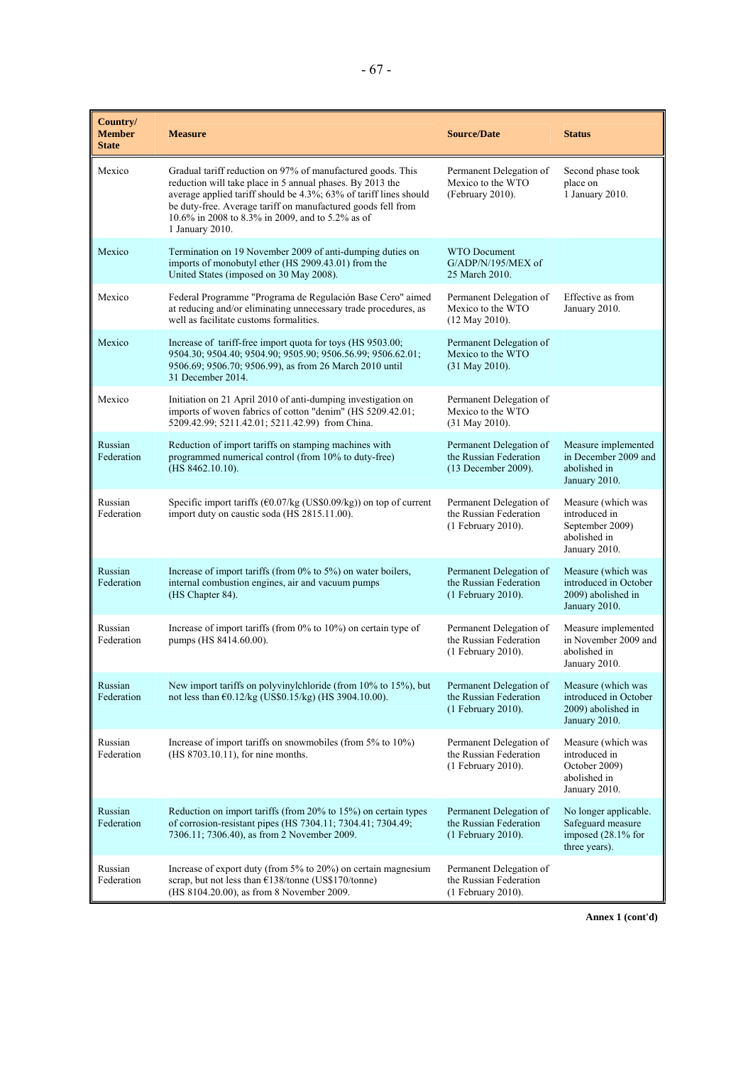| Country/ Member State | Measure | Source/Date | Status |
|---|---|---|---|
| Mexico | Gradual tariff reduction on 97% of manufactured goods. This reduction will take place in 5 annual phases. By 2013 the average applied tariff should be 4.3%; 63% of tariff lines should be duty-free. Average tariff on manufactured goods fell from 10.6% in 2008 to 8.3% in 2009, and to 5.2% as of 1 January 2010. | Permanent Delegation of Mexico to the WTO (February 2010). | Second phase took place on 1 January 2010. |
| Mexico | Termination on 19 November 2009 of anti-dumping duties on imports of monobutyl ether (HS 2909.43.01) from the United States (imposed on 30 May 2008). | WTO Document G/ADP/N/195/MEX of 25 March 2010. | |
| Mexico | Federal Programme "Programa de Regulación Base Cero" aimed at reducing and/or eliminating unnecessary trade procedures, as well as facilitate customs formalities. | Permanent Delegation of Mexico to the WTO (12 May 2010). | Effective as from January 2010. |
| Mexico | Increase of tariff-free import quota for toys (HS 9503.00; 9504.30; 9504.40; 9504.90; 9505.90; 9506.56.99; 9506.62.01; 9506.69; 9506.70; 9506.99), as from 26 March 2010 until 31 December 2014. | Permanent Delegation of Mexico to the WTO (31 May 2010). | |
| Mexico | Initiation on 21 April 2010 of anti-dumping investigation on imports of woven fabrics of cotton "denim" (HS 5209.42.01; 5209.42.99; 5211.42.01; 5211.42.99) from China. | Permanent Delegation of Mexico to the WTO (31 May 2010). | |
| Russian Federation | Reduction of import tariffs on stamping machines with programmed numerical control (from 10% to duty-free) (HS 8462.10.10). | Permanent Delegation of the Russian Federation (13 December 2009). | Measure implemented in December 2009 and abolished in January 2010. |
| Russian Federation | Specific import tariffs (€0.07/kg (US$0.09/kg)) on top of current import duty on caustic soda (HS 2815.11.00). | Permanent Delegation of the Russian Federation (1 February 2010). | Measure (which was introduced in September 2009) abolished in January 2010. |
| Russian Federation | Increase of import tariffs (from 0% to 5%) on water boilers, internal combustion engines, air and vacuum pumps (HS Chapter 84). | Permanent Delegation of the Russian Federation (1 February 2010). | Measure (which was introduced in October 2009) abolished in January 2010. |
| Russian Federation | Increase of import tariffs (from 0% to 10%) on certain type of pumps (HS 8414.60.00). | Permanent Delegation of the Russian Federation (1 February 2010). | Measure implemented in November 2009 and abolished in January 2010. |
| Russian Federation | New import tariffs on polyvinylchloride (from 10% to 15%), but not less than €0.12/kg (US$0.15/kg) (HS 3904.10.00). | Permanent Delegation of the Russian Federation (1 February 2010). | Measure (which was introduced in October 2009) abolished in January 2010. |
| Russian Federation | Increase of import tariffs on snowmobiles (from 5% to 10%) (HS 8703.10.11), for nine months. | Permanent Delegation of the Russian Federation (1 February 2010). | Measure (which was introduced in October 2009) abolished in January 2010. |
| Russian Federation | Reduction on import tariffs (from 20% to 15%) on certain types of corrosion-resistant pipes (HS 7304.11; 7304.41; 7304.49; 7306.11; 7306.40), as from 2 November 2009. | Permanent Delegation of the Russian Federation (1 February 2010). | No longer applicable. Safeguard measure imposed (28.1% for three years). |
| Russian Federation | Increase of export duty (from 5% to 20%) on certain magnesium scrap, but not less than €138/tonne (US$170/tonne) (HS 8104.20.00), as from 8 November 2009. | Permanent Delegation of the Russian Federation (1 February 2010). | |

**Annex 1 (cont'd)**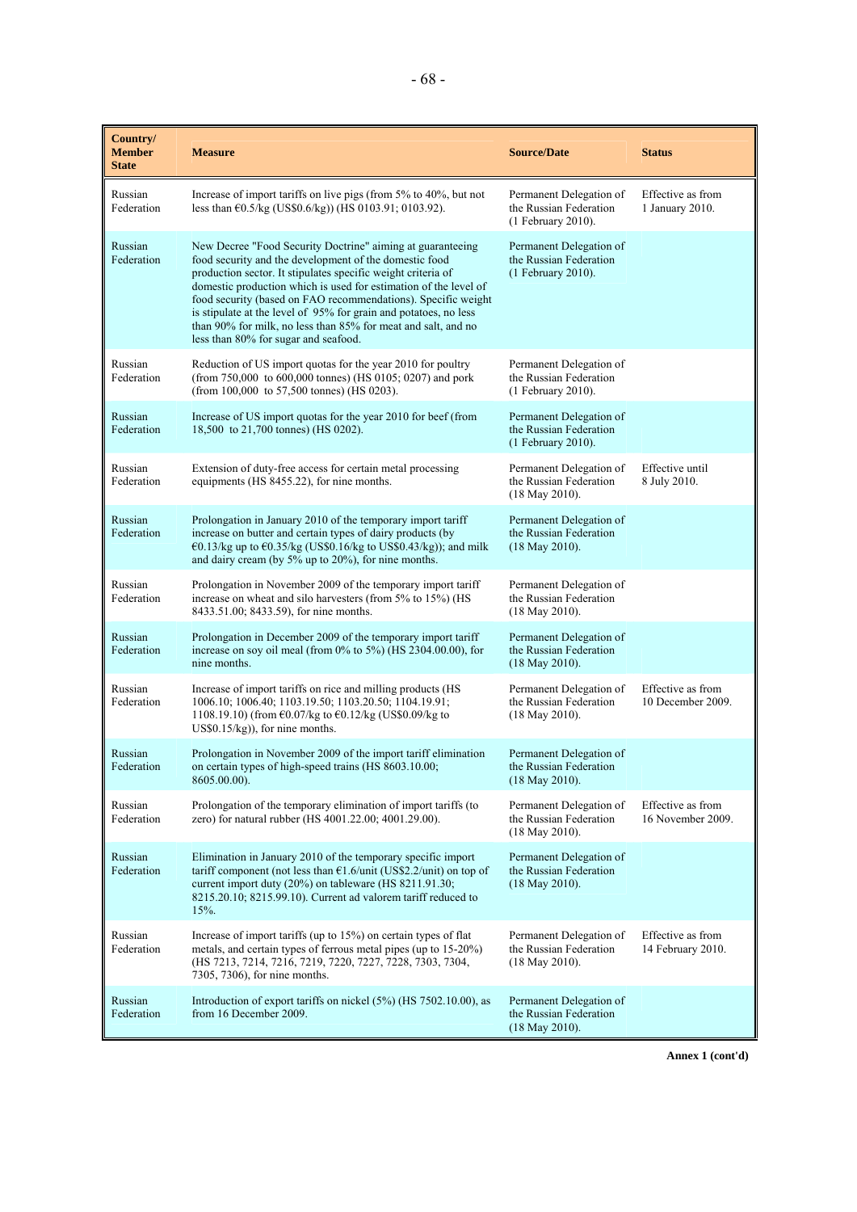| Country/ Member State | Measure | Source/Date | Status |
|---|---|---|---|
| Russian Federation | Increase of import tariffs on live pigs (from 5% to 40%, but not less than €0.5/kg (US$0.6/kg)) (HS 0103.91; 0103.92). | Permanent Delegation of the Russian Federation (1 February 2010). | Effective as from 1 January 2010. |
| Russian Federation | New Decree "Food Security Doctrine" aiming at guaranteeing food security and the development of the domestic food production sector. It stipulates specific weight criteria of domestic production which is used for estimation of the level of food security (based on FAO recommendations). Specific weight is stipulate at the level of 95% for grain and potatoes, no less than 90% for milk, no less than 85% for meat and salt, and no less than 80% for sugar and seafood. | Permanent Delegation of the Russian Federation (1 February 2010). | |
| Russian Federation | Reduction of US import quotas for the year 2010 for poultry (from 750,000 to 600,000 tonnes) (HS 0105; 0207) and pork (from 100,000 to 57,500 tonnes) (HS 0203). | Permanent Delegation of the Russian Federation (1 February 2010). | |
| Russian Federation | Increase of US import quotas for the year 2010 for beef (from 18,500 to 21,700 tonnes) (HS 0202). | Permanent Delegation of the Russian Federation (1 February 2010). | |
| Russian Federation | Extension of duty-free access for certain metal processing equipments (HS 8455.22), for nine months. | Permanent Delegation of the Russian Federation (18 May 2010). | Effective until 8 July 2010. |
| Russian Federation | Prolongation in January 2010 of the temporary import tariff increase on butter and certain types of dairy products (by €0.13/kg up to €0.35/kg (US$0.16/kg to US$0.43/kg)); and milk and dairy cream (by 5% up to 20%), for nine months. | Permanent Delegation of the Russian Federation (18 May 2010). | |
| Russian Federation | Prolongation in November 2009 of the temporary import tariff increase on wheat and silo harvesters (from 5% to 15%) (HS 8433.51.00; 8433.59), for nine months. | Permanent Delegation of the Russian Federation (18 May 2010). | |
| Russian Federation | Prolongation in December 2009 of the temporary import tariff increase on soy oil meal (from 0% to 5%) (HS 2304.00.00), for nine months. | Permanent Delegation of the Russian Federation (18 May 2010). | |
| Russian Federation | Increase of import tariffs on rice and milling products (HS 1006.10; 1006.40; 1103.19.50; 1103.20.50; 1104.19.91; 1108.19.10) (from €0.07/kg to €0.12/kg (US$0.09/kg to US$0.15/kg)), for nine months. | Permanent Delegation of the Russian Federation (18 May 2010). | Effective as from 10 December 2009. |
| Russian Federation | Prolongation in November 2009 of the import tariff elimination on certain types of high-speed trains (HS 8603.10.00; 8605.00.00). | Permanent Delegation of the Russian Federation (18 May 2010). | |
| Russian Federation | Prolongation of the temporary elimination of import tariffs (to zero) for natural rubber (HS 4001.22.00; 4001.29.00). | Permanent Delegation of the Russian Federation (18 May 2010). | Effective as from 16 November 2009. |
| Russian Federation | Elimination in January 2010 of the temporary specific import tariff component (not less than €1.6/unit (US$2.2/unit) on top of current import duty (20%) on tableware (HS 8211.91.30; 8215.20.10; 8215.99.10). Current ad valorem tariff reduced to 15%. | Permanent Delegation of the Russian Federation (18 May 2010). | |
| Russian Federation | Increase of import tariffs (up to 15%) on certain types of flat metals, and certain types of ferrous metal pipes (up to 15-20%) (HS 7213, 7214, 7216, 7219, 7220, 7227, 7228, 7303, 7304, 7305, 7306), for nine months. | Permanent Delegation of the Russian Federation (18 May 2010). | Effective as from 14 February 2010. |
| Russian Federation | Introduction of export tariffs on nickel (5%) (HS 7502.10.00), as from 16 December 2009. | Permanent Delegation of the Russian Federation (18 May 2010). | |

**Annex 1 (cont'd)**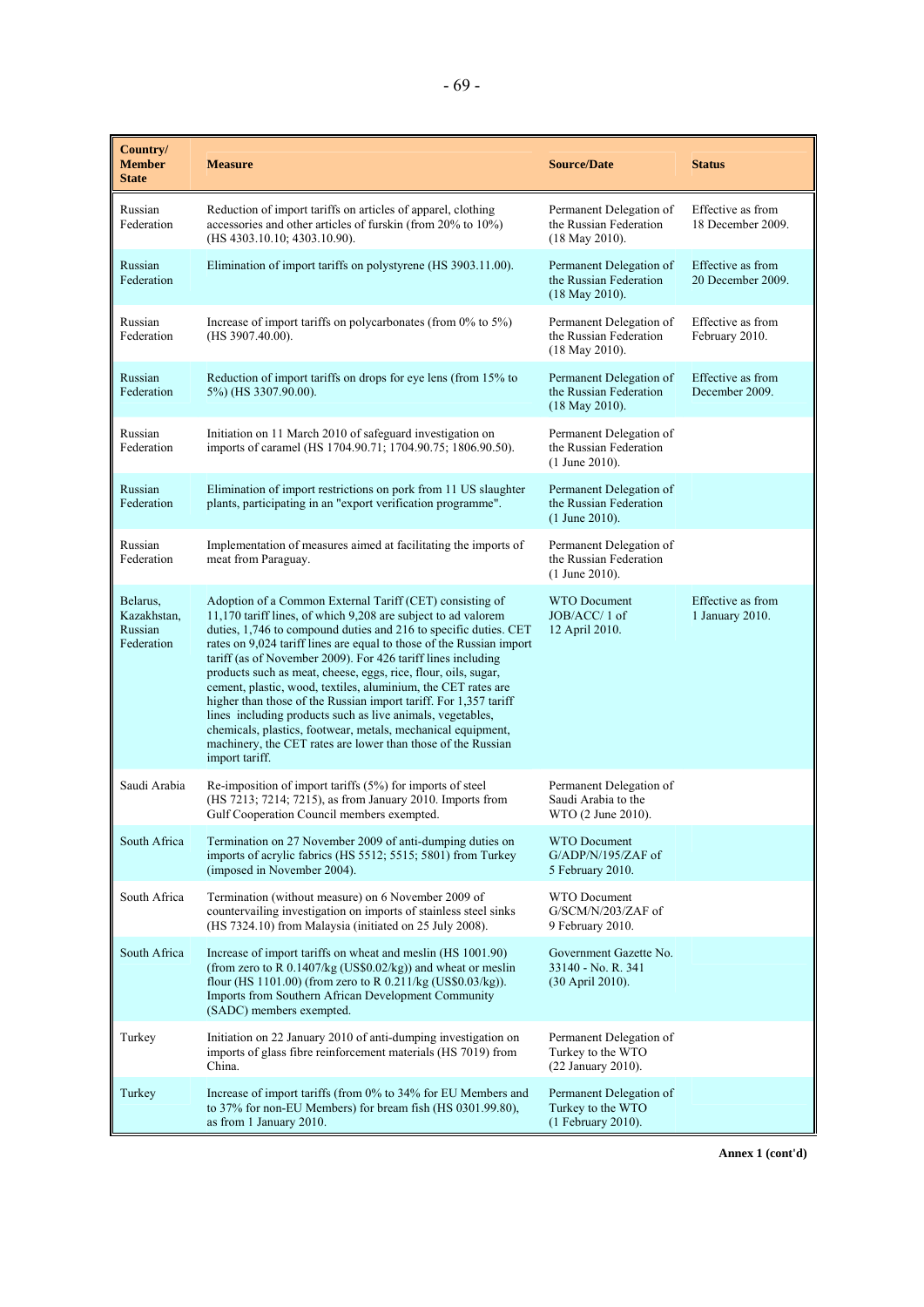| Country/ Member State | Measure | Source/Date | Status |
|---|---|---|---|
| Russian Federation | Reduction of import tariffs on articles of apparel, clothing accessories and other articles of furskin (from 20% to 10%) (HS 4303.10.10; 4303.10.90). | Permanent Delegation of the Russian Federation (18 May 2010). | Effective as from 18 December 2009. |
| Russian Federation | Elimination of import tariffs on polystyrene (HS 3903.11.00). | Permanent Delegation of the Russian Federation (18 May 2010). | Effective as from 20 December 2009. |
| Russian Federation | Increase of import tariffs on polycarbonates (from 0% to 5%) (HS 3907.40.00). | Permanent Delegation of the Russian Federation (18 May 2010). | Effective as from February 2010. |
| Russian Federation | Reduction of import tariffs on drops for eye lens (from 15% to 5%) (HS 3307.90.00). | Permanent Delegation of the Russian Federation (18 May 2010). | Effective as from December 2009. |
| Russian Federation | Initiation on 11 March 2010 of safeguard investigation on imports of caramel (HS 1704.90.71; 1704.90.75; 1806.90.50). | Permanent Delegation of the Russian Federation (1 June 2010). | |
| Russian Federation | Elimination of import restrictions on pork from 11 US slaughter plants, participating in an "export verification programme". | Permanent Delegation of the Russian Federation (1 June 2010). | |
| Russian Federation | Implementation of measures aimed at facilitating the imports of meat from Paraguay. | Permanent Delegation of the Russian Federation (1 June 2010). | |
| Belarus, Kazakhstan, Russian Federation | Adoption of a Common External Tariff (CET) consisting of 11,170 tariff lines, of which 9,208 are subject to ad valorem duties, 1,746 to compound duties and 216 to specific duties. CET rates on 9,024 tariff lines are equal to those of the Russian import tariff (as of November 2009). For 426 tariff lines including products such as meat, cheese, eggs, rice, flour, oils, sugar, cement, plastic, wood, textiles, aluminium, the CET rates are higher than those of the Russian import tariff. For 1,357 tariff lines including products such as live animals, vegetables, chemicals, plastics, footwear, metals, mechanical equipment, machinery, the CET rates are lower than those of the Russian import tariff. | WTO Document JOB/ACC/ 1 of 12 April 2010. | Effective as from 1 January 2010. |
| Saudi Arabia | Re-imposition of import tariffs (5%) for imports of steel (HS 7213; 7214; 7215), as from January 2010. Imports from Gulf Cooperation Council members exempted. | Permanent Delegation of Saudi Arabia to the WTO (2 June 2010). | |
| South Africa | Termination on 27 November 2009 of anti-dumping duties on imports of acrylic fabrics (HS 5512; 5515; 5801) from Turkey (imposed in November 2004). | WTO Document G/ADP/N/195/ZAF of 5 February 2010. | |
| South Africa | Termination (without measure) on 6 November 2009 of countervailing investigation on imports of stainless steel sinks (HS 7324.10) from Malaysia (initiated on 25 July 2008). | WTO Document G/SCM/N/203/ZAF of 9 February 2010. | |
| South Africa | Increase of import tariffs on wheat and meslin (HS 1001.90) (from zero to R 0.1407/kg (US$0.02/kg)) and wheat or meslin flour (HS 1101.00) (from zero to R 0.211/kg (US$0.03/kg)). Imports from Southern African Development Community (SADC) members exempted. | Government Gazette No. 33140 - No. R. 341 (30 April 2010). | |
| Turkey | Initiation on 22 January 2010 of anti-dumping investigation on imports of glass fibre reinforcement materials (HS 7019) from China. | Permanent Delegation of Turkey to the WTO (22 January 2010). | |
| Turkey | Increase of import tariffs (from 0% to 34% for EU Members and to 37% for non-EU Members) for bream fish (HS 0301.99.80), as from 1 January 2010. | Permanent Delegation of Turkey to the WTO (1 February 2010). | |

**Annex 1 (cont'd)**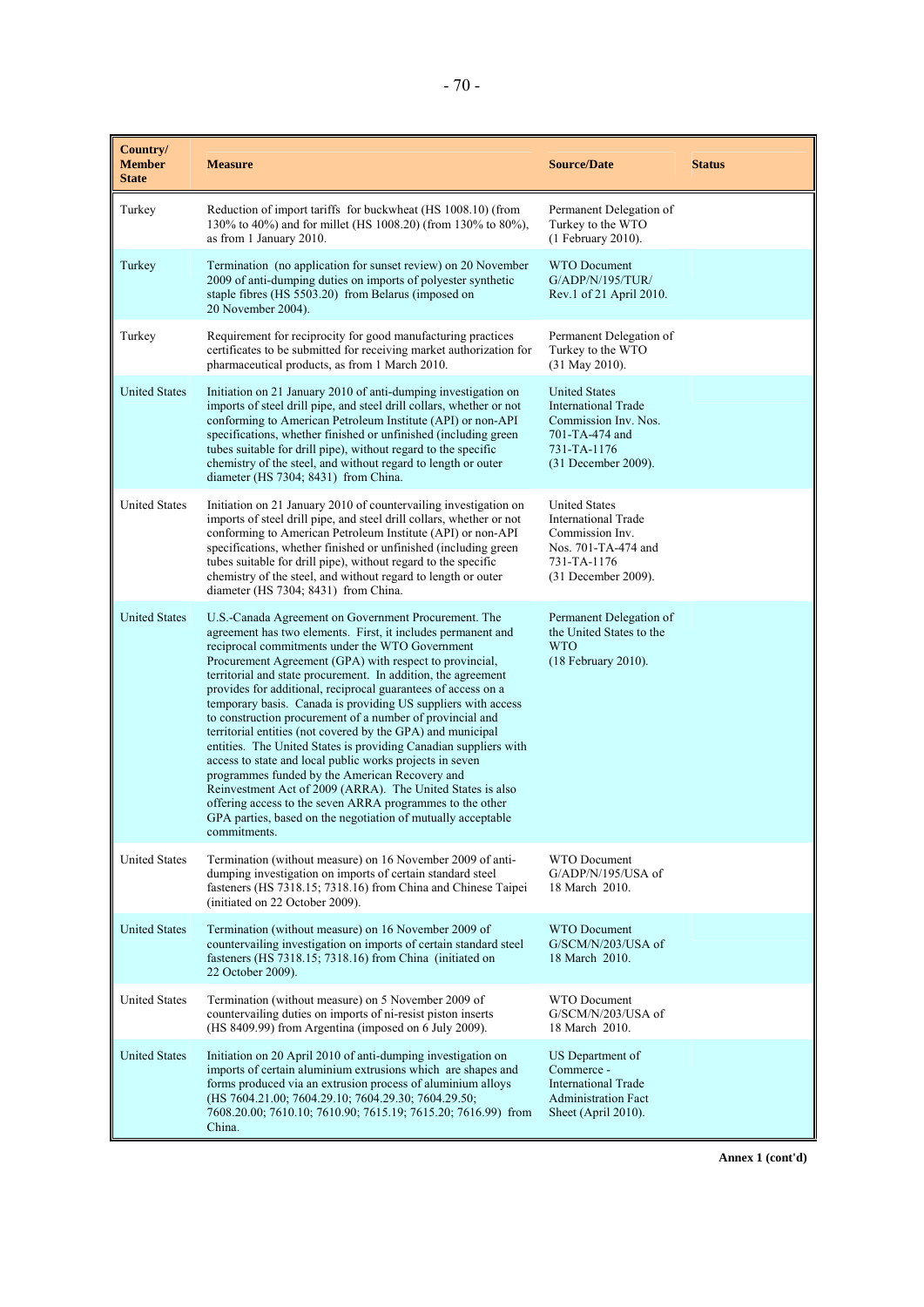| Country/ Member State | Measure | Source/Date | Status |
|---|---|---|---|
| Turkey | Reduction of import tariffs for buckwheat (HS 1008.10) (from 130% to 40%) and for millet (HS 1008.20) (from 130% to 80%), as from 1 January 2010. | Permanent Delegation of Turkey to the WTO (1 February 2010). | |
| Turkey | Termination (no application for sunset review) on 20 November 2009 of anti-dumping duties on imports of polyester synthetic staple fibres (HS 5503.20) from Belarus (imposed on 20 November 2004). | WTO Document G/ADP/N/195/TUR/ Rev.1 of 21 April 2010. | |
| Turkey | Requirement for reciprocity for good manufacturing practices certificates to be submitted for receiving market authorization for pharmaceutical products, as from 1 March 2010. | Permanent Delegation of Turkey to the WTO (31 May 2010). | |
| United States | Initiation on 21 January 2010 of anti-dumping investigation on imports of steel drill pipe, and steel drill collars, whether or not conforming to American Petroleum Institute (API) or non-API specifications, whether finished or unfinished (including green tubes suitable for drill pipe), without regard to the specific chemistry of the steel, and without regard to length or outer diameter (HS 7304; 8431) from China. | United States International Trade Commission Inv. Nos. 701-TA-474 and 731-TA-1176 (31 December 2009). | |
| United States | Initiation on 21 January 2010 of countervailing investigation on imports of steel drill pipe, and steel drill collars, whether or not conforming to American Petroleum Institute (API) or non-API specifications, whether finished or unfinished (including green tubes suitable for drill pipe), without regard to the specific chemistry of the steel, and without regard to length or outer diameter (HS 7304; 8431) from China. | United States International Trade Commission Inv. Nos. 701-TA-474 and 731-TA-1176 (31 December 2009). | |
| United States | U.S.-Canada Agreement on Government Procurement. The agreement has two elements. First, it includes permanent and reciprocal commitments under the WTO Government Procurement Agreement (GPA) with respect to provincial, territorial and state procurement. In addition, the agreement provides for additional, reciprocal guarantees of access on a temporary basis. Canada is providing US suppliers with access to construction procurement of a number of provincial and territorial entities (not covered by the GPA) and municipal entities. The United States is providing Canadian suppliers with access to state and local public works projects in seven programmes funded by the American Recovery and Reinvestment Act of 2009 (ARRA). The United States is also offering access to the seven ARRA programmes to the other GPA parties, based on the negotiation of mutually acceptable commitments. | Permanent Delegation of the United States to the WTO (18 February 2010). | |
| United States | Termination (without measure) on 16 November 2009 of anti-dumping investigation on imports of certain standard steel fasteners (HS 7318.15; 7318.16) from China and Chinese Taipei (initiated on 22 October 2009). | WTO Document G/ADP/N/195/USA of 18 March 2010. | |
| United States | Termination (without measure) on 16 November 2009 of countervailing investigation on imports of certain standard steel fasteners (HS 7318.15; 7318.16) from China (initiated on 22 October 2009). | WTO Document G/SCM/N/203/USA of 18 March 2010. | |
| United States | Termination (without measure) on 5 November 2009 of countervailing duties on imports of ni-resist piston inserts (HS 8409.99) from Argentina (imposed on 6 July 2009). | WTO Document G/SCM/N/203/USA of 18 March 2010. | |
| United States | Initiation on 20 April 2010 of anti-dumping investigation on imports of certain aluminium extrusions which are shapes and forms produced via an extrusion process of aluminium alloys (HS 7604.21.00; 7604.29.10; 7604.29.30; 7604.29.50; 7608.20.00; 7610.10; 7610.90; 7615.19; 7615.20; 7616.99) from China. | US Department of Commerce - International Trade Administration Fact Sheet (April 2010). | |

**Annex 1 (cont'd)**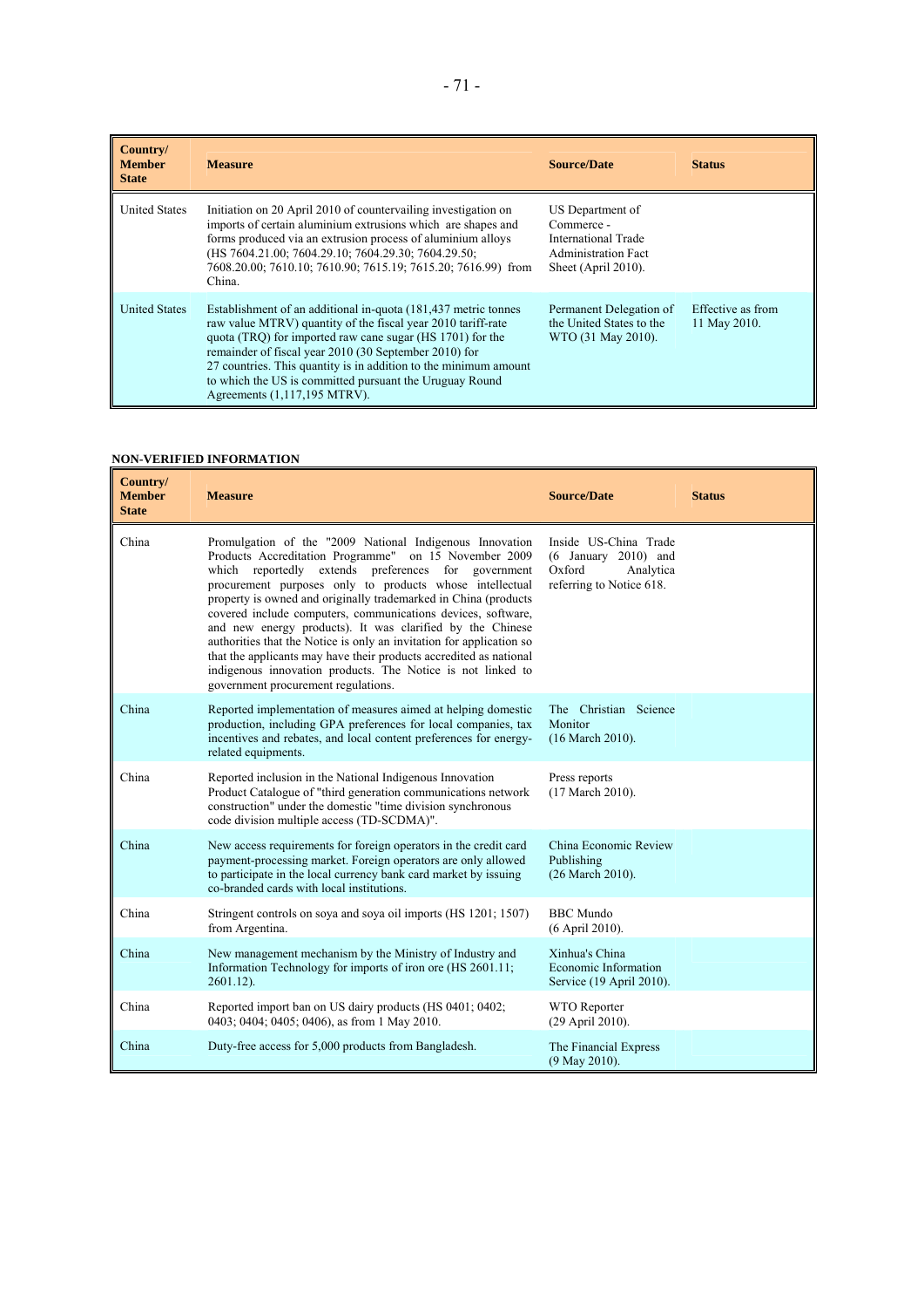| Country/ Member State | Measure | Source/Date | Status |
|---|---|---|---|
| United States | Initiation on 20 April 2010 of countervailing investigation on imports of certain aluminium extrusions which are shapes and forms produced via an extrusion process of aluminium alloys (HS 7604.21.00; 7604.29.10; 7604.29.30; 7604.29.50; 7608.20.00; 7610.10; 7610.90; 7615.19; 7615.20; 7616.99) from China. | US Department of Commerce - International Trade Administration Fact Sheet (April 2010). | |
| United States | Establishment of an additional in-quota (181,437 metric tonnes raw value MTRV) quantity of the fiscal year 2010 tariff-rate quota (TRQ) for imported raw cane sugar (HS 1701) for the remainder of fiscal year 2010 (30 September 2010) for 27 countries. This quantity is in addition to the minimum amount to which the US is committed pursuant the Uruguay Round Agreements (1,117,195 MTRV). | Permanent Delegation of the United States to the WTO (31 May 2010). | Effective as from 11 May 2010. |

**NON-VERIFIED INFORMATION**

| Country/ Member State | Measure | Source/Date | Status |
|---|---|---|---|
| China | Promulgation of the "2009 National Indigenous Innovation Products Accreditation Programme" on 15 November 2009 which reportedly extends preferences for government procurement purposes only to products whose intellectual property is owned and originally trademarked in China (products covered include computers, communications devices, software, and new energy products). It was clarified by the Chinese authorities that the Notice is only an invitation for application so that the applicants may have their products accredited as national indigenous innovation products. The Notice is not linked to government procurement regulations. | Inside US-China Trade (6 January 2010) and Oxford Analytica referring to Notice 618. | |
| China | Reported implementation of measures aimed at helping domestic production, including GPA preferences for local companies, tax incentives and rebates, and local content preferences for energy-related equipments. | The Christian Science Monitor (16 March 2010). | |
| China | Reported inclusion in the National Indigenous Innovation Product Catalogue of "third generation communications network construction" under the domestic "time division synchronous code division multiple access (TD-SCDMA)". | Press reports (17 March 2010). | |
| China | New access requirements for foreign operators in the credit card payment-processing market. Foreign operators are only allowed to participate in the local currency bank card market by issuing co-branded cards with local institutions. | China Economic Review Publishing (26 March 2010). | |
| China | Stringent controls on soya and soya oil imports (HS 1201; 1507) from Argentina. | BBC Mundo (6 April 2010). | |
| China | New management mechanism by the Ministry of Industry and Information Technology for imports of iron ore (HS 2601.11; 2601.12). | Xinhua's China Economic Information Service (19 April 2010). | |
| China | Reported import ban on US dairy products (HS 0401; 0402; 0403; 0404; 0405; 0406), as from 1 May 2010. | WTO Reporter (29 April 2010). | |
| China | Duty-free access for 5,000 products from Bangladesh. | The Financial Express (9 May 2010). | |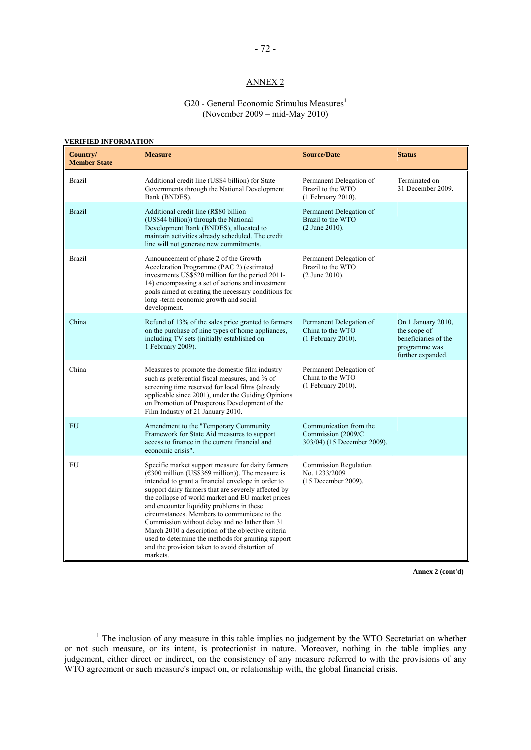## ANNEX 2

### G20 - General Economic Stimulus Measures[1] (November 2009 – mid-May 2010)

**VERIFIED INFORMATION**

| Country/ Member State | Measure | Source/Date | Status |
|---|---|---|---|
| Brazil | Additional credit line (US$4 billion) for State Governments through the National Development Bank (BNDES). | Permanent Delegation of Brazil to the WTO (1 February 2010). | Terminated on 31 December 2009. |
| Brazil | Additional credit line (R$80 billion (US$44 billion)) through the National Development Bank (BNDES), allocated to maintain activities already scheduled. The credit line will not generate new commitments. | Permanent Delegation of Brazil to the WTO (2 June 2010). | |
| Brazil | Announcement of phase 2 of the Growth Acceleration Programme (PAC 2) (estimated investments US$520 million for the period 2011-14) encompassing a set of actions and investment goals aimed at creating the necessary conditions for long -term economic growth and social development. | Permanent Delegation of Brazil to the WTO (2 June 2010). | |
| China | Refund of 13% of the sales price granted to farmers on the purchase of nine types of home appliances, including TV sets (initially established on 1 February 2009). | Permanent Delegation of China to the WTO (1 February 2010). | On 1 January 2010, the scope of beneficiaries of the programme was further expanded. |
| China | Measures to promote the domestic film industry such as preferential fiscal measures, and ⅔ of screening time reserved for local films (already applicable since 2001), under the Guiding Opinions on Promotion of Prosperous Development of the Film Industry of 21 January 2010. | Permanent Delegation of China to the WTO (1 February 2010). | |
| EU | Amendment to the "Temporary Community Framework for State Aid measures to support access to finance in the current financial and economic crisis". | Communication from the Commission (2009/C 303/04) (15 December 2009). | |
| EU | Specific market support measure for dairy farmers (€300 million (US$369 million)). The measure is intended to grant a financial envelope in order to support dairy farmers that are severely affected by the collapse of world market and EU market prices and encounter liquidity problems in these circumstances. Members to communicate to the Commission without delay and no lather than 31 March 2010 a description of the objective criteria used to determine the methods for granting support and the provision taken to avoid distortion of markets. | Commission Regulation No. 1233/2009 (15 December 2009). | |

**Annex 2 (cont'd)**

[1] The inclusion of any measure in this table implies no judgement by the WTO Secretariat on whether or not such measure, or its intent, is protectionist in nature. Moreover, nothing in the table implies any judgement, either direct or indirect, on the consistency of any measure referred to with the provisions of any WTO agreement or such measure's impact on, or relationship with, the global financial crisis.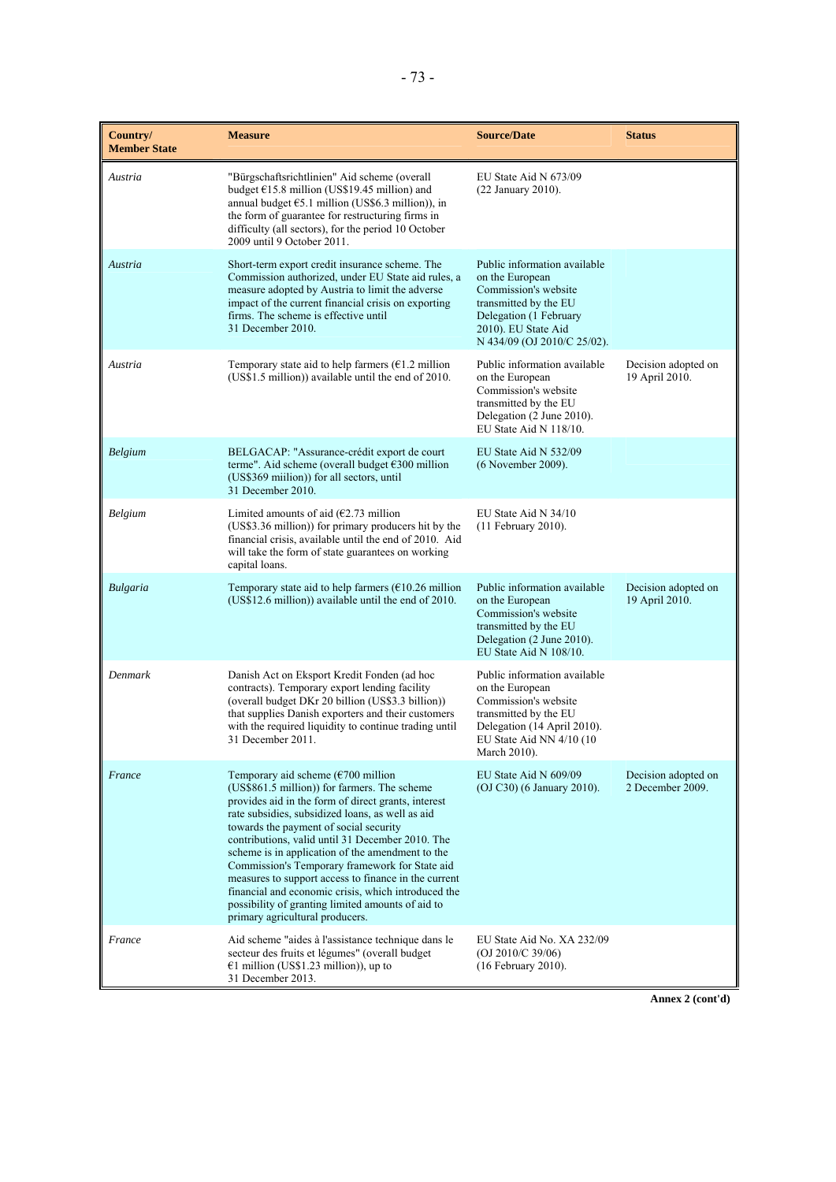| Country/ Member State | Measure | Source/Date | Status |
|---|---|---|---|
| *Austria* | "Bürgschaftsrichtlinien" Aid scheme (overall budget €15.8 million (US$19.45 million) and annual budget €5.1 million (US$6.3 million)), in the form of guarantee for restructuring firms in difficulty (all sectors), for the period 10 October 2009 until 9 October 2011. | EU State Aid N 673/09 (22 January 2010). | |
| *Austria* | Short-term export credit insurance scheme. The Commission authorized, under EU State aid rules, a measure adopted by Austria to limit the adverse impact of the current financial crisis on exporting firms. The scheme is effective until 31 December 2010. | Public information available on the European Commission's website transmitted by the EU Delegation (1 February 2010). EU State Aid N 434/09 (OJ 2010/C 25/02). | |
| *Austria* | Temporary state aid to help farmers (€1.2 million (US$1.5 million)) available until the end of 2010. | Public information available on the European Commission's website transmitted by the EU Delegation (2 June 2010). EU State Aid N 118/10. | Decision adopted on 19 April 2010. |
| *Belgium* | BELGACAP: "Assurance-crédit export de court terme". Aid scheme (overall budget €300 million (US$369 miilion)) for all sectors, until 31 December 2010. | EU State Aid N 532/09 (6 November 2009). | |
| *Belgium* | Limited amounts of aid (€2.73 million (US$3.36 million)) for primary producers hit by the financial crisis, available until the end of 2010. Aid will take the form of state guarantees on working capital loans. | EU State Aid N 34/10 (11 February 2010). | |
| *Bulgaria* | Temporary state aid to help farmers (€10.26 million (US$12.6 million)) available until the end of 2010. | Public information available on the European Commission's website transmitted by the EU Delegation (2 June 2010). EU State Aid N 108/10. | Decision adopted on 19 April 2010. |
| *Denmark* | Danish Act on Eksport Kredit Fonden (ad hoc contracts). Temporary export lending facility (overall budget DKr 20 billion (US$3.3 billion)) that supplies Danish exporters and their customers with the required liquidity to continue trading until 31 December 2011. | Public information available on the European Commission's website transmitted by the EU Delegation (14 April 2010). EU State Aid NN 4/10 (10 March 2010). | |
| *France* | Temporary aid scheme (€700 million (US$861.5 million)) for farmers. The scheme provides aid in the form of direct grants, interest rate subsidies, subsidized loans, as well as aid towards the payment of social security contributions, valid until 31 December 2010. The scheme is in application of the amendment to the Commission's Temporary framework for State aid measures to support access to finance in the current financial and economic crisis, which introduced the possibility of granting limited amounts of aid to primary agricultural producers. | EU State Aid N 609/09 (OJ C30) (6 January 2010). | Decision adopted on 2 December 2009. |
| *France* | Aid scheme "aides à l'assistance technique dans le secteur des fruits et légumes" (overall budget €1 million (US$1.23 million)), up to 31 December 2013. | EU State Aid No. XA 232/09 (OJ 2010/C 39/06) (16 February 2010). | |

**Annex 2 (cont'd)**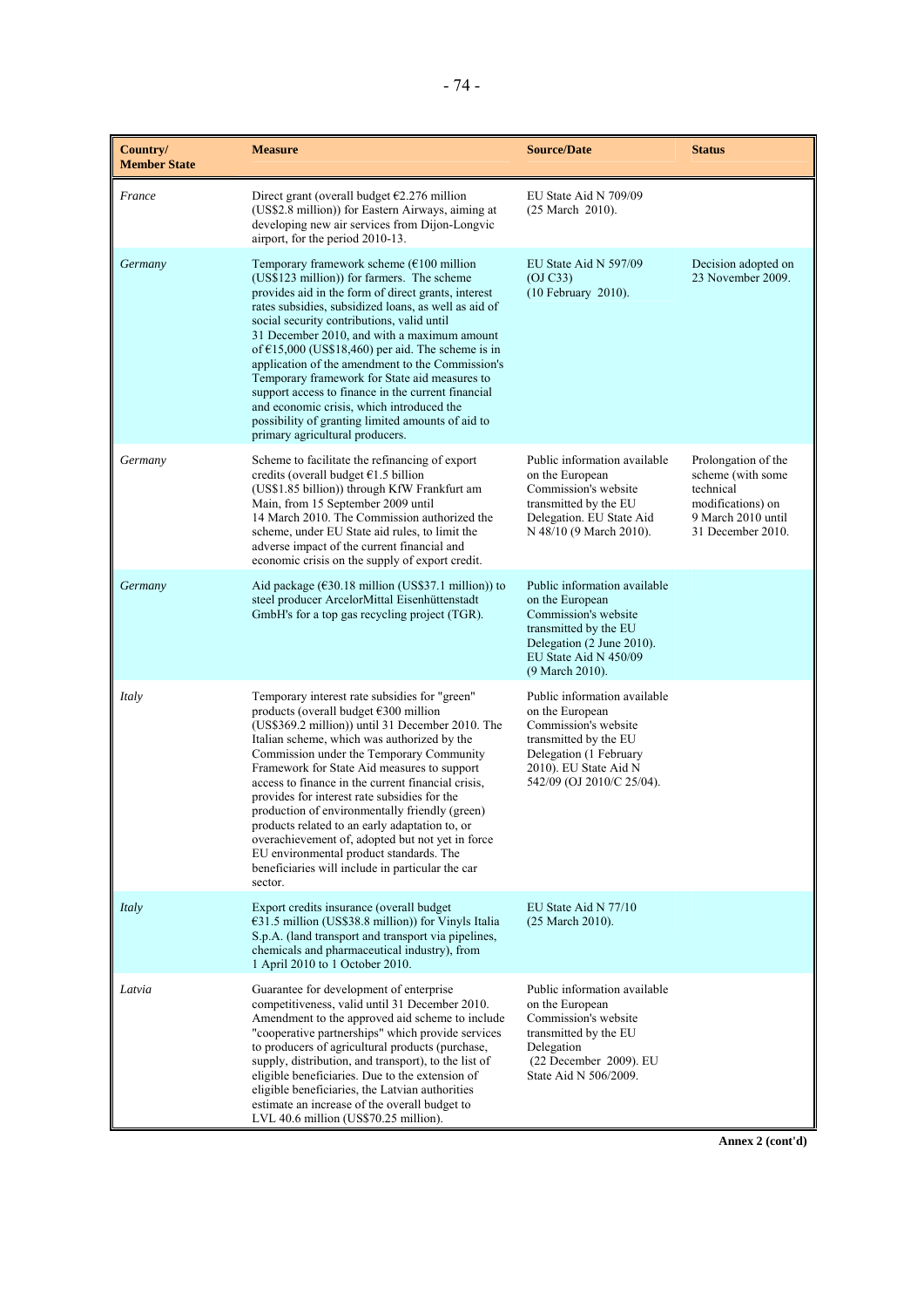| Country/ Member State | Measure | Source/Date | Status |
|---|---|---|---|
| *France* | Direct grant (overall budget €2.276 million (US$2.8 million)) for Eastern Airways, aiming at developing new air services from Dijon-Longvic airport, for the period 2010-13. | EU State Aid N 709/09 (25 March 2010). | |
| *Germany* | Temporary framework scheme (€100 million (US$123 million)) for farmers. The scheme provides aid in the form of direct grants, interest rates subsidies, subsidized loans, as well as aid of social security contributions, valid until 31 December 2010, and with a maximum amount of €15,000 (US$18,460) per aid. The scheme is in application of the amendment to the Commission's Temporary framework for State aid measures to support access to finance in the current financial and economic crisis, which introduced the possibility of granting limited amounts of aid to primary agricultural producers. | EU State Aid N 597/09 (OJ C33) (10 February 2010). | Decision adopted on 23 November 2009. |
| *Germany* | Scheme to facilitate the refinancing of export credits (overall budget €1.5 billion (US$1.85 billion)) through KfW Frankfurt am Main, from 15 September 2009 until 14 March 2010. The Commission authorized the scheme, under EU State aid rules, to limit the adverse impact of the current financial and economic crisis on the supply of export credit. | Public information available on the European Commission's website transmitted by the EU Delegation. EU State Aid N 48/10 (9 March 2010). | Prolongation of the scheme (with some technical modifications) on 9 March 2010 until 31 December 2010. |
| *Germany* | Aid package (€30.18 million (US$37.1 million)) to steel producer ArcelorMittal Eisenhüttenstadt GmbH's for a top gas recycling project (TGR). | Public information available on the European Commission's website transmitted by the EU Delegation (2 June 2010). EU State Aid N 450/09 (9 March 2010). | |
| *Italy* | Temporary interest rate subsidies for "green" products (overall budget €300 million (US$369.2 million)) until 31 December 2010. The Italian scheme, which was authorized by the Commission under the Temporary Community Framework for State Aid measures to support access to finance in the current financial crisis, provides for interest rate subsidies for the production of environmentally friendly (green) products related to an early adaptation to, or overachievement of, adopted but not yet in force EU environmental product standards. The beneficiaries will include in particular the car sector. | Public information available on the European Commission's website transmitted by the EU Delegation (1 February 2010). EU State Aid N 542/09 (OJ 2010/C 25/04). | |
| *Italy* | Export credits insurance (overall budget €31.5 million (US$38.8 million)) for Vinyls Italia S.p.A. (land transport and transport via pipelines, chemicals and pharmaceutical industry), from 1 April 2010 to 1 October 2010. | EU State Aid N 77/10 (25 March 2010). | |
| *Latvia* | Guarantee for development of enterprise competitiveness, valid until 31 December 2010. Amendment to the approved aid scheme to include "cooperative partnerships" which provide services to producers of agricultural products (purchase, supply, distribution, and transport), to the list of eligible beneficiaries. Due to the extension of eligible beneficiaries, the Latvian authorities estimate an increase of the overall budget to LVL 40.6 million (US$70.25 million). | Public information available on the European Commission's website transmitted by the EU Delegation (22 December 2009). EU State Aid N 506/2009. | |

**Annex 2 (cont'd)**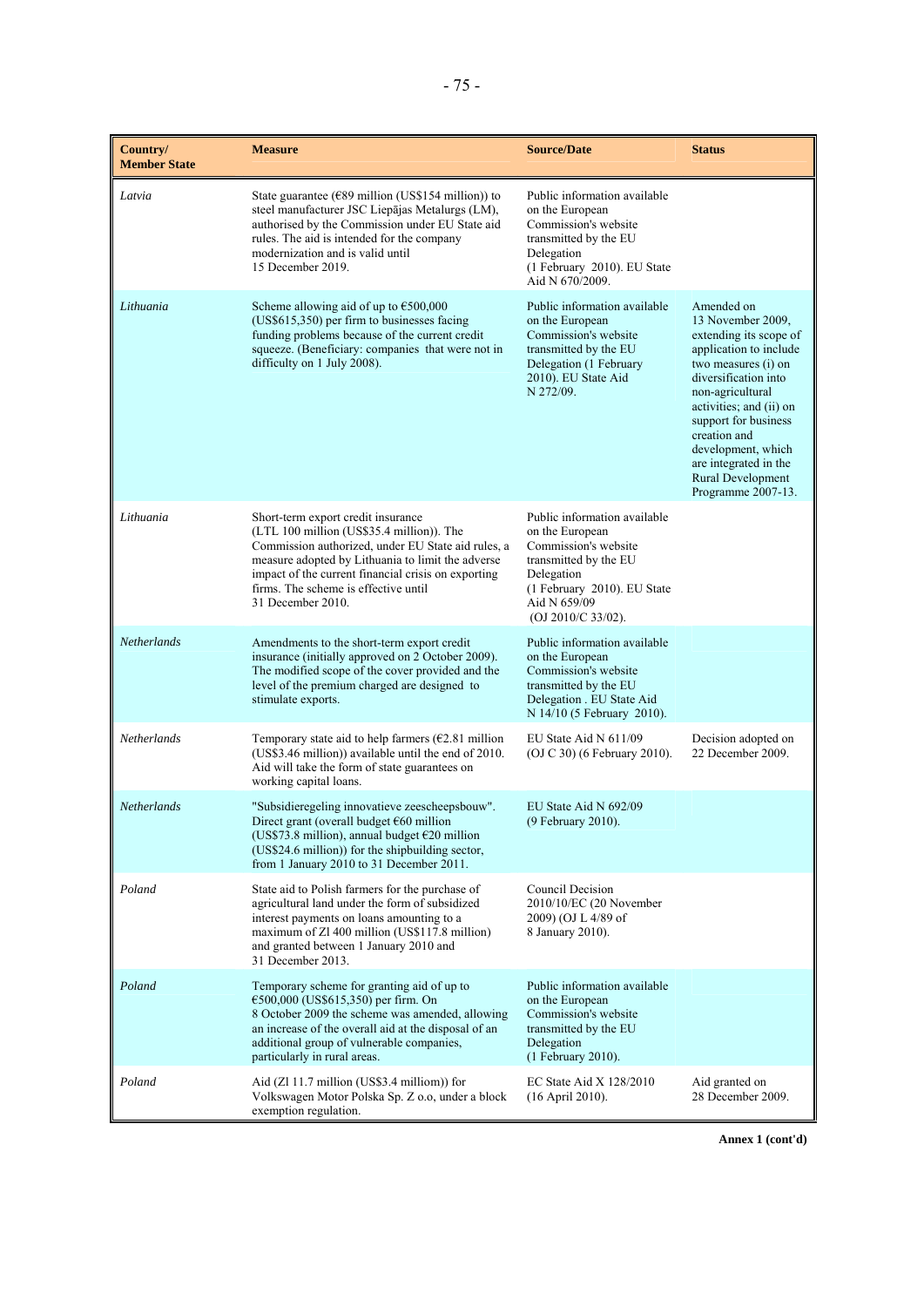| Country/ Member State | Measure | Source/Date | Status |
|---|---|---|---|
| *Latvia* | State guarantee (€89 million (US$154 million)) to steel manufacturer JSC Liepājas Metalurgs (LM), authorised by the Commission under EU State aid rules. The aid is intended for the company modernization and is valid until 15 December 2019. | Public information available on the European Commission's website transmitted by the EU Delegation (1 February 2010). EU State Aid N 670/2009. | |
| *Lithuania* | Scheme allowing aid of up to €500,000 (US$615,350) per firm to businesses facing funding problems because of the current credit squeeze. (Beneficiary: companies that were not in difficulty on 1 July 2008). | Public information available on the European Commission's website transmitted by the EU Delegation (1 February 2010). EU State Aid N 272/09. | Amended on 13 November 2009, extending its scope of application to include two measures (i) on diversification into non-agricultural activities; and (ii) on support for business creation and development, which are integrated in the Rural Development Programme 2007-13. |
| *Lithuania* | Short-term export credit insurance (LTL 100 million (US$35.4 million)). The Commission authorized, under EU State aid rules, a measure adopted by Lithuania to limit the adverse impact of the current financial crisis on exporting firms. The scheme is effective until 31 December 2010. | Public information available on the European Commission's website transmitted by the EU Delegation (1 February 2010). EU State Aid N 659/09 (OJ 2010/C 33/02). | |
| *Netherlands* | Amendments to the short-term export credit insurance (initially approved on 2 October 2009). The modified scope of the cover provided and the level of the premium charged are designed to stimulate exports. | Public information available on the European Commission's website transmitted by the EU Delegation . EU State Aid N 14/10 (5 February 2010). | |
| *Netherlands* | Temporary state aid to help farmers (€2.81 million (US$3.46 million)) available until the end of 2010. Aid will take the form of state guarantees on working capital loans. | EU State Aid N 611/09 (OJ C 30) (6 February 2010). | Decision adopted on 22 December 2009. |
| *Netherlands* | "Subsidieregeling innovatieve zeescheepsbouw". Direct grant (overall budget €60 million (US$73.8 million), annual budget €20 million (US$24.6 million)) for the shipbuilding sector, from 1 January 2010 to 31 December 2011. | EU State Aid N 692/09 (9 February 2010). | |
| *Poland* | State aid to Polish farmers for the purchase of agricultural land under the form of subsidized interest payments on loans amounting to a maximum of Zl 400 million (US$117.8 million) and granted between 1 January 2010 and 31 December 2013. | Council Decision 2010/10/EC (20 November 2009) (OJ L 4/89 of 8 January 2010). | |
| *Poland* | Temporary scheme for granting aid of up to €500,000 (US$615,350) per firm. On 8 October 2009 the scheme was amended, allowing an increase of the overall aid at the disposal of an additional group of vulnerable companies, particularly in rural areas. | Public information available on the European Commission's website transmitted by the EU Delegation (1 February 2010). | |
| *Poland* | Aid (Zl 11.7 million (US$3.4 milliom)) for Volkswagen Motor Polska Sp. Z o.o, under a block exemption regulation. | EC State Aid X 128/2010 (16 April 2010). | Aid granted on 28 December 2009. |

**Annex 1 (cont'd)**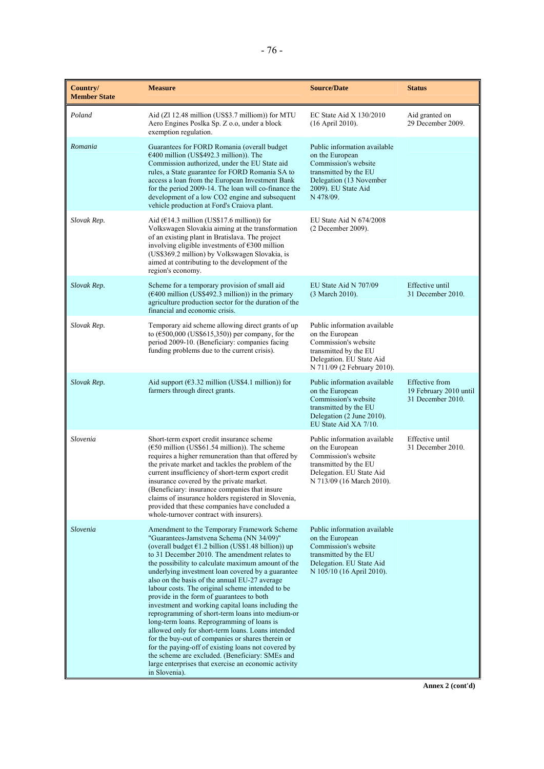| Country/ Member State | Measure | Source/Date | Status |
|---|---|---|---|
| *Poland* | Aid (Zl 12.48 million (US$3.7 milliom)) for MTU Aero Engines Poslka Sp. Z o.o, under a block exemption regulation. | EC State Aid X 130/2010 (16 April 2010). | Aid granted on 29 December 2009. |
| *Romania* | Guarantees for FORD Romania (overall budget €400 million (US$492.3 million)). The Commission authorized, under the EU State aid rules, a State guarantee for FORD Romania SA to access a loan from the European Investment Bank for the period 2009-14. The loan will co-finance the development of a low CO2 engine and subsequent vehicle production at Ford's Craiova plant. | Public information available on the European Commission's website transmitted by the EU Delegation (13 November 2009). EU State Aid N 478/09. | |
| *Slovak Rep.* | Aid (€14.3 million (US$17.6 million)) for Volkswagen Slovakia aiming at the transformation of an existing plant in Bratislava. The project involving eligible investments of €300 million (US$369.2 million) by Volkswagen Slovakia, is aimed at contributing to the development of the region's economy. | EU State Aid N 674/2008 (2 December 2009). | |
| *Slovak Rep.* | Scheme for a temporary provision of small aid (€400 million (US$492.3 million)) in the primary agriculture production sector for the duration of the financial and economic crisis. | EU State Aid N 707/09 (3 March 2010). | Effective until 31 December 2010. |
| *Slovak Rep.* | Temporary aid scheme allowing direct grants of up to (€500,000 (US$615,350)) per company, for the period 2009-10. (Beneficiary: companies facing funding problems due to the current crisis). | Public information available on the European Commission's website transmitted by the EU Delegation. EU State Aid N 711/09 (2 February 2010). | |
| *Slovak Rep.* | Aid support (€3.32 million (US$4.1 million)) for farmers through direct grants. | Public information available on the European Commission's website transmitted by the EU Delegation (2 June 2010). EU State Aid XA 7/10. | Effective from 19 February 2010 until 31 December 2010. |
| *Slovenia* | Short-term export credit insurance scheme (€50 million (US$61.54 million)). The scheme requires a higher remuneration than that offered by the private market and tackles the problem of the current insufficiency of short-term export credit insurance covered by the private market. (Beneficiary: insurance companies that insure claims of insurance holders registered in Slovenia, provided that these companies have concluded a whole-turnover contract with insurers). | Public information available on the European Commission's website transmitted by the EU Delegation. EU State Aid N 713/09 (16 March 2010). | Effective until 31 December 2010. |
| *Slovenia* | Amendment to the Temporary Framework Scheme "Guarantees-Jamstvena Schema (NN 34/09)" (overall budget €1.2 billion (US$1.48 billion)) up to 31 December 2010. The amendment relates to the possibility to calculate maximum amount of the underlying investment loan covered by a guarantee also on the basis of the annual EU-27 average labour costs. The original scheme intended to be provide in the form of guarantees to both investment and working capital loans including the reprogramming of short-term loans into medium-or long-term loans. Reprogramming of loans is allowed only for short-term loans. Loans intended for the buy-out of companies or shares therein or for the paying-off of existing loans not covered by the scheme are excluded. (Beneficiary: SMEs and large enterprises that exercise an economic activity in Slovenia). | Public information available on the European Commission's website transmitted by the EU Delegation. EU State Aid N 105/10 (16 April 2010). | |

**Annex 2 (cont'd)**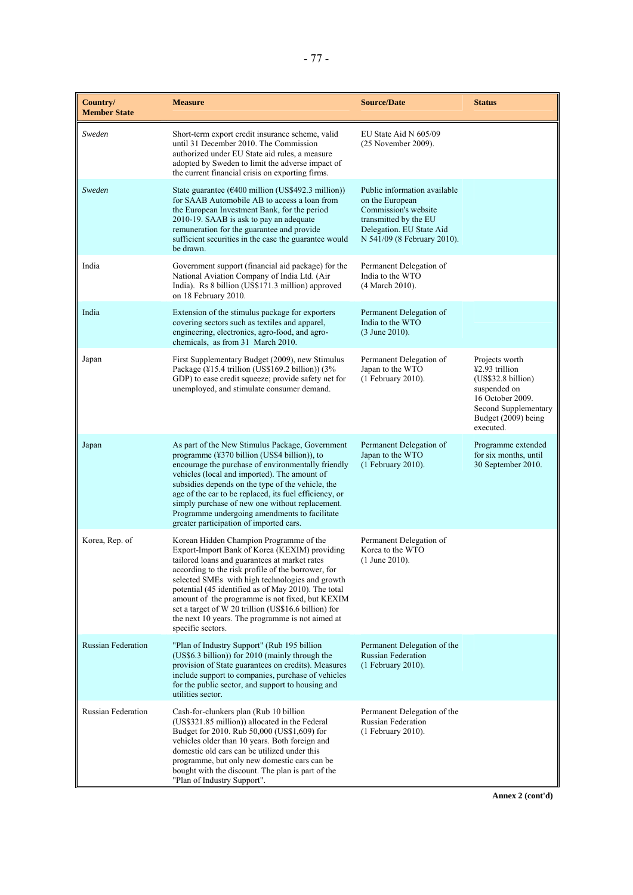| Country/ Member State | Measure | Source/Date | Status |
|---|---|---|---|
| *Sweden* | Short-term export credit insurance scheme, valid until 31 December 2010. The Commission authorized under EU State aid rules, a measure adopted by Sweden to limit the adverse impact of the current financial crisis on exporting firms. | EU State Aid N 605/09 (25 November 2009). | |
| *Sweden* | State guarantee (€400 million (US$492.3 million)) for SAAB Automobile AB to access a loan from the European Investment Bank, for the period 2010-19. SAAB is ask to pay an adequate remuneration for the guarantee and provide sufficient securities in the case the guarantee would be drawn. | Public information available on the European Commission's website transmitted by the EU Delegation. EU State Aid N 541/09 (8 February 2010). | |
| India | Government support (financial aid package) for the National Aviation Company of India Ltd. (Air India). Rs 8 billion (US$171.3 million) approved on 18 February 2010. | Permanent Delegation of India to the WTO (4 March 2010). | |
| India | Extension of the stimulus package for exporters covering sectors such as textiles and apparel, engineering, electronics, agro-food, and agro-chemicals, as from 31 March 2010. | Permanent Delegation of India to the WTO (3 June 2010). | |
| Japan | First Supplementary Budget (2009), new Stimulus Package (¥15.4 trillion (US$169.2 billion)) (3% GDP) to ease credit squeeze; provide safety net for unemployed, and stimulate consumer demand. | Permanent Delegation of Japan to the WTO (1 February 2010). | Projects worth ¥2.93 trillion (US$32.8 billion) suspended on 16 October 2009. Second Supplementary Budget (2009) being executed. |
| Japan | As part of the New Stimulus Package, Government programme (¥370 billion (US$4 billion)), to encourage the purchase of environmentally friendly vehicles (local and imported). The amount of subsidies depends on the type of the vehicle, the age of the car to be replaced, its fuel efficiency, or simply purchase of new one without replacement. Programme undergoing amendments to facilitate greater participation of imported cars. | Permanent Delegation of Japan to the WTO (1 February 2010). | Programme extended for six months, until 30 September 2010. |
| Korea, Rep. of | Korean Hidden Champion Programme of the Export-Import Bank of Korea (KEXIM) providing tailored loans and guarantees at market rates according to the risk profile of the borrower, for selected SMEs with high technologies and growth potential (45 identified as of May 2010). The total amount of the programme is not fixed, but KEXIM set a target of W 20 trillion (US$16.6 billion) for the next 10 years. The programme is not aimed at specific sectors. | Permanent Delegation of Korea to the WTO (1 June 2010). | |
| Russian Federation | "Plan of Industry Support" (Rub 195 billion (US$6.3 billion)) for 2010 (mainly through the provision of State guarantees on credits). Measures include support to companies, purchase of vehicles for the public sector, and support to housing and utilities sector. | Permanent Delegation of the Russian Federation (1 February 2010). | |
| Russian Federation | Cash-for-clunkers plan (Rub 10 billion (US$321.85 million)) allocated in the Federal Budget for 2010. Rub 50,000 (US$1,609) for vehicles older than 10 years. Both foreign and domestic old cars can be utilized under this programme, but only new domestic cars can be bought with the discount. The plan is part of the "Plan of Industry Support". | Permanent Delegation of the Russian Federation (1 February 2010). | |

**Annex 2 (cont'd)**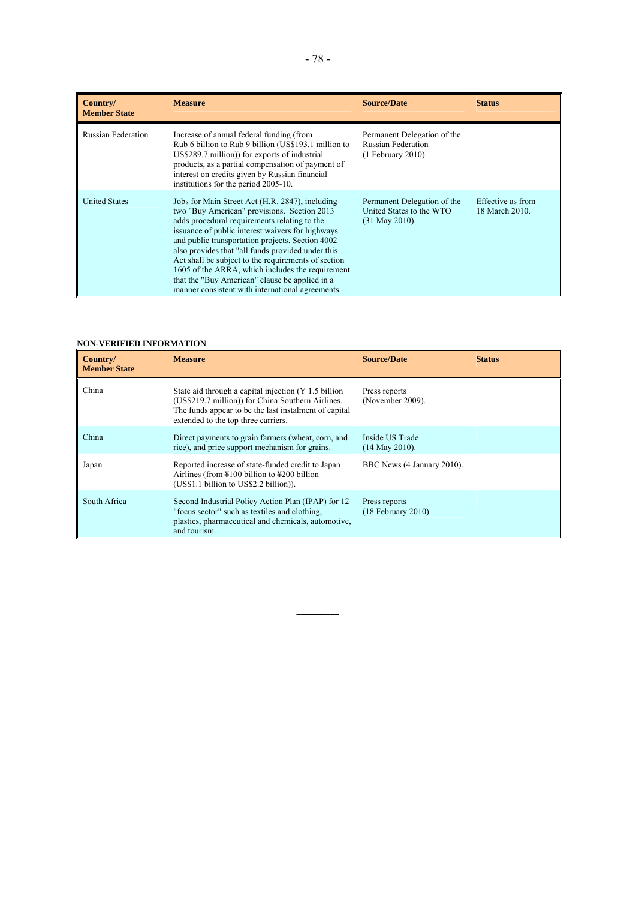| Country/ Member State | Measure | Source/Date | Status |
|---|---|---|---|
| Russian Federation | Increase of annual federal funding (from Rub 6 billion to Rub 9 billion (US$193.1 million to US$289.7 million)) for exports of industrial products, as a partial compensation of payment of interest on credits given by Russian financial institutions for the period 2005-10. | Permanent Delegation of the Russian Federation (1 February 2010). | |
| United States | Jobs for Main Street Act (H.R. 2847), including two "Buy American" provisions. Section 2013 adds procedural requirements relating to the issuance of public interest waivers for highways and public transportation projects. Section 4002 also provides that "all funds provided under this Act shall be subject to the requirements of section 1605 of the ARRA, which includes the requirement that the "Buy American" clause be applied in a manner consistent with international agreements. | Permanent Delegation of the United States to the WTO (31 May 2010). | Effective as from 18 March 2010. |

**NON-VERIFIED INFORMATION**

| Country/ Member State | Measure | Source/Date | Status |
|---|---|---|---|
| China | State aid through a capital injection (Y 1.5 billion (US$219.7 million)) for China Southern Airlines. The funds appear to be the last instalment of capital extended to the top three carriers. | Press reports (November 2009). | |
| China | Direct payments to grain farmers (wheat, corn, and rice), and price support mechanism for grains. | Inside US Trade (14 May 2010). | |
| Japan | Reported increase of state-funded credit to Japan Airlines (from ¥100 billion to ¥200 billion (US$1.1 billion to US$2.2 billion)). | BBC News (4 January 2010). | |
| South Africa | Second Industrial Policy Action Plan (IPAP) for 12 "focus sector" such as textiles and clothing, plastics, pharmaceutical and chemicals, automotive, and tourism. | Press reports (18 February 2010). | |

__________